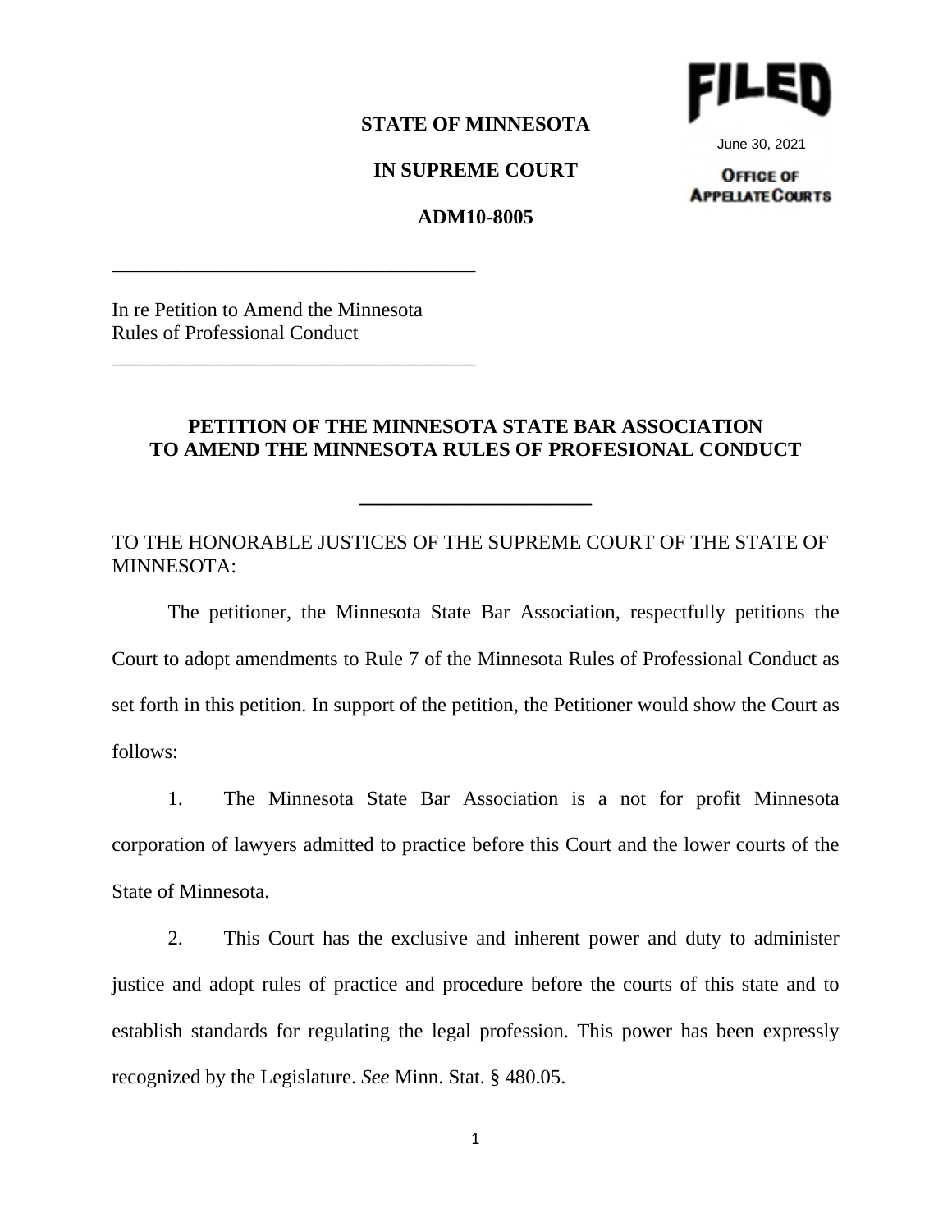FILED

June 30, 2021

OFFICE OF APPELLATE COURTS

**STATE OF MINNESOTA**

**IN SUPREME COURT**

**ADM10-8005**

---

In re Petition to Amend the Minnesota Rules of Professional Conduct

---

**PETITION OF THE MINNESOTA STATE BAR ASSOCIATION TO AMEND THE MINNESOTA RULES OF PROFESIONAL CONDUCT**

---

TO THE HONORABLE JUSTICES OF THE SUPREME COURT OF THE STATE OF MINNESOTA:

The petitioner, the Minnesota State Bar Association, respectfully petitions the Court to adopt amendments to Rule 7 of the Minnesota Rules of Professional Conduct as set forth in this petition. In support of the petition, the Petitioner would show the Court as follows:

1. The Minnesota State Bar Association is a not for profit Minnesota corporation of lawyers admitted to practice before this Court and the lower courts of the State of Minnesota.

2. This Court has the exclusive and inherent power and duty to administer justice and adopt rules of practice and procedure before the courts of this state and to establish standards for regulating the legal profession. This power has been expressly recognized by the Legislature. *See* Minn. Stat. § 480.05.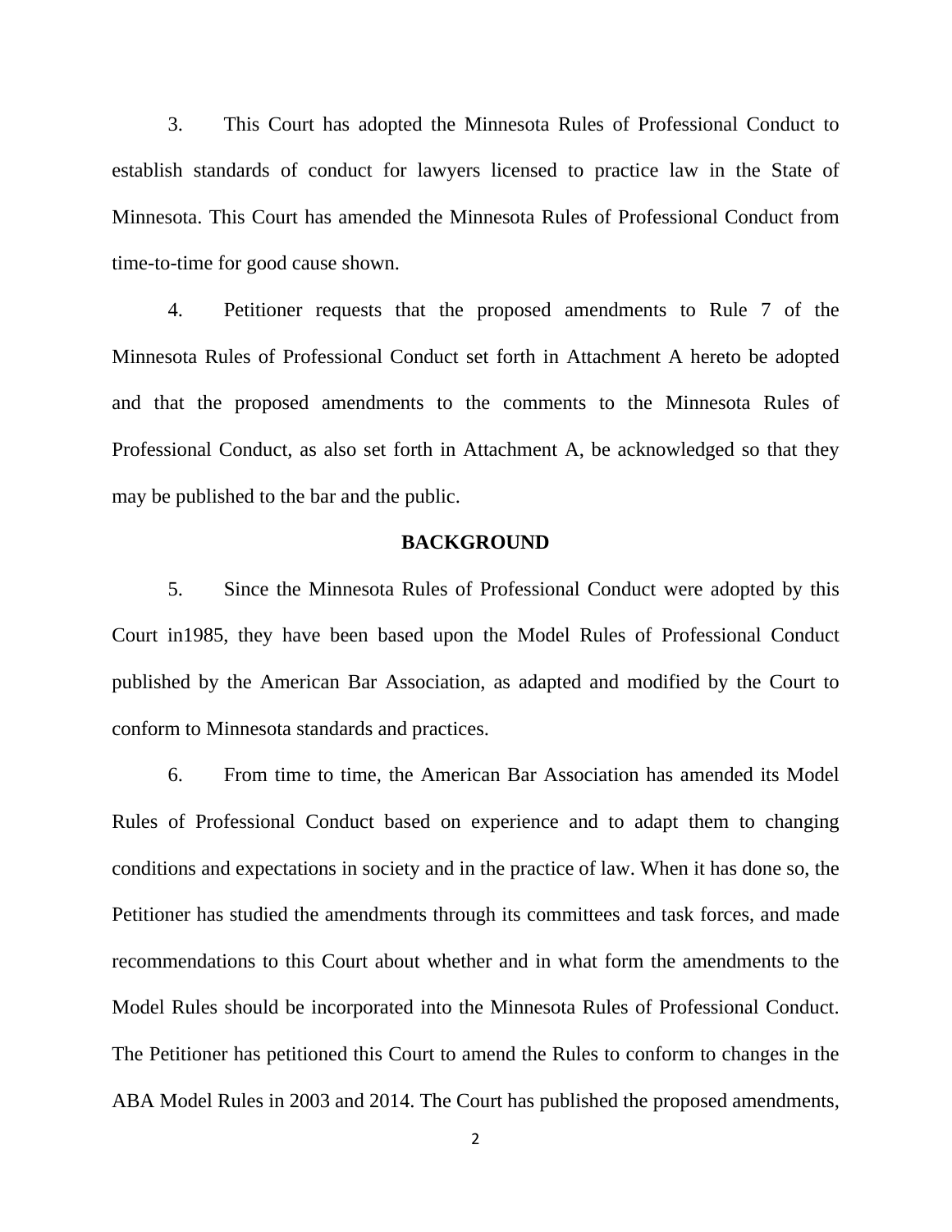3. This Court has adopted the Minnesota Rules of Professional Conduct to establish standards of conduct for lawyers licensed to practice law in the State of Minnesota. This Court has amended the Minnesota Rules of Professional Conduct from time-to-time for good cause shown.

4. Petitioner requests that the proposed amendments to Rule 7 of the Minnesota Rules of Professional Conduct set forth in Attachment A hereto be adopted and that the proposed amendments to the comments to the Minnesota Rules of Professional Conduct, as also set forth in Attachment A, be acknowledged so that they may be published to the bar and the public.

**BACKGROUND**

5. Since the Minnesota Rules of Professional Conduct were adopted by this Court in1985, they have been based upon the Model Rules of Professional Conduct published by the American Bar Association, as adapted and modified by the Court to conform to Minnesota standards and practices.

6. From time to time, the American Bar Association has amended its Model Rules of Professional Conduct based on experience and to adapt them to changing conditions and expectations in society and in the practice of law. When it has done so, the Petitioner has studied the amendments through its committees and task forces, and made recommendations to this Court about whether and in what form the amendments to the Model Rules should be incorporated into the Minnesota Rules of Professional Conduct. The Petitioner has petitioned this Court to amend the Rules to conform to changes in the ABA Model Rules in 2003 and 2014. The Court has published the proposed amendments,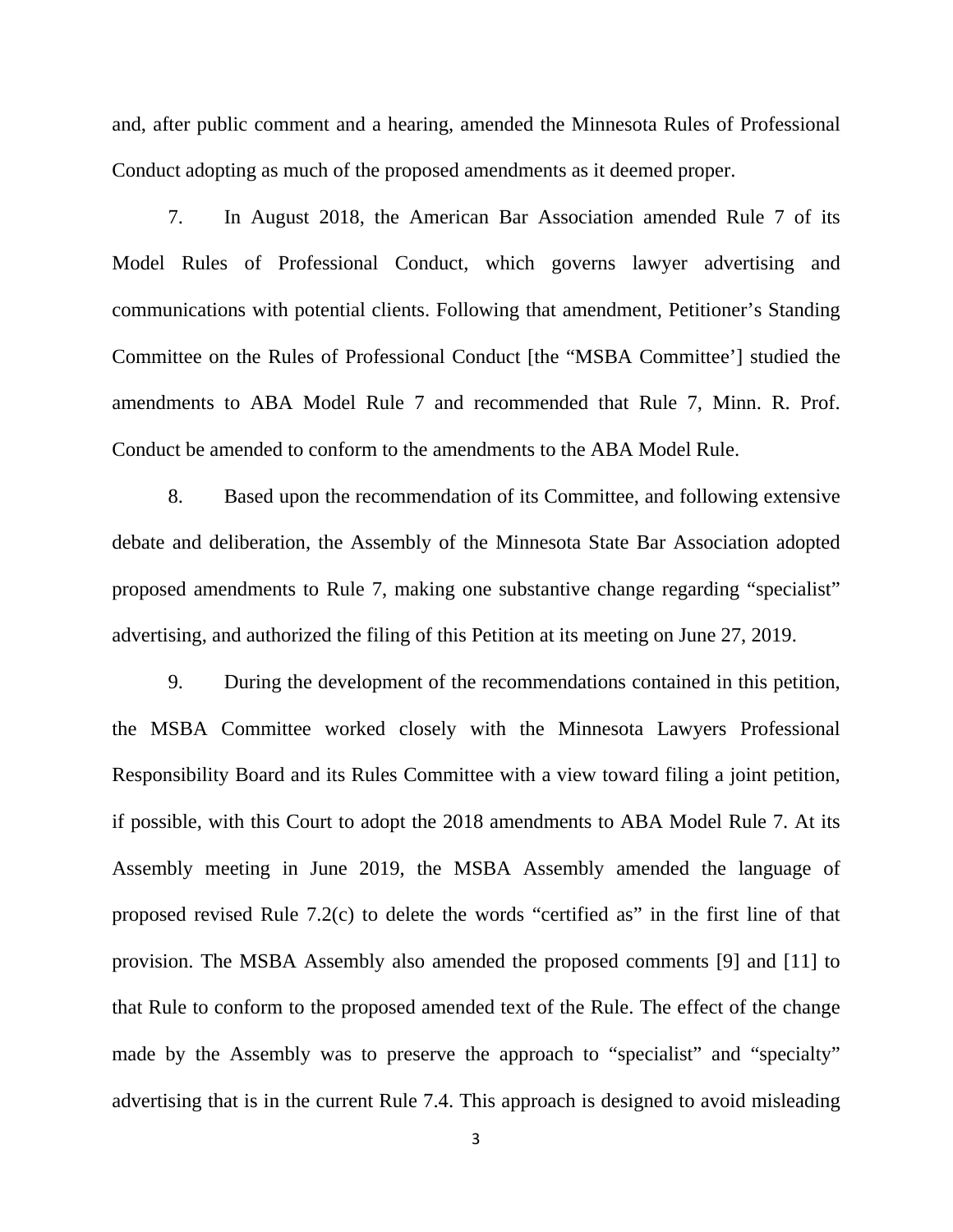and, after public comment and a hearing, amended the Minnesota Rules of Professional Conduct adopting as much of the proposed amendments as it deemed proper.

7. In August 2018, the American Bar Association amended Rule 7 of its Model Rules of Professional Conduct, which governs lawyer advertising and communications with potential clients. Following that amendment, Petitioner's Standing Committee on the Rules of Professional Conduct [the "MSBA Committee'] studied the amendments to ABA Model Rule 7 and recommended that Rule 7, Minn. R. Prof. Conduct be amended to conform to the amendments to the ABA Model Rule.

8. Based upon the recommendation of its Committee, and following extensive debate and deliberation, the Assembly of the Minnesota State Bar Association adopted proposed amendments to Rule 7, making one substantive change regarding "specialist" advertising, and authorized the filing of this Petition at its meeting on June 27, 2019.

9. During the development of the recommendations contained in this petition, the MSBA Committee worked closely with the Minnesota Lawyers Professional Responsibility Board and its Rules Committee with a view toward filing a joint petition, if possible, with this Court to adopt the 2018 amendments to ABA Model Rule 7. At its Assembly meeting in June 2019, the MSBA Assembly amended the language of proposed revised Rule 7.2(c) to delete the words "certified as" in the first line of that provision. The MSBA Assembly also amended the proposed comments [9] and [11] to that Rule to conform to the proposed amended text of the Rule. The effect of the change made by the Assembly was to preserve the approach to "specialist" and "specialty" advertising that is in the current Rule 7.4. This approach is designed to avoid misleading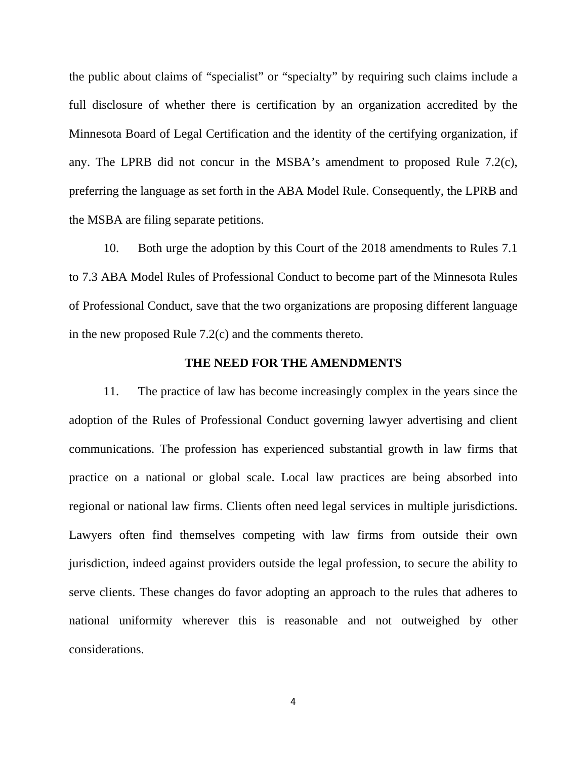the public about claims of "specialist" or "specialty" by requiring such claims include a full disclosure of whether there is certification by an organization accredited by the Minnesota Board of Legal Certification and the identity of the certifying organization, if any. The LPRB did not concur in the MSBA's amendment to proposed Rule 7.2(c), preferring the language as set forth in the ABA Model Rule. Consequently, the LPRB and the MSBA are filing separate petitions.

10. Both urge the adoption by this Court of the 2018 amendments to Rules 7.1 to 7.3 ABA Model Rules of Professional Conduct to become part of the Minnesota Rules of Professional Conduct, save that the two organizations are proposing different language in the new proposed Rule 7.2(c) and the comments thereto.

**THE NEED FOR THE AMENDMENTS**

11. The practice of law has become increasingly complex in the years since the adoption of the Rules of Professional Conduct governing lawyer advertising and client communications. The profession has experienced substantial growth in law firms that practice on a national or global scale. Local law practices are being absorbed into regional or national law firms. Clients often need legal services in multiple jurisdictions. Lawyers often find themselves competing with law firms from outside their own jurisdiction, indeed against providers outside the legal profession, to secure the ability to serve clients. These changes do favor adopting an approach to the rules that adheres to national uniformity wherever this is reasonable and not outweighed by other considerations.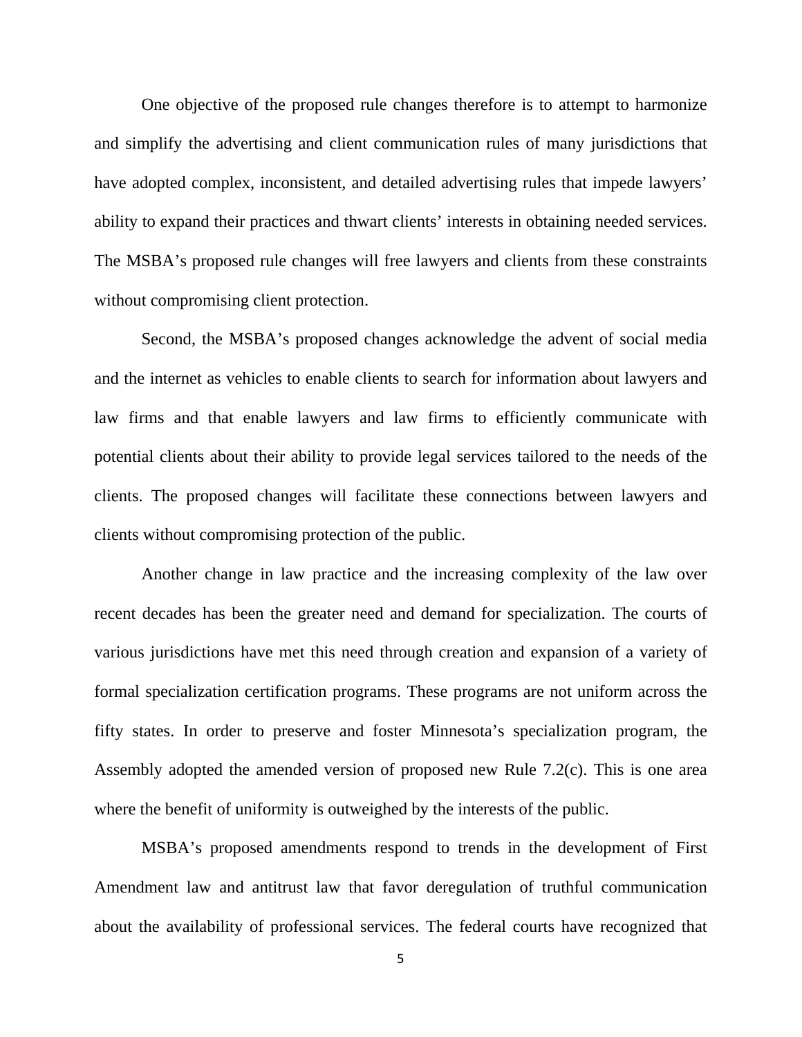One objective of the proposed rule changes therefore is to attempt to harmonize and simplify the advertising and client communication rules of many jurisdictions that have adopted complex, inconsistent, and detailed advertising rules that impede lawyers' ability to expand their practices and thwart clients' interests in obtaining needed services. The MSBA's proposed rule changes will free lawyers and clients from these constraints without compromising client protection.

Second, the MSBA's proposed changes acknowledge the advent of social media and the internet as vehicles to enable clients to search for information about lawyers and law firms and that enable lawyers and law firms to efficiently communicate with potential clients about their ability to provide legal services tailored to the needs of the clients. The proposed changes will facilitate these connections between lawyers and clients without compromising protection of the public.

Another change in law practice and the increasing complexity of the law over recent decades has been the greater need and demand for specialization. The courts of various jurisdictions have met this need through creation and expansion of a variety of formal specialization certification programs. These programs are not uniform across the fifty states. In order to preserve and foster Minnesota's specialization program, the Assembly adopted the amended version of proposed new Rule 7.2(c). This is one area where the benefit of uniformity is outweighed by the interests of the public.

MSBA's proposed amendments respond to trends in the development of First Amendment law and antitrust law that favor deregulation of truthful communication about the availability of professional services. The federal courts have recognized that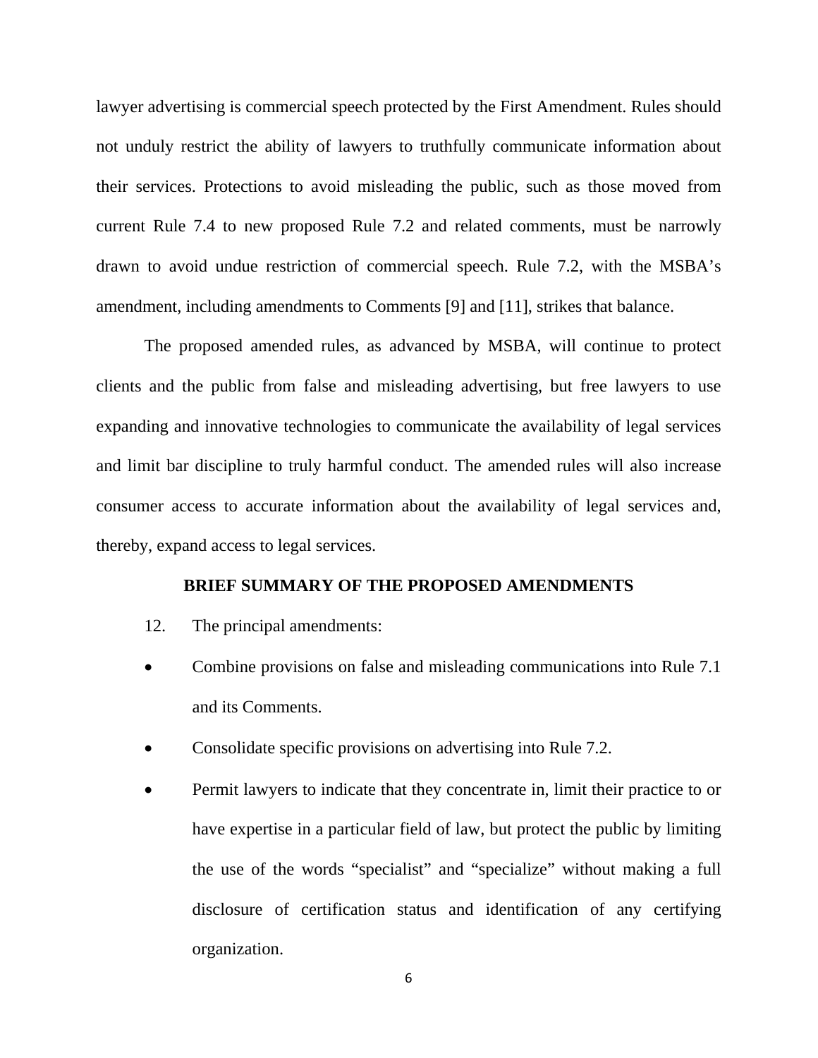lawyer advertising is commercial speech protected by the First Amendment. Rules should not unduly restrict the ability of lawyers to truthfully communicate information about their services. Protections to avoid misleading the public, such as those moved from current Rule 7.4 to new proposed Rule 7.2 and related comments, must be narrowly drawn to avoid undue restriction of commercial speech. Rule 7.2, with the MSBA's amendment, including amendments to Comments [9] and [11], strikes that balance.

The proposed amended rules, as advanced by MSBA, will continue to protect clients and the public from false and misleading advertising, but free lawyers to use expanding and innovative technologies to communicate the availability of legal services and limit bar discipline to truly harmful conduct. The amended rules will also increase consumer access to accurate information about the availability of legal services and, thereby, expand access to legal services.

**BRIEF SUMMARY OF THE PROPOSED AMENDMENTS**

12. The principal amendments:

- Combine provisions on false and misleading communications into Rule 7.1 and its Comments.
- Consolidate specific provisions on advertising into Rule 7.2.
- Permit lawyers to indicate that they concentrate in, limit their practice to or have expertise in a particular field of law, but protect the public by limiting the use of the words "specialist" and "specialize" without making a full disclosure of certification status and identification of any certifying organization.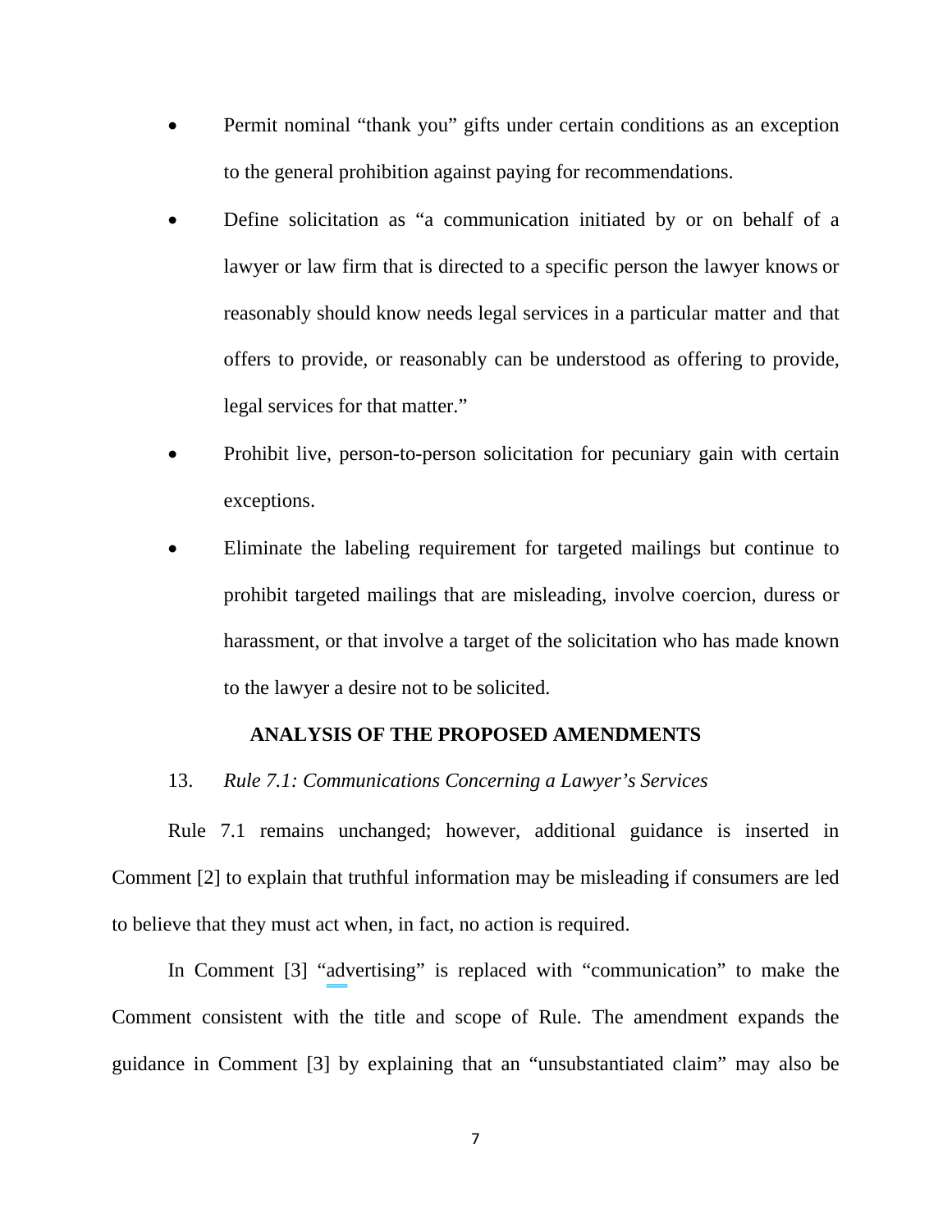- Permit nominal "thank you" gifts under certain conditions as an exception to the general prohibition against paying for recommendations.
- Define solicitation as "a communication initiated by or on behalf of a lawyer or law firm that is directed to a specific person the lawyer knows or reasonably should know needs legal services in a particular matter and that offers to provide, or reasonably can be understood as offering to provide, legal services for that matter."
- Prohibit live, person-to-person solicitation for pecuniary gain with certain exceptions.
- Eliminate the labeling requirement for targeted mailings but continue to prohibit targeted mailings that are misleading, involve coercion, duress or harassment, or that involve a target of the solicitation who has made known to the lawyer a desire not to be solicited.

## ANALYSIS OF THE PROPOSED AMENDMENTS

13. *Rule 7.1: Communications Concerning a Lawyer's Services*

Rule 7.1 remains unchanged; however, additional guidance is inserted in Comment [2] to explain that truthful information may be misleading if consumers are led to believe that they must act when, in fact, no action is required.

In Comment [3] "advertising" is replaced with "communication" to make the Comment consistent with the title and scope of Rule. The amendment expands the guidance in Comment [3] by explaining that an "unsubstantiated claim" may also be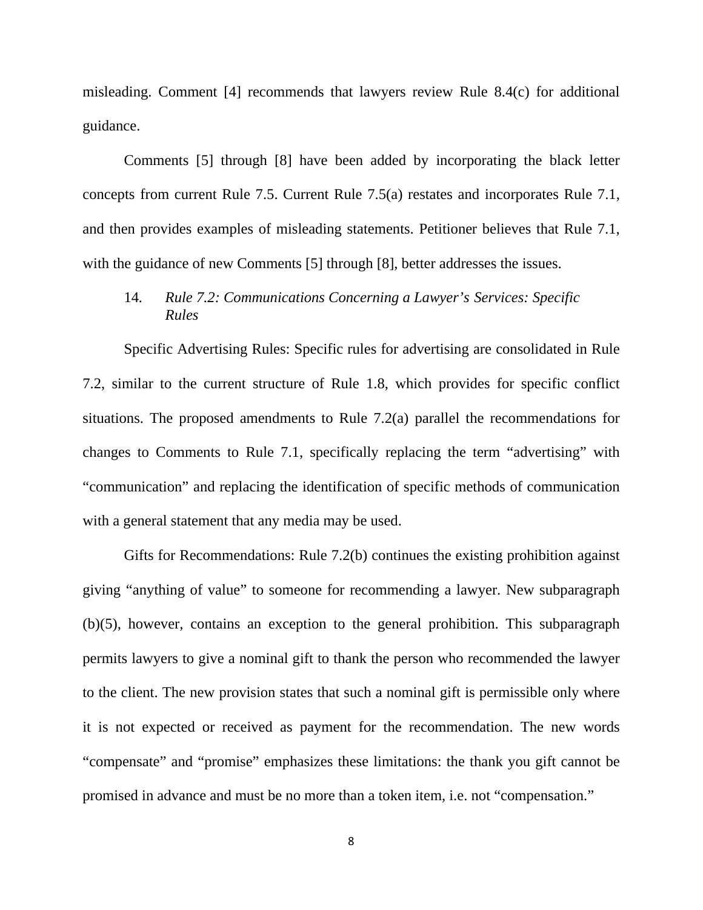misleading. Comment [4] recommends that lawyers review Rule 8.4(c) for additional guidance.

Comments [5] through [8] have been added by incorporating the black letter concepts from current Rule 7.5. Current Rule 7.5(a) restates and incorporates Rule 7.1, and then provides examples of misleading statements. Petitioner believes that Rule 7.1, with the guidance of new Comments [5] through [8], better addresses the issues.

14. *Rule 7.2: Communications Concerning a Lawyer's Services: Specific Rules*

Specific Advertising Rules: Specific rules for advertising are consolidated in Rule 7.2, similar to the current structure of Rule 1.8, which provides for specific conflict situations. The proposed amendments to Rule 7.2(a) parallel the recommendations for changes to Comments to Rule 7.1, specifically replacing the term "advertising" with "communication" and replacing the identification of specific methods of communication with a general statement that any media may be used.

Gifts for Recommendations: Rule 7.2(b) continues the existing prohibition against giving "anything of value" to someone for recommending a lawyer. New subparagraph (b)(5), however, contains an exception to the general prohibition. This subparagraph permits lawyers to give a nominal gift to thank the person who recommended the lawyer to the client. The new provision states that such a nominal gift is permissible only where it is not expected or received as payment for the recommendation. The new words "compensate" and "promise" emphasizes these limitations: the thank you gift cannot be promised in advance and must be no more than a token item, i.e. not "compensation."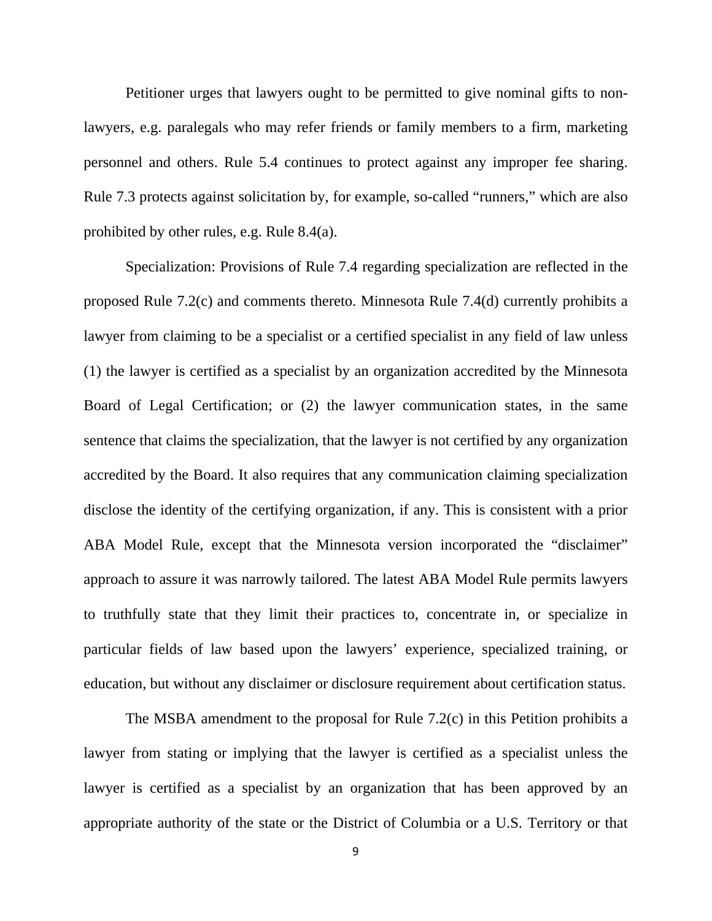Petitioner urges that lawyers ought to be permitted to give nominal gifts to non-lawyers, e.g. paralegals who may refer friends or family members to a firm, marketing personnel and others. Rule 5.4 continues to protect against any improper fee sharing. Rule 7.3 protects against solicitation by, for example, so-called "runners," which are also prohibited by other rules, e.g. Rule 8.4(a).

Specialization: Provisions of Rule 7.4 regarding specialization are reflected in the proposed Rule 7.2(c) and comments thereto. Minnesota Rule 7.4(d) currently prohibits a lawyer from claiming to be a specialist or a certified specialist in any field of law unless (1) the lawyer is certified as a specialist by an organization accredited by the Minnesota Board of Legal Certification; or (2) the lawyer communication states, in the same sentence that claims the specialization, that the lawyer is not certified by any organization accredited by the Board. It also requires that any communication claiming specialization disclose the identity of the certifying organization, if any. This is consistent with a prior ABA Model Rule, except that the Minnesota version incorporated the "disclaimer" approach to assure it was narrowly tailored. The latest ABA Model Rule permits lawyers to truthfully state that they limit their practices to, concentrate in, or specialize in particular fields of law based upon the lawyers' experience, specialized training, or education, but without any disclaimer or disclosure requirement about certification status.

The MSBA amendment to the proposal for Rule 7.2(c) in this Petition prohibits a lawyer from stating or implying that the lawyer is certified as a specialist unless the lawyer is certified as a specialist by an organization that has been approved by an appropriate authority of the state or the District of Columbia or a U.S. Territory or that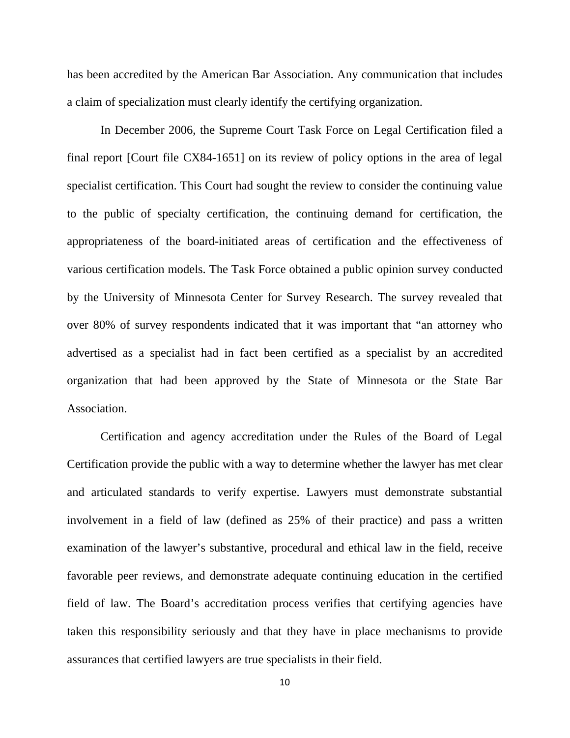has been accredited by the American Bar Association. Any communication that includes a claim of specialization must clearly identify the certifying organization.

In December 2006, the Supreme Court Task Force on Legal Certification filed a final report [Court file CX84-1651] on its review of policy options in the area of legal specialist certification. This Court had sought the review to consider the continuing value to the public of specialty certification, the continuing demand for certification, the appropriateness of the board-initiated areas of certification and the effectiveness of various certification models. The Task Force obtained a public opinion survey conducted by the University of Minnesota Center for Survey Research. The survey revealed that over 80% of survey respondents indicated that it was important that "an attorney who advertised as a specialist had in fact been certified as a specialist by an accredited organization that had been approved by the State of Minnesota or the State Bar Association.

Certification and agency accreditation under the Rules of the Board of Legal Certification provide the public with a way to determine whether the lawyer has met clear and articulated standards to verify expertise. Lawyers must demonstrate substantial involvement in a field of law (defined as 25% of their practice) and pass a written examination of the lawyer's substantive, procedural and ethical law in the field, receive favorable peer reviews, and demonstrate adequate continuing education in the certified field of law. The Board's accreditation process verifies that certifying agencies have taken this responsibility seriously and that they have in place mechanisms to provide assurances that certified lawyers are true specialists in their field.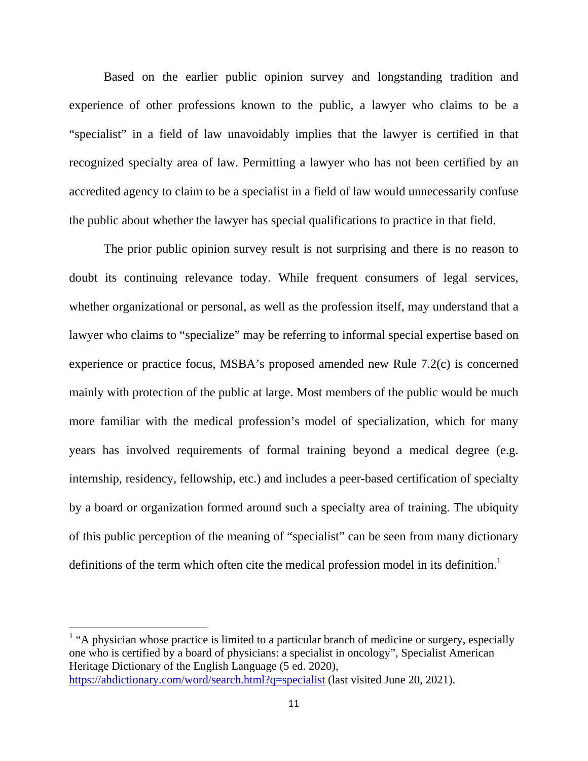Based on the earlier public opinion survey and longstanding tradition and experience of other professions known to the public, a lawyer who claims to be a "specialist" in a field of law unavoidably implies that the lawyer is certified in that recognized specialty area of law. Permitting a lawyer who has not been certified by an accredited agency to claim to be a specialist in a field of law would unnecessarily confuse the public about whether the lawyer has special qualifications to practice in that field.

The prior public opinion survey result is not surprising and there is no reason to doubt its continuing relevance today. While frequent consumers of legal services, whether organizational or personal, as well as the profession itself, may understand that a lawyer who claims to "specialize" may be referring to informal special expertise based on experience or practice focus, MSBA's proposed amended new Rule 7.2(c) is concerned mainly with protection of the public at large. Most members of the public would be much more familiar with the medical profession's model of specialization, which for many years has involved requirements of formal training beyond a medical degree (e.g. internship, residency, fellowship, etc.) and includes a peer-based certification of specialty by a board or organization formed around such a specialty area of training. The ubiquity of this public perception of the meaning of "specialist" can be seen from many dictionary definitions of the term which often cite the medical profession model in its definition.[1]

[1] "A physician whose practice is limited to a particular branch of medicine or surgery, especially one who is certified by a board of physicians: a specialist in oncology", Specialist American Heritage Dictionary of the English Language (5 ed. 2020), https://ahdictionary.com/word/search.html?q=specialist (last visited June 20, 2021).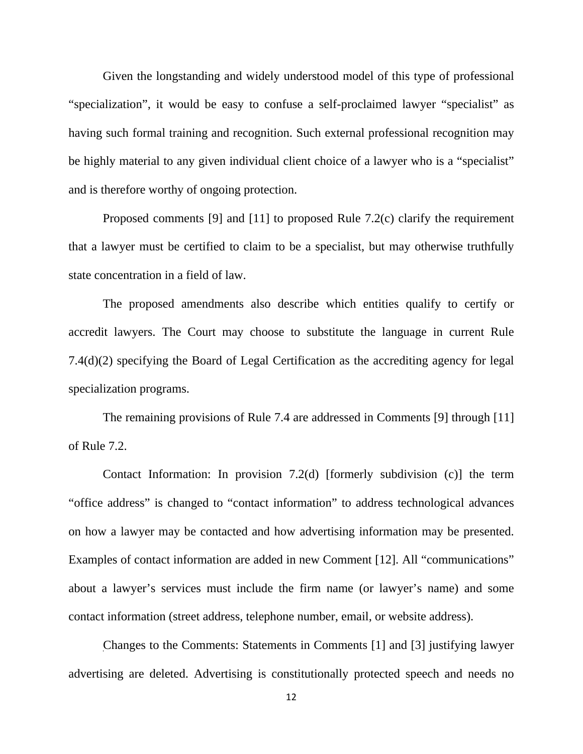Given the longstanding and widely understood model of this type of professional "specialization", it would be easy to confuse a self-proclaimed lawyer "specialist" as having such formal training and recognition. Such external professional recognition may be highly material to any given individual client choice of a lawyer who is a "specialist" and is therefore worthy of ongoing protection.

Proposed comments [9] and [11] to proposed Rule 7.2(c) clarify the requirement that a lawyer must be certified to claim to be a specialist, but may otherwise truthfully state concentration in a field of law.

The proposed amendments also describe which entities qualify to certify or accredit lawyers. The Court may choose to substitute the language in current Rule 7.4(d)(2) specifying the Board of Legal Certification as the accrediting agency for legal specialization programs.

The remaining provisions of Rule 7.4 are addressed in Comments [9] through [11] of Rule 7.2.

Contact Information: In provision 7.2(d) [formerly subdivision (c)] the term "office address" is changed to "contact information" to address technological advances on how a lawyer may be contacted and how advertising information may be presented. Examples of contact information are added in new Comment [12]. All "communications" about a lawyer's services must include the firm name (or lawyer's name) and some contact information (street address, telephone number, email, or website address).

Changes to the Comments: Statements in Comments [1] and [3] justifying lawyer advertising are deleted. Advertising is constitutionally protected speech and needs no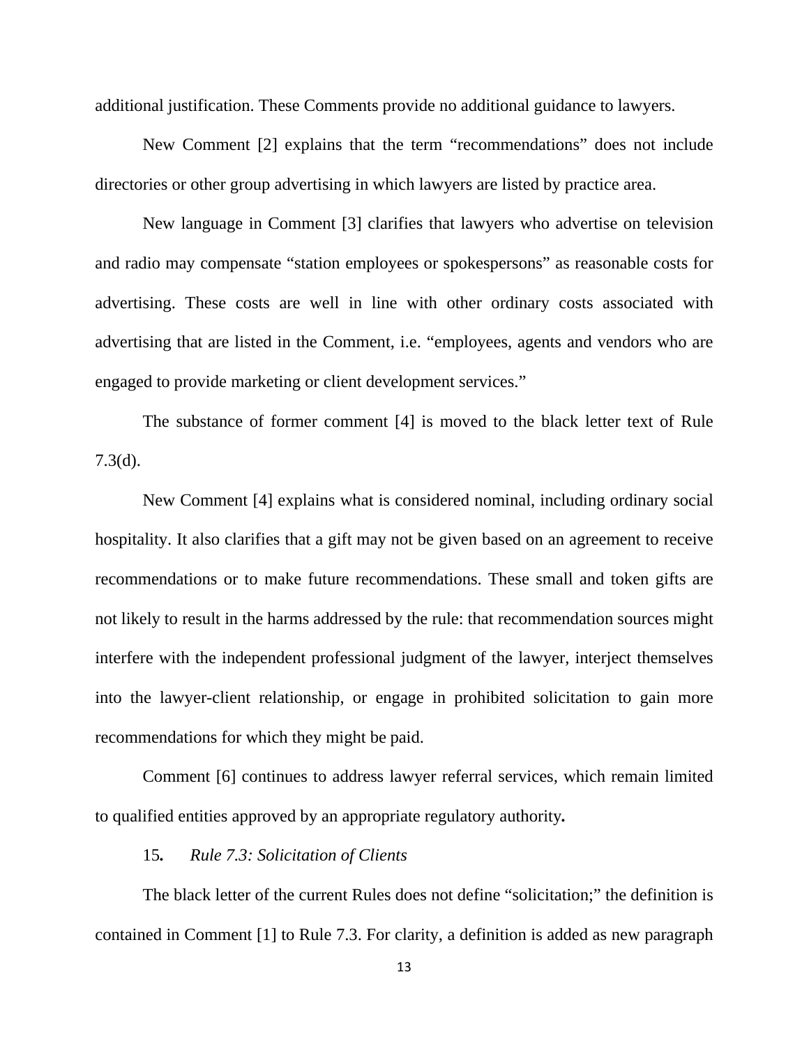additional justification. These Comments provide no additional guidance to lawyers.

New Comment [2] explains that the term "recommendations" does not include directories or other group advertising in which lawyers are listed by practice area.

New language in Comment [3] clarifies that lawyers who advertise on television and radio may compensate "station employees or spokespersons" as reasonable costs for advertising. These costs are well in line with other ordinary costs associated with advertising that are listed in the Comment, i.e. "employees, agents and vendors who are engaged to provide marketing or client development services."

The substance of former comment [4] is moved to the black letter text of Rule 7.3(d).

New Comment [4] explains what is considered nominal, including ordinary social hospitality. It also clarifies that a gift may not be given based on an agreement to receive recommendations or to make future recommendations. These small and token gifts are not likely to result in the harms addressed by the rule: that recommendation sources might interfere with the independent professional judgment of the lawyer, interject themselves into the lawyer-client relationship, or engage in prohibited solicitation to gain more recommendations for which they might be paid.

Comment [6] continues to address lawyer referral services, which remain limited to qualified entities approved by an appropriate regulatory authority**.**

15**.** *Rule 7.3: Solicitation of Clients*

The black letter of the current Rules does not define "solicitation;" the definition is contained in Comment [1] to Rule 7.3. For clarity, a definition is added as new paragraph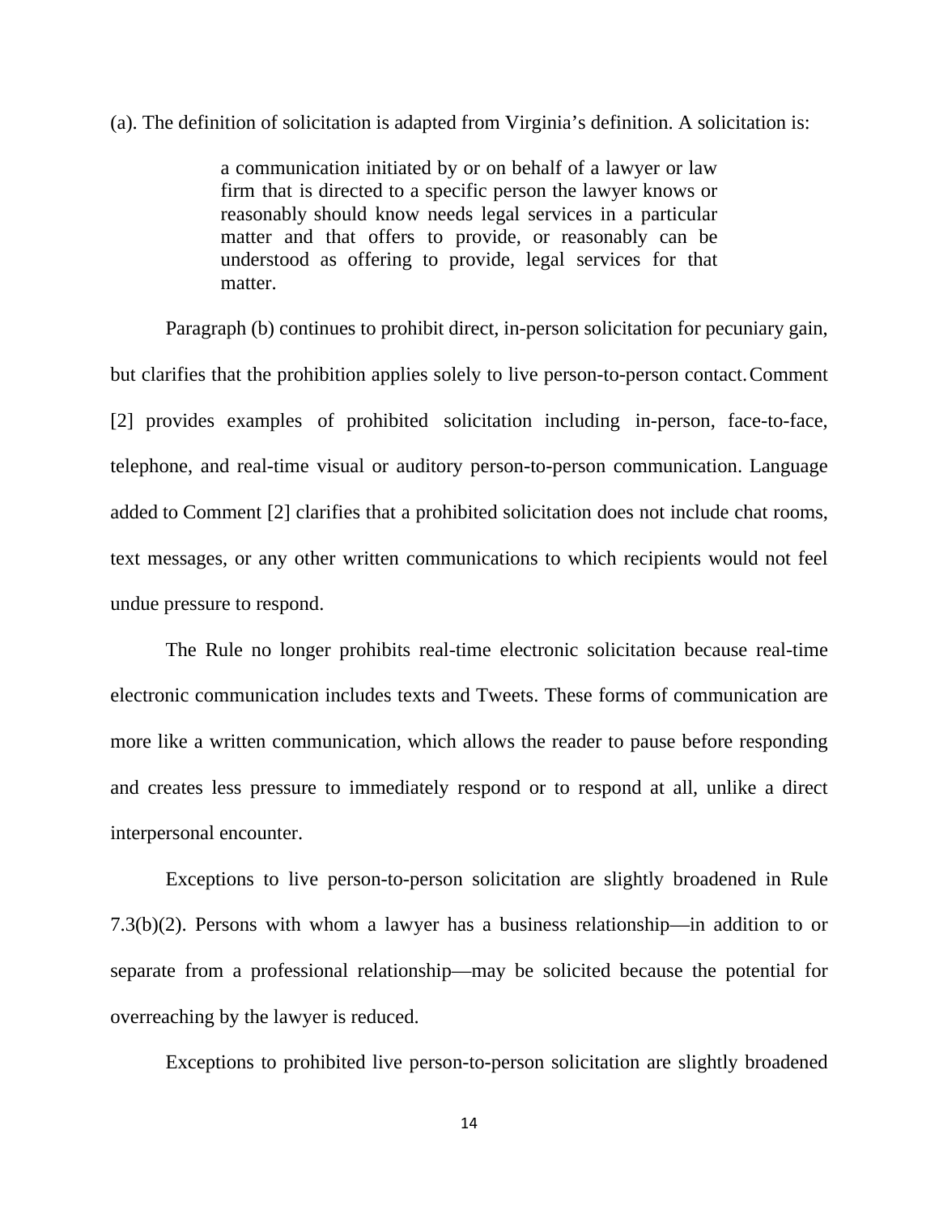(a). The definition of solicitation is adapted from Virginia's definition. A solicitation is:

> a communication initiated by or on behalf of a lawyer or law firm that is directed to a specific person the lawyer knows or reasonably should know needs legal services in a particular matter and that offers to provide, or reasonably can be understood as offering to provide, legal services for that matter.

Paragraph (b) continues to prohibit direct, in-person solicitation for pecuniary gain, but clarifies that the prohibition applies solely to live person-to-person contact. Comment [2] provides examples of prohibited solicitation including in-person, face-to-face, telephone, and real-time visual or auditory person-to-person communication. Language added to Comment [2] clarifies that a prohibited solicitation does not include chat rooms, text messages, or any other written communications to which recipients would not feel undue pressure to respond.

The Rule no longer prohibits real-time electronic solicitation because real-time electronic communication includes texts and Tweets. These forms of communication are more like a written communication, which allows the reader to pause before responding and creates less pressure to immediately respond or to respond at all, unlike a direct interpersonal encounter.

Exceptions to live person-to-person solicitation are slightly broadened in Rule 7.3(b)(2). Persons with whom a lawyer has a business relationship—in addition to or separate from a professional relationship—may be solicited because the potential for overreaching by the lawyer is reduced.

Exceptions to prohibited live person-to-person solicitation are slightly broadened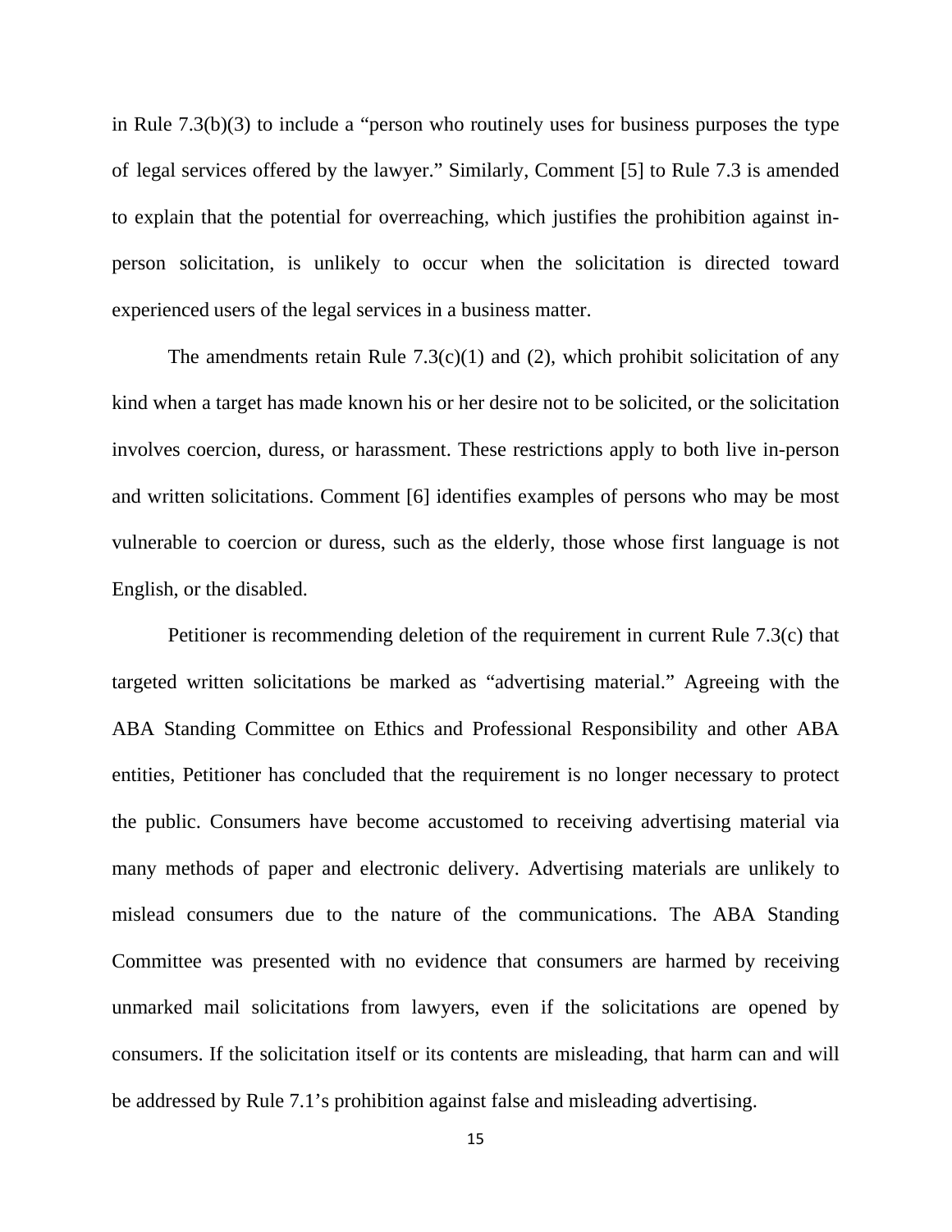in Rule 7.3(b)(3) to include a "person who routinely uses for business purposes the type of legal services offered by the lawyer." Similarly, Comment [5] to Rule 7.3 is amended to explain that the potential for overreaching, which justifies the prohibition against in-person solicitation, is unlikely to occur when the solicitation is directed toward experienced users of the legal services in a business matter.

The amendments retain Rule 7.3(c)(1) and (2), which prohibit solicitation of any kind when a target has made known his or her desire not to be solicited, or the solicitation involves coercion, duress, or harassment. These restrictions apply to both live in-person and written solicitations. Comment [6] identifies examples of persons who may be most vulnerable to coercion or duress, such as the elderly, those whose first language is not English, or the disabled.

Petitioner is recommending deletion of the requirement in current Rule 7.3(c) that targeted written solicitations be marked as "advertising material." Agreeing with the ABA Standing Committee on Ethics and Professional Responsibility and other ABA entities, Petitioner has concluded that the requirement is no longer necessary to protect the public. Consumers have become accustomed to receiving advertising material via many methods of paper and electronic delivery. Advertising materials are unlikely to mislead consumers due to the nature of the communications. The ABA Standing Committee was presented with no evidence that consumers are harmed by receiving unmarked mail solicitations from lawyers, even if the solicitations are opened by consumers. If the solicitation itself or its contents are misleading, that harm can and will be addressed by Rule 7.1's prohibition against false and misleading advertising.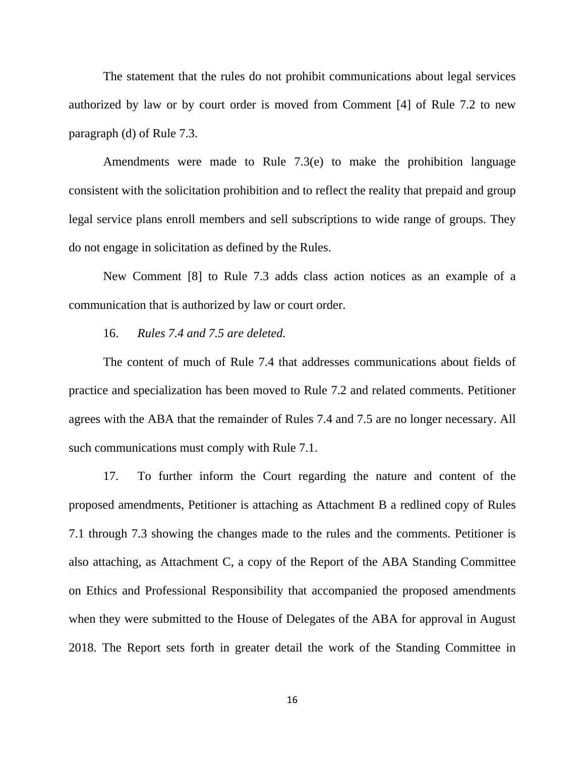The statement that the rules do not prohibit communications about legal services authorized by law or by court order is moved from Comment [4] of Rule 7.2 to new paragraph (d) of Rule 7.3.

Amendments were made to Rule 7.3(e) to make the prohibition language consistent with the solicitation prohibition and to reflect the reality that prepaid and group legal service plans enroll members and sell subscriptions to wide range of groups. They do not engage in solicitation as defined by the Rules.

New Comment [8] to Rule 7.3 adds class action notices as an example of a communication that is authorized by law or court order.

16. *Rules 7.4 and 7.5 are deleted.*

The content of much of Rule 7.4 that addresses communications about fields of practice and specialization has been moved to Rule 7.2 and related comments. Petitioner agrees with the ABA that the remainder of Rules 7.4 and 7.5 are no longer necessary. All such communications must comply with Rule 7.1.

17. To further inform the Court regarding the nature and content of the proposed amendments, Petitioner is attaching as Attachment B a redlined copy of Rules 7.1 through 7.3 showing the changes made to the rules and the comments. Petitioner is also attaching, as Attachment C, a copy of the Report of the ABA Standing Committee on Ethics and Professional Responsibility that accompanied the proposed amendments when they were submitted to the House of Delegates of the ABA for approval in August 2018. The Report sets forth in greater detail the work of the Standing Committee in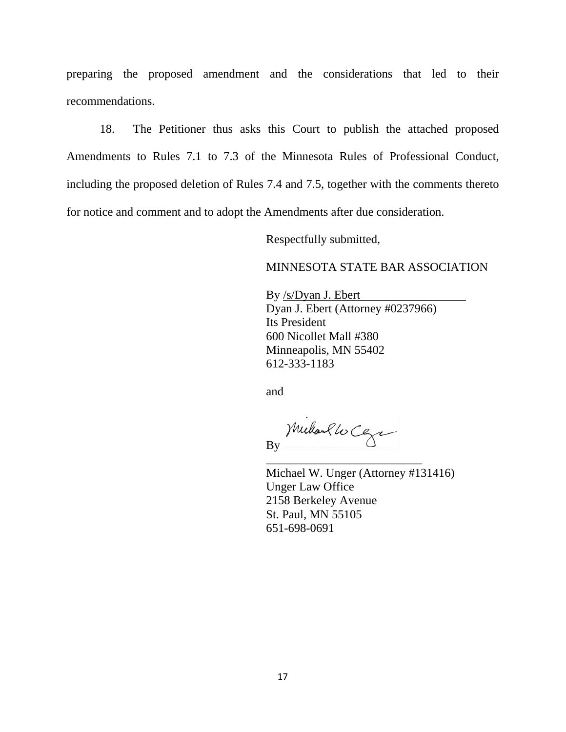preparing the proposed amendment and the considerations that led to their recommendations.

18. The Petitioner thus asks this Court to publish the attached proposed Amendments to Rules 7.1 to 7.3 of the Minnesota Rules of Professional Conduct, including the proposed deletion of Rules 7.4 and 7.5, together with the comments thereto for notice and comment and to adopt the Amendments after due consideration.

Respectfully submitted,

MINNESOTA STATE BAR ASSOCIATION

By /s/Dyan J. Ebert
Dyan J. Ebert (Attorney #0237966)
Its President
600 Nicollet Mall #380
Minneapolis, MN 55402
612-333-1183

and

By ____________________________
Michael W. Unger (Attorney #131416)
Unger Law Office
2158 Berkeley Avenue
St. Paul, MN 55105
651-698-0691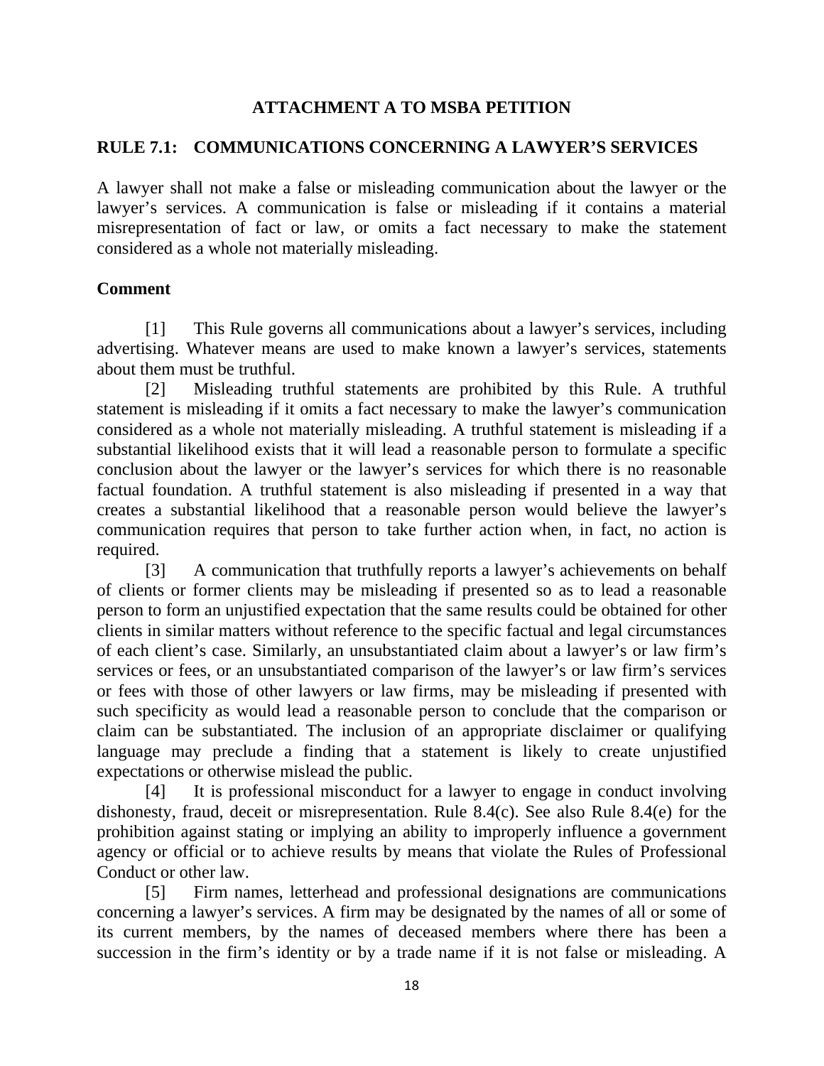## ATTACHMENT A TO MSBA PETITION

## RULE 7.1: COMMUNICATIONS CONCERNING A LAWYER'S SERVICES

A lawyer shall not make a false or misleading communication about the lawyer or the lawyer's services. A communication is false or misleading if it contains a material misrepresentation of fact or law, or omits a fact necessary to make the statement considered as a whole not materially misleading.

### Comment

[1] This Rule governs all communications about a lawyer's services, including advertising. Whatever means are used to make known a lawyer's services, statements about them must be truthful.

[2] Misleading truthful statements are prohibited by this Rule. A truthful statement is misleading if it omits a fact necessary to make the lawyer's communication considered as a whole not materially misleading. A truthful statement is misleading if a substantial likelihood exists that it will lead a reasonable person to formulate a specific conclusion about the lawyer or the lawyer's services for which there is no reasonable factual foundation. A truthful statement is also misleading if presented in a way that creates a substantial likelihood that a reasonable person would believe the lawyer's communication requires that person to take further action when, in fact, no action is required.

[3] A communication that truthfully reports a lawyer's achievements on behalf of clients or former clients may be misleading if presented so as to lead a reasonable person to form an unjustified expectation that the same results could be obtained for other clients in similar matters without reference to the specific factual and legal circumstances of each client's case. Similarly, an unsubstantiated claim about a lawyer's or law firm's services or fees, or an unsubstantiated comparison of the lawyer's or law firm's services or fees with those of other lawyers or law firms, may be misleading if presented with such specificity as would lead a reasonable person to conclude that the comparison or claim can be substantiated. The inclusion of an appropriate disclaimer or qualifying language may preclude a finding that a statement is likely to create unjustified expectations or otherwise mislead the public.

[4] It is professional misconduct for a lawyer to engage in conduct involving dishonesty, fraud, deceit or misrepresentation. Rule 8.4(c). See also Rule 8.4(e) for the prohibition against stating or implying an ability to improperly influence a government agency or official or to achieve results by means that violate the Rules of Professional Conduct or other law.

[5] Firm names, letterhead and professional designations are communications concerning a lawyer's services. A firm may be designated by the names of all or some of its current members, by the names of deceased members where there has been a succession in the firm's identity or by a trade name if it is not false or misleading. A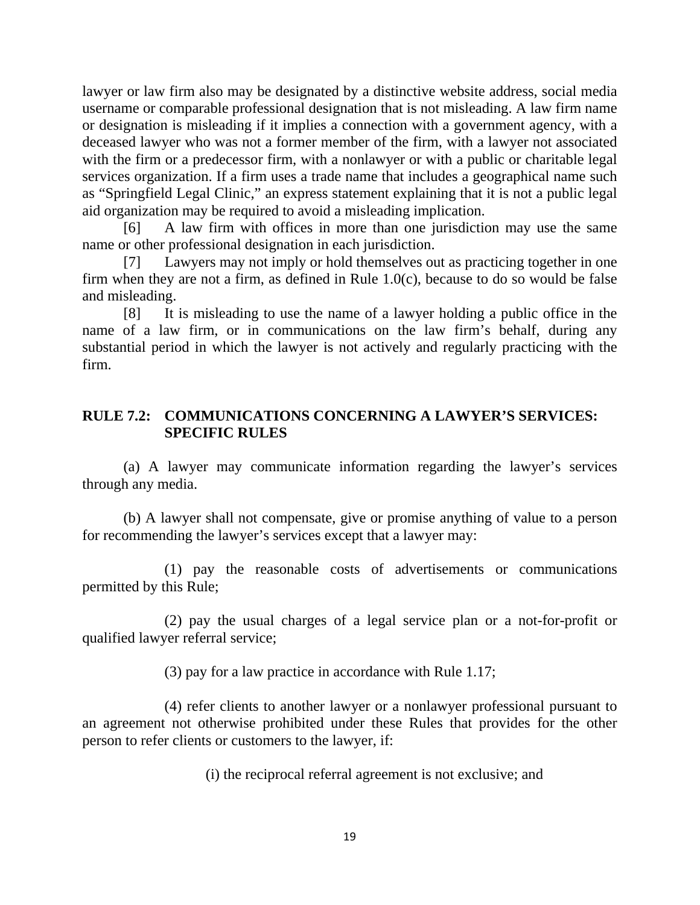lawyer or law firm also may be designated by a distinctive website address, social media username or comparable professional designation that is not misleading. A law firm name or designation is misleading if it implies a connection with a government agency, with a deceased lawyer who was not a former member of the firm, with a lawyer not associated with the firm or a predecessor firm, with a nonlawyer or with a public or charitable legal services organization. If a firm uses a trade name that includes a geographical name such as "Springfield Legal Clinic," an express statement explaining that it is not a public legal aid organization may be required to avoid a misleading implication.

[6] A law firm with offices in more than one jurisdiction may use the same name or other professional designation in each jurisdiction.

[7] Lawyers may not imply or hold themselves out as practicing together in one firm when they are not a firm, as defined in Rule 1.0(c), because to do so would be false and misleading.

[8] It is misleading to use the name of a lawyer holding a public office in the name of a law firm, or in communications on the law firm's behalf, during any substantial period in which the lawyer is not actively and regularly practicing with the firm.

## RULE 7.2: COMMUNICATIONS CONCERNING A LAWYER'S SERVICES: SPECIFIC RULES

(a) A lawyer may communicate information regarding the lawyer's services through any media.

(b) A lawyer shall not compensate, give or promise anything of value to a person for recommending the lawyer's services except that a lawyer may:

(1) pay the reasonable costs of advertisements or communications permitted by this Rule;

(2) pay the usual charges of a legal service plan or a not-for-profit or qualified lawyer referral service;

(3) pay for a law practice in accordance with Rule 1.17;

(4) refer clients to another lawyer or a nonlawyer professional pursuant to an agreement not otherwise prohibited under these Rules that provides for the other person to refer clients or customers to the lawyer, if:

(i) the reciprocal referral agreement is not exclusive; and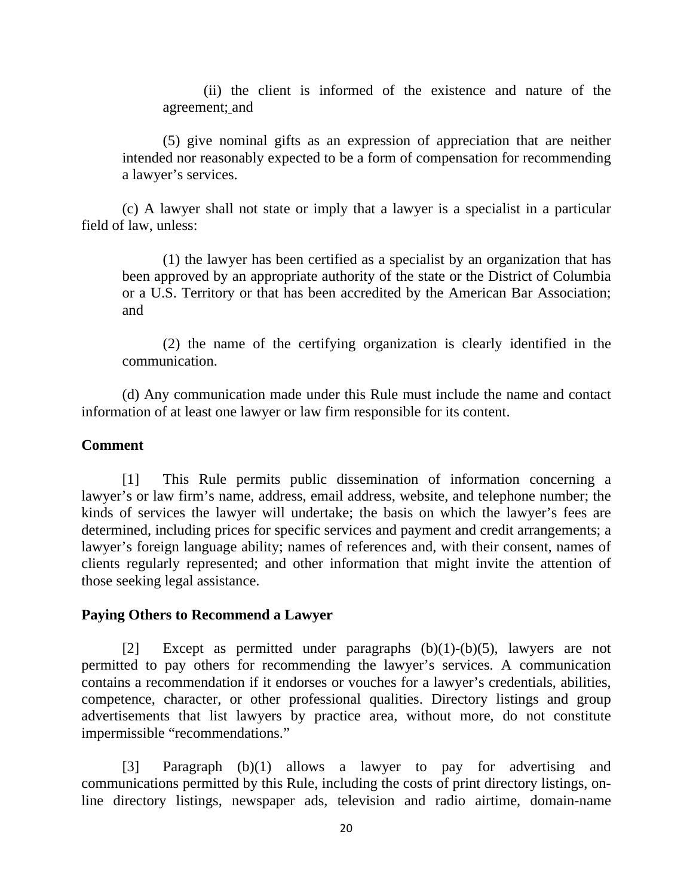(ii) the client is informed of the existence and nature of the agreement; and

(5) give nominal gifts as an expression of appreciation that are neither intended nor reasonably expected to be a form of compensation for recommending a lawyer's services.

(c) A lawyer shall not state or imply that a lawyer is a specialist in a particular field of law, unless:

(1) the lawyer has been certified as a specialist by an organization that has been approved by an appropriate authority of the state or the District of Columbia or a U.S. Territory or that has been accredited by the American Bar Association; and

(2) the name of the certifying organization is clearly identified in the communication.

(d) Any communication made under this Rule must include the name and contact information of at least one lawyer or law firm responsible for its content.

**Comment**

[1] This Rule permits public dissemination of information concerning a lawyer's or law firm's name, address, email address, website, and telephone number; the kinds of services the lawyer will undertake; the basis on which the lawyer's fees are determined, including prices for specific services and payment and credit arrangements; a lawyer's foreign language ability; names of references and, with their consent, names of clients regularly represented; and other information that might invite the attention of those seeking legal assistance.

**Paying Others to Recommend a Lawyer**

[2] Except as permitted under paragraphs (b)(1)-(b)(5), lawyers are not permitted to pay others for recommending the lawyer's services. A communication contains a recommendation if it endorses or vouches for a lawyer's credentials, abilities, competence, character, or other professional qualities. Directory listings and group advertisements that list lawyers by practice area, without more, do not constitute impermissible "recommendations."

[3] Paragraph (b)(1) allows a lawyer to pay for advertising and communications permitted by this Rule, including the costs of print directory listings, on-line directory listings, newspaper ads, television and radio airtime, domain-name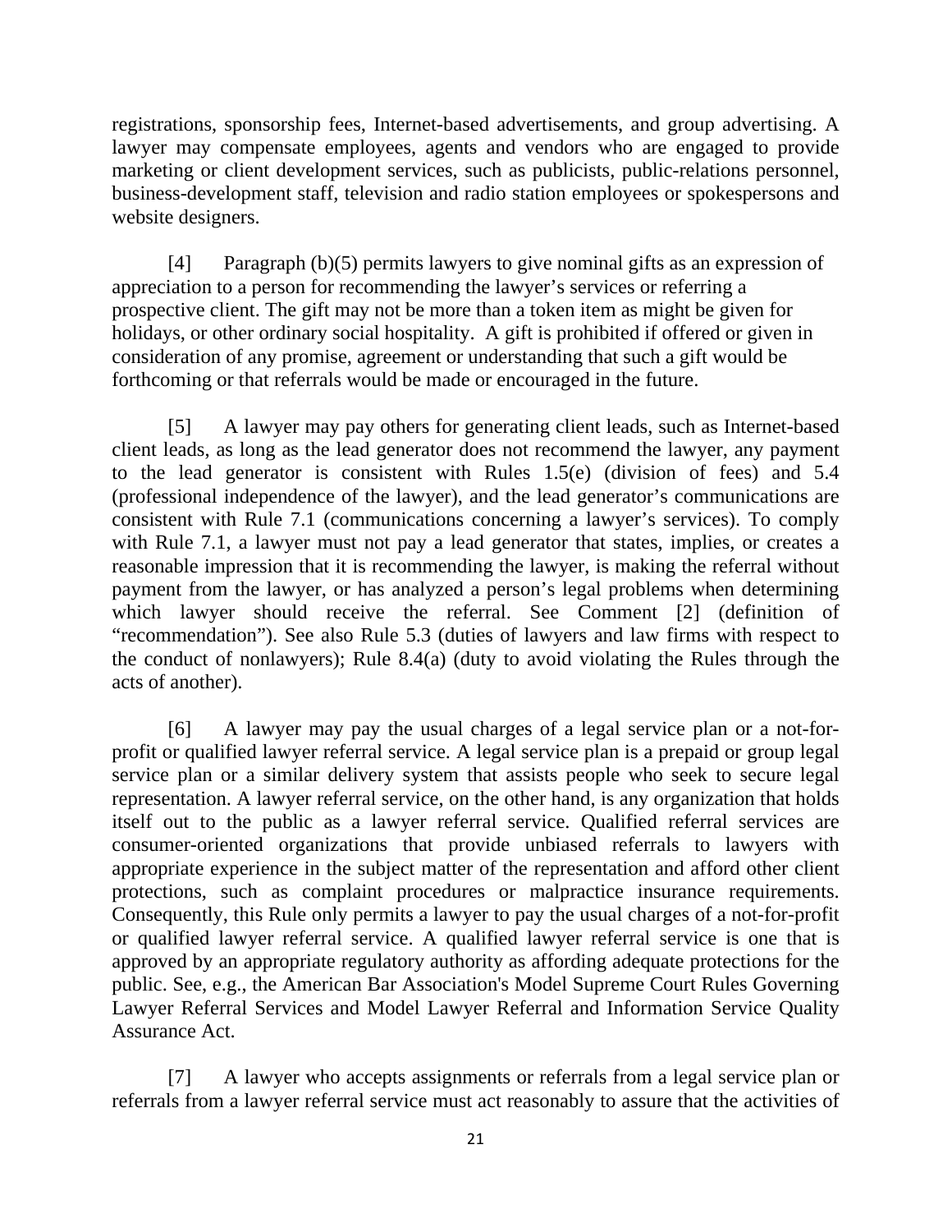registrations, sponsorship fees, Internet-based advertisements, and group advertising. A lawyer may compensate employees, agents and vendors who are engaged to provide marketing or client development services, such as publicists, public-relations personnel, business-development staff, television and radio station employees or spokespersons and website designers.

[4] Paragraph (b)(5) permits lawyers to give nominal gifts as an expression of appreciation to a person for recommending the lawyer's services or referring a prospective client. The gift may not be more than a token item as might be given for holidays, or other ordinary social hospitality. A gift is prohibited if offered or given in consideration of any promise, agreement or understanding that such a gift would be forthcoming or that referrals would be made or encouraged in the future.

[5] A lawyer may pay others for generating client leads, such as Internet-based client leads, as long as the lead generator does not recommend the lawyer, any payment to the lead generator is consistent with Rules 1.5(e) (division of fees) and 5.4 (professional independence of the lawyer), and the lead generator's communications are consistent with Rule 7.1 (communications concerning a lawyer's services). To comply with Rule 7.1, a lawyer must not pay a lead generator that states, implies, or creates a reasonable impression that it is recommending the lawyer, is making the referral without payment from the lawyer, or has analyzed a person's legal problems when determining which lawyer should receive the referral. See Comment [2] (definition of "recommendation"). See also Rule 5.3 (duties of lawyers and law firms with respect to the conduct of nonlawyers); Rule 8.4(a) (duty to avoid violating the Rules through the acts of another).

[6] A lawyer may pay the usual charges of a legal service plan or a not-for-profit or qualified lawyer referral service. A legal service plan is a prepaid or group legal service plan or a similar delivery system that assists people who seek to secure legal representation. A lawyer referral service, on the other hand, is any organization that holds itself out to the public as a lawyer referral service. Qualified referral services are consumer-oriented organizations that provide unbiased referrals to lawyers with appropriate experience in the subject matter of the representation and afford other client protections, such as complaint procedures or malpractice insurance requirements. Consequently, this Rule only permits a lawyer to pay the usual charges of a not-for-profit or qualified lawyer referral service. A qualified lawyer referral service is one that is approved by an appropriate regulatory authority as affording adequate protections for the public. See, e.g., the American Bar Association's Model Supreme Court Rules Governing Lawyer Referral Services and Model Lawyer Referral and Information Service Quality Assurance Act.

[7] A lawyer who accepts assignments or referrals from a legal service plan or referrals from a lawyer referral service must act reasonably to assure that the activities of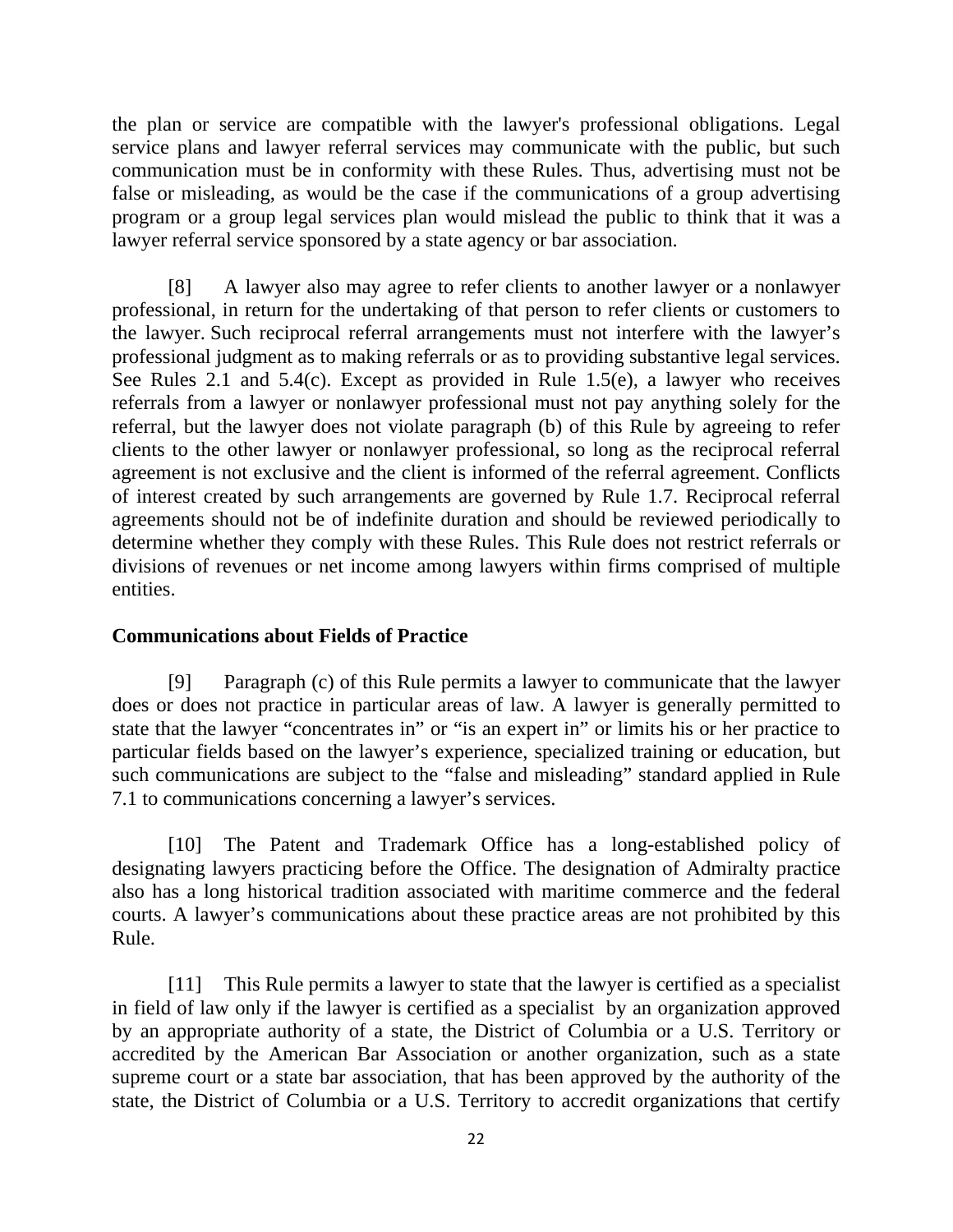the plan or service are compatible with the lawyer's professional obligations. Legal service plans and lawyer referral services may communicate with the public, but such communication must be in conformity with these Rules. Thus, advertising must not be false or misleading, as would be the case if the communications of a group advertising program or a group legal services plan would mislead the public to think that it was a lawyer referral service sponsored by a state agency or bar association.

[8] A lawyer also may agree to refer clients to another lawyer or a nonlawyer professional, in return for the undertaking of that person to refer clients or customers to the lawyer. Such reciprocal referral arrangements must not interfere with the lawyer's professional judgment as to making referrals or as to providing substantive legal services. See Rules 2.1 and 5.4(c). Except as provided in Rule 1.5(e), a lawyer who receives referrals from a lawyer or nonlawyer professional must not pay anything solely for the referral, but the lawyer does not violate paragraph (b) of this Rule by agreeing to refer clients to the other lawyer or nonlawyer professional, so long as the reciprocal referral agreement is not exclusive and the client is informed of the referral agreement. Conflicts of interest created by such arrangements are governed by Rule 1.7. Reciprocal referral agreements should not be of indefinite duration and should be reviewed periodically to determine whether they comply with these Rules. This Rule does not restrict referrals or divisions of revenues or net income among lawyers within firms comprised of multiple entities.

**Communications about Fields of Practice**

[9] Paragraph (c) of this Rule permits a lawyer to communicate that the lawyer does or does not practice in particular areas of law. A lawyer is generally permitted to state that the lawyer "concentrates in" or "is an expert in" or limits his or her practice to particular fields based on the lawyer's experience, specialized training or education, but such communications are subject to the "false and misleading" standard applied in Rule 7.1 to communications concerning a lawyer's services.

[10] The Patent and Trademark Office has a long-established policy of designating lawyers practicing before the Office. The designation of Admiralty practice also has a long historical tradition associated with maritime commerce and the federal courts. A lawyer's communications about these practice areas are not prohibited by this Rule.

[11] This Rule permits a lawyer to state that the lawyer is certified as a specialist in field of law only if the lawyer is certified as a specialist by an organization approved by an appropriate authority of a state, the District of Columbia or a U.S. Territory or accredited by the American Bar Association or another organization, such as a state supreme court or a state bar association, that has been approved by the authority of the state, the District of Columbia or a U.S. Territory to accredit organizations that certify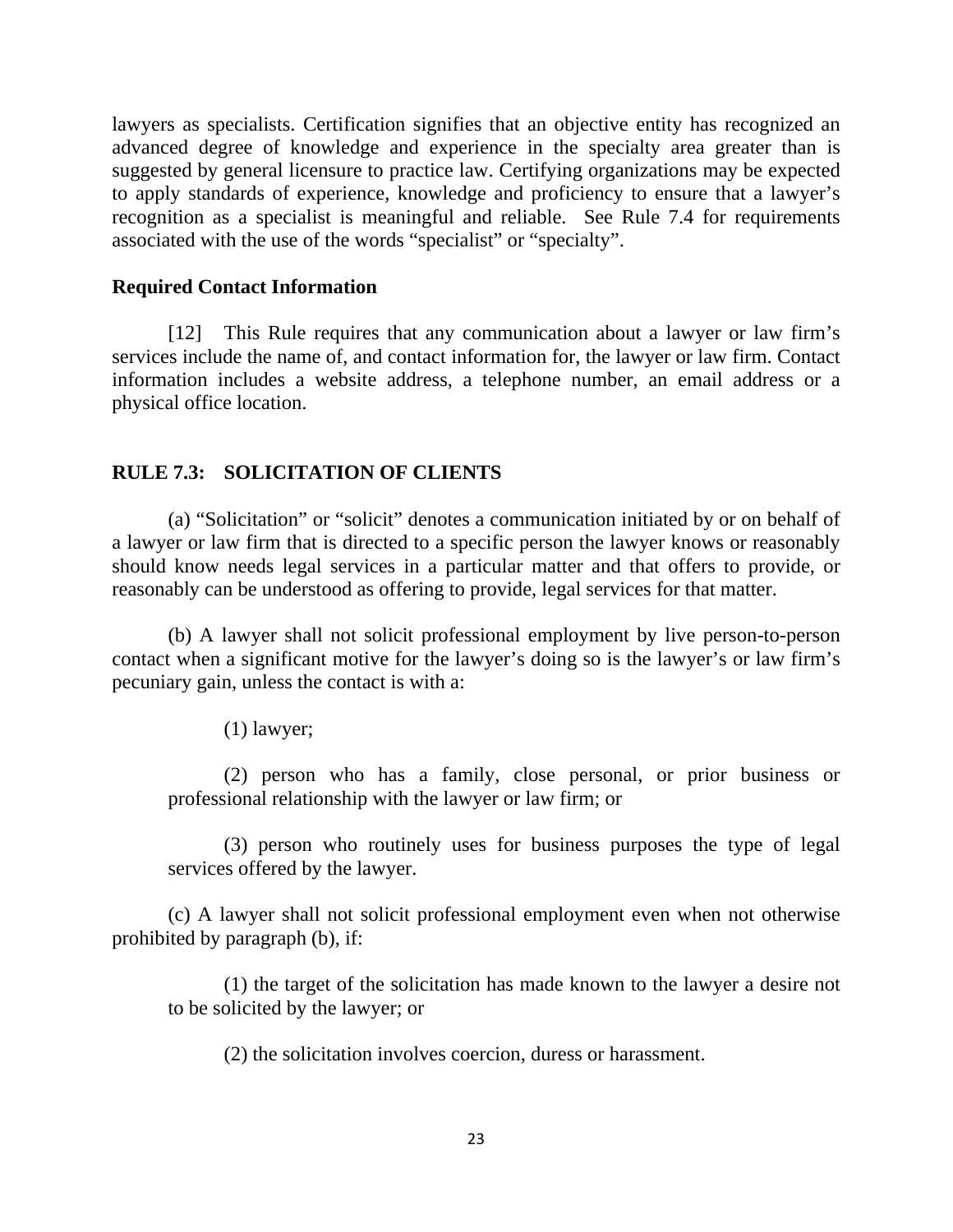lawyers as specialists. Certification signifies that an objective entity has recognized an advanced degree of knowledge and experience in the specialty area greater than is suggested by general licensure to practice law. Certifying organizations may be expected to apply standards of experience, knowledge and proficiency to ensure that a lawyer's recognition as a specialist is meaningful and reliable. See Rule 7.4 for requirements associated with the use of the words "specialist" or "specialty".

**Required Contact Information**

[12] This Rule requires that any communication about a lawyer or law firm's services include the name of, and contact information for, the lawyer or law firm. Contact information includes a website address, a telephone number, an email address or a physical office location.

## RULE 7.3: SOLICITATION OF CLIENTS

(a) "Solicitation" or "solicit" denotes a communication initiated by or on behalf of a lawyer or law firm that is directed to a specific person the lawyer knows or reasonably should know needs legal services in a particular matter and that offers to provide, or reasonably can be understood as offering to provide, legal services for that matter.

(b) A lawyer shall not solicit professional employment by live person-to-person contact when a significant motive for the lawyer's doing so is the lawyer's or law firm's pecuniary gain, unless the contact is with a:

(1) lawyer;

(2) person who has a family, close personal, or prior business or professional relationship with the lawyer or law firm; or

(3) person who routinely uses for business purposes the type of legal services offered by the lawyer.

(c) A lawyer shall not solicit professional employment even when not otherwise prohibited by paragraph (b), if:

(1) the target of the solicitation has made known to the lawyer a desire not to be solicited by the lawyer; or

(2) the solicitation involves coercion, duress or harassment.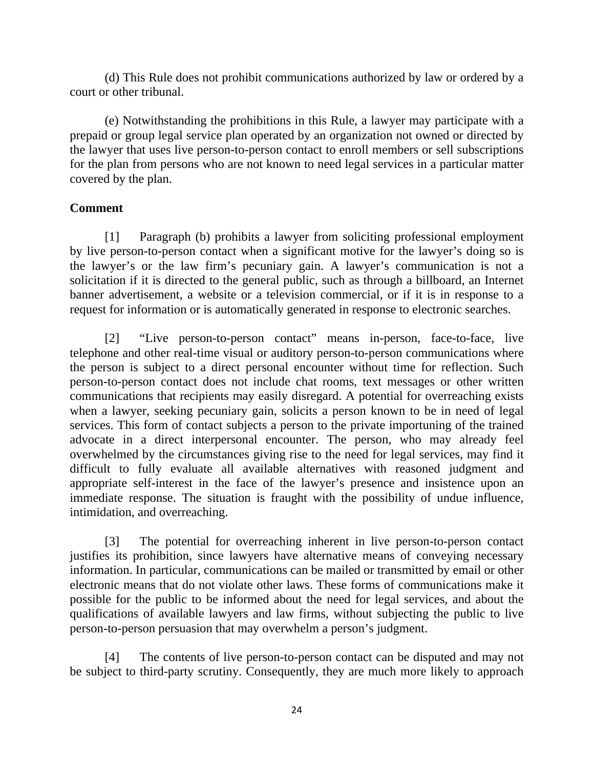(d) This Rule does not prohibit communications authorized by law or ordered by a court or other tribunal.

(e) Notwithstanding the prohibitions in this Rule, a lawyer may participate with a prepaid or group legal service plan operated by an organization not owned or directed by the lawyer that uses live person-to-person contact to enroll members or sell subscriptions for the plan from persons who are not known to need legal services in a particular matter covered by the plan.

**Comment**

[1] Paragraph (b) prohibits a lawyer from soliciting professional employment by live person-to-person contact when a significant motive for the lawyer's doing so is the lawyer's or the law firm's pecuniary gain. A lawyer's communication is not a solicitation if it is directed to the general public, such as through a billboard, an Internet banner advertisement, a website or a television commercial, or if it is in response to a request for information or is automatically generated in response to electronic searches.

[2] "Live person-to-person contact" means in-person, face-to-face, live telephone and other real-time visual or auditory person-to-person communications where the person is subject to a direct personal encounter without time for reflection. Such person-to-person contact does not include chat rooms, text messages or other written communications that recipients may easily disregard. A potential for overreaching exists when a lawyer, seeking pecuniary gain, solicits a person known to be in need of legal services. This form of contact subjects a person to the private importuning of the trained advocate in a direct interpersonal encounter. The person, who may already feel overwhelmed by the circumstances giving rise to the need for legal services, may find it difficult to fully evaluate all available alternatives with reasoned judgment and appropriate self-interest in the face of the lawyer's presence and insistence upon an immediate response. The situation is fraught with the possibility of undue influence, intimidation, and overreaching.

[3] The potential for overreaching inherent in live person-to-person contact justifies its prohibition, since lawyers have alternative means of conveying necessary information. In particular, communications can be mailed or transmitted by email or other electronic means that do not violate other laws. These forms of communications make it possible for the public to be informed about the need for legal services, and about the qualifications of available lawyers and law firms, without subjecting the public to live person-to-person persuasion that may overwhelm a person's judgment.

[4] The contents of live person-to-person contact can be disputed and may not be subject to third-party scrutiny. Consequently, they are much more likely to approach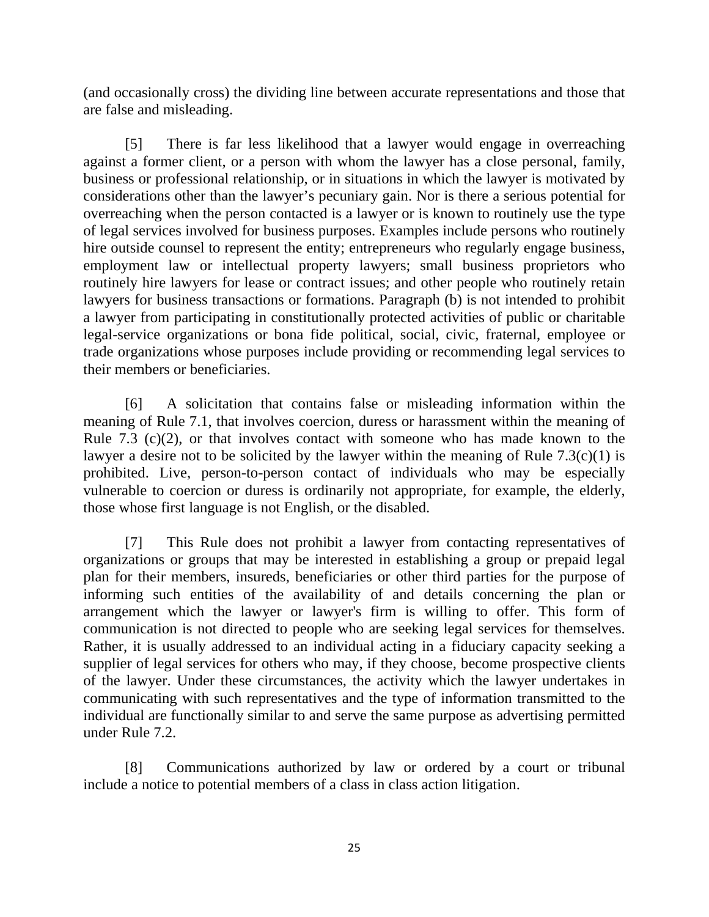(and occasionally cross) the dividing line between accurate representations and those that are false and misleading.

[5] There is far less likelihood that a lawyer would engage in overreaching against a former client, or a person with whom the lawyer has a close personal, family, business or professional relationship, or in situations in which the lawyer is motivated by considerations other than the lawyer's pecuniary gain. Nor is there a serious potential for overreaching when the person contacted is a lawyer or is known to routinely use the type of legal services involved for business purposes. Examples include persons who routinely hire outside counsel to represent the entity; entrepreneurs who regularly engage business, employment law or intellectual property lawyers; small business proprietors who routinely hire lawyers for lease or contract issues; and other people who routinely retain lawyers for business transactions or formations. Paragraph (b) is not intended to prohibit a lawyer from participating in constitutionally protected activities of public or charitable legal-service organizations or bona fide political, social, civic, fraternal, employee or trade organizations whose purposes include providing or recommending legal services to their members or beneficiaries.

[6] A solicitation that contains false or misleading information within the meaning of Rule 7.1, that involves coercion, duress or harassment within the meaning of Rule 7.3 (c)(2), or that involves contact with someone who has made known to the lawyer a desire not to be solicited by the lawyer within the meaning of Rule 7.3(c)(1) is prohibited. Live, person-to-person contact of individuals who may be especially vulnerable to coercion or duress is ordinarily not appropriate, for example, the elderly, those whose first language is not English, or the disabled.

[7] This Rule does not prohibit a lawyer from contacting representatives of organizations or groups that may be interested in establishing a group or prepaid legal plan for their members, insureds, beneficiaries or other third parties for the purpose of informing such entities of the availability of and details concerning the plan or arrangement which the lawyer or lawyer's firm is willing to offer. This form of communication is not directed to people who are seeking legal services for themselves. Rather, it is usually addressed to an individual acting in a fiduciary capacity seeking a supplier of legal services for others who may, if they choose, become prospective clients of the lawyer. Under these circumstances, the activity which the lawyer undertakes in communicating with such representatives and the type of information transmitted to the individual are functionally similar to and serve the same purpose as advertising permitted under Rule 7.2.

[8] Communications authorized by law or ordered by a court or tribunal include a notice to potential members of a class in class action litigation.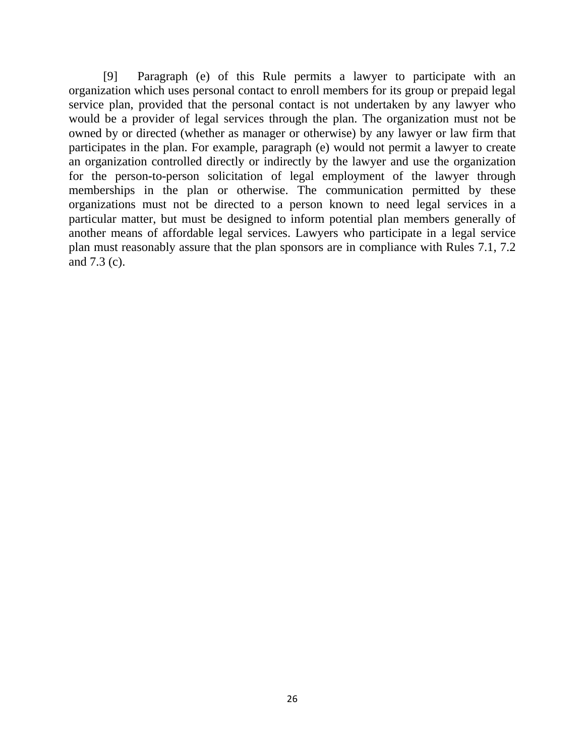[9] Paragraph (e) of this Rule permits a lawyer to participate with an organization which uses personal contact to enroll members for its group or prepaid legal service plan, provided that the personal contact is not undertaken by any lawyer who would be a provider of legal services through the plan. The organization must not be owned by or directed (whether as manager or otherwise) by any lawyer or law firm that participates in the plan. For example, paragraph (e) would not permit a lawyer to create an organization controlled directly or indirectly by the lawyer and use the organization for the person-to-person solicitation of legal employment of the lawyer through memberships in the plan or otherwise. The communication permitted by these organizations must not be directed to a person known to need legal services in a particular matter, but must be designed to inform potential plan members generally of another means of affordable legal services. Lawyers who participate in a legal service plan must reasonably assure that the plan sponsors are in compliance with Rules 7.1, 7.2 and 7.3 (c).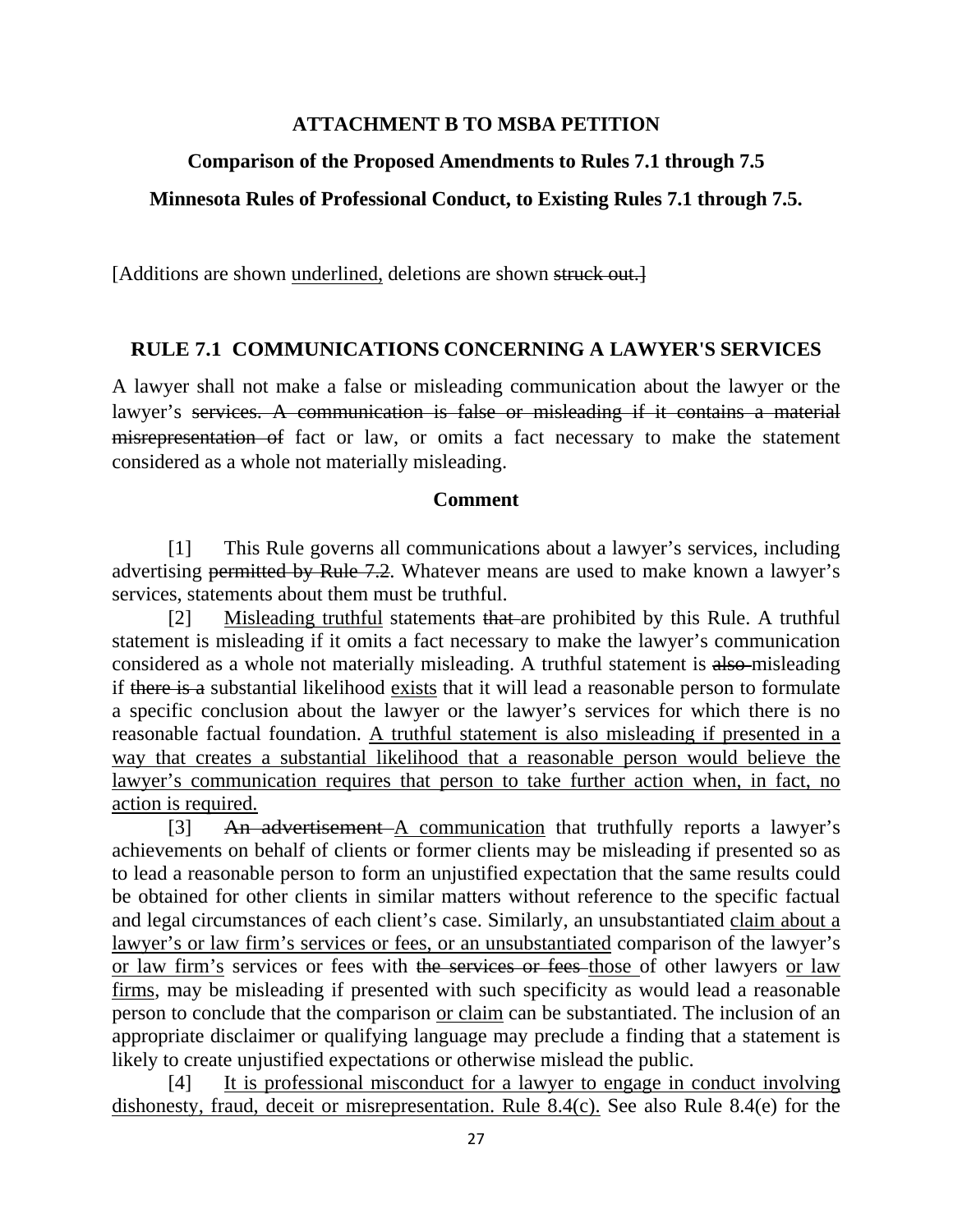**ATTACHMENT B TO MSBA PETITION**

**Comparison of the Proposed Amendments to Rules 7.1 through 7.5**

**Minnesota Rules of Professional Conduct, to Existing Rules 7.1 through 7.5.**

[Additions are shown <u>underlined,</u> deletions are shown ~~struck out.]~~

## RULE 7.1 COMMUNICATIONS CONCERNING A LAWYER'S SERVICES

A lawyer shall not make a false or misleading communication about the lawyer or the lawyer's ~~services. A communication is false or misleading if it contains a material misrepresentation of~~ fact or law, or omits a fact necessary to make the statement considered as a whole not materially misleading.

### Comment

[1] This Rule governs all communications about a lawyer's services, including advertising ~~permitted by Rule 7.2~~. Whatever means are used to make known a lawyer's services, statements about them must be truthful.

[2] <u>Misleading truthful</u> statements ~~that~~ are prohibited by this Rule. A truthful statement is misleading if it omits a fact necessary to make the lawyer's communication considered as a whole not materially misleading. A truthful statement is ~~also~~ misleading if ~~there is a~~ substantial likelihood <u>exists</u> that it will lead a reasonable person to formulate a specific conclusion about the lawyer or the lawyer's services for which there is no reasonable factual foundation. <u>A truthful statement is also misleading if presented in a way that creates a substantial likelihood that a reasonable person would believe the lawyer's communication requires that person to take further action when, in fact, no action is required.</u>

[3] ~~An advertisement~~ <u>A communication</u> that truthfully reports a lawyer's achievements on behalf of clients or former clients may be misleading if presented so as to lead a reasonable person to form an unjustified expectation that the same results could be obtained for other clients in similar matters without reference to the specific factual and legal circumstances of each client's case. Similarly, an unsubstantiated <u>claim about a lawyer's or law firm's services or fees, or an unsubstantiated</u> comparison of the lawyer's <u>or law firm's</u> services or fees with ~~the services or fees~~ <u>those</u> of other lawyers <u>or law firms</u>, may be misleading if presented with such specificity as would lead a reasonable person to conclude that the comparison <u>or claim</u> can be substantiated. The inclusion of an appropriate disclaimer or qualifying language may preclude a finding that a statement is likely to create unjustified expectations or otherwise mislead the public.

[4] <u>It is professional misconduct for a lawyer to engage in conduct involving dishonesty, fraud, deceit or misrepresentation. Rule 8.4(c).</u> See also Rule 8.4(e) for the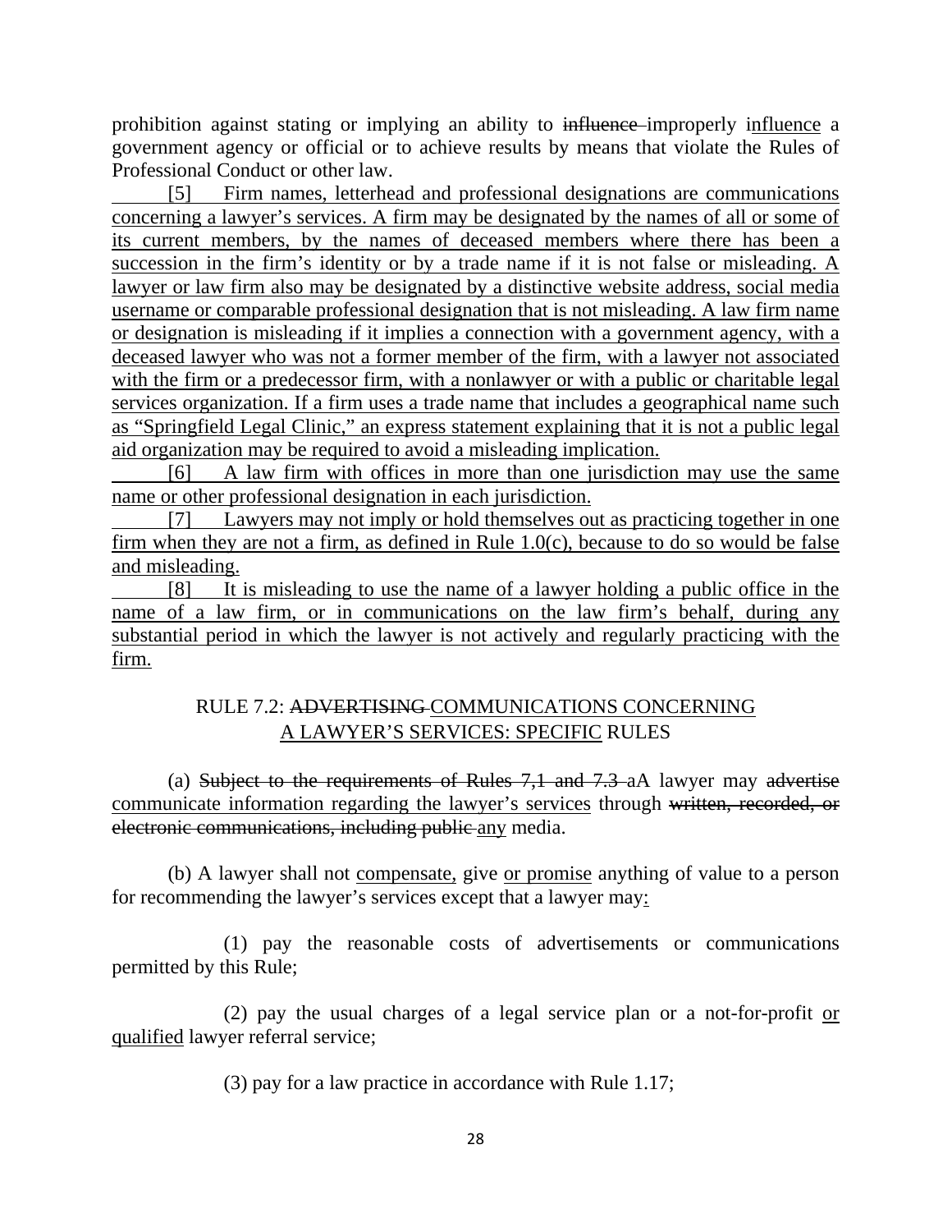prohibition against stating or implying an ability to ~~influence~~ improperly <u>influence</u> a government agency or official or to achieve results by means that violate the Rules of Professional Conduct or other law.

<u>[5] Firm names, letterhead and professional designations are communications concerning a lawyer's services. A firm may be designated by the names of all or some of its current members, by the names of deceased members where there has been a succession in the firm's identity or by a trade name if it is not false or misleading. A lawyer or law firm also may be designated by a distinctive website address, social media username or comparable professional designation that is not misleading. A law firm name or designation is misleading if it implies a connection with a government agency, with a deceased lawyer who was not a former member of the firm, with a lawyer not associated with the firm or a predecessor firm, with a nonlawyer or with a public or charitable legal services organization. If a firm uses a trade name that includes a geographical name such as "Springfield Legal Clinic," an express statement explaining that it is not a public legal aid organization may be required to avoid a misleading implication.</u>

<u>[6] A law firm with offices in more than one jurisdiction may use the same name or other professional designation in each jurisdiction.</u>

<u>[7] Lawyers may not imply or hold themselves out as practicing together in one firm when they are not a firm, as defined in Rule 1.0(c), because to do so would be false and misleading.</u>

<u>[8] It is misleading to use the name of a lawyer holding a public office in the name of a law firm, or in communications on the law firm's behalf, during any substantial period in which the lawyer is not actively and regularly practicing with the firm.</u>

## RULE 7.2: ~~ADVERTISING~~ <u>COMMUNICATIONS CONCERNING A LAWYER'S SERVICES: SPECIFIC</u> RULES

(a) ~~Subject to the requirements of Rules 7,1 and 7.3 a~~<u>A</u> lawyer may ~~advertise~~ <u>communicate information regarding the lawyer's services</u> through ~~written, recorded, or electronic communications, including public~~ <u>any</u> media.

(b) A lawyer shall not <u>compensate,</u> give <u>or promise</u> anything of value to a person for recommending the lawyer's services except that a lawyer may<u>:</u>

(1) pay the reasonable costs of advertisements or communications permitted by this Rule;

(2) pay the usual charges of a legal service plan or a not-for-profit <u>or qualified</u> lawyer referral service;

(3) pay for a law practice in accordance with Rule 1.17;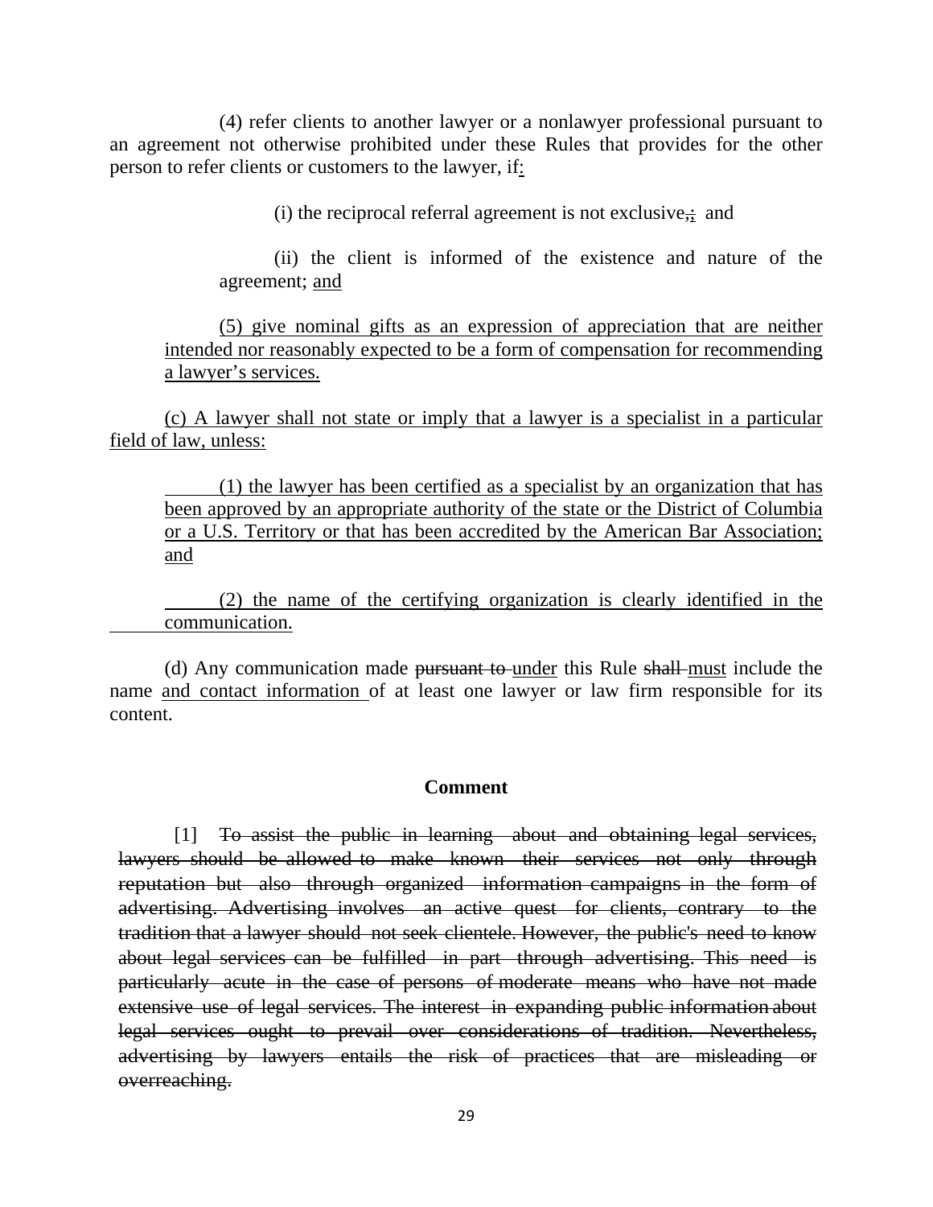(4) refer clients to another lawyer or a nonlawyer professional pursuant to an agreement not otherwise prohibited under these Rules that provides for the other person to refer clients or customers to the lawyer, if<u>:</u>

(i) the reciprocal referral agreement is not exclusive~~,~~<u>;</u> and

(ii) the client is informed of the existence and nature of the agreement; <u>and</u>

<u>(5) give nominal gifts as an expression of appreciation that are neither intended nor reasonably expected to be a form of compensation for recommending a lawyer's services.</u>

<u>(c) A lawyer shall not state or imply that a lawyer is a specialist in a particular field of law, unless:</u>

<u>(1) the lawyer has been certified as a specialist by an organization that has been approved by an appropriate authority of the state or the District of Columbia or a U.S. Territory or that has been accredited by the American Bar Association; and</u>

<u>(2) the name of the certifying organization is clearly identified in the communication.</u>

(d) Any communication made ~~pursuant to~~ <u>under</u> this Rule ~~shall~~ <u>must</u> include the name <u>and contact information</u> of at least one lawyer or law firm responsible for its content.

### Comment

[1] ~~To assist the public in learning about and obtaining legal services, lawyers should be allowed to make known their services not only through reputation but also through organized information campaigns in the form of advertising. Advertising involves an active quest for clients, contrary to the tradition that a lawyer should not seek clientele. However, the public's need to know about legal services can be fulfilled in part through advertising. This need is particularly acute in the case of persons of moderate means who have not made extensive use of legal services. The interest in expanding public information about legal services ought to prevail over considerations of tradition. Nevertheless, advertising by lawyers entails the risk of practices that are misleading or overreaching.~~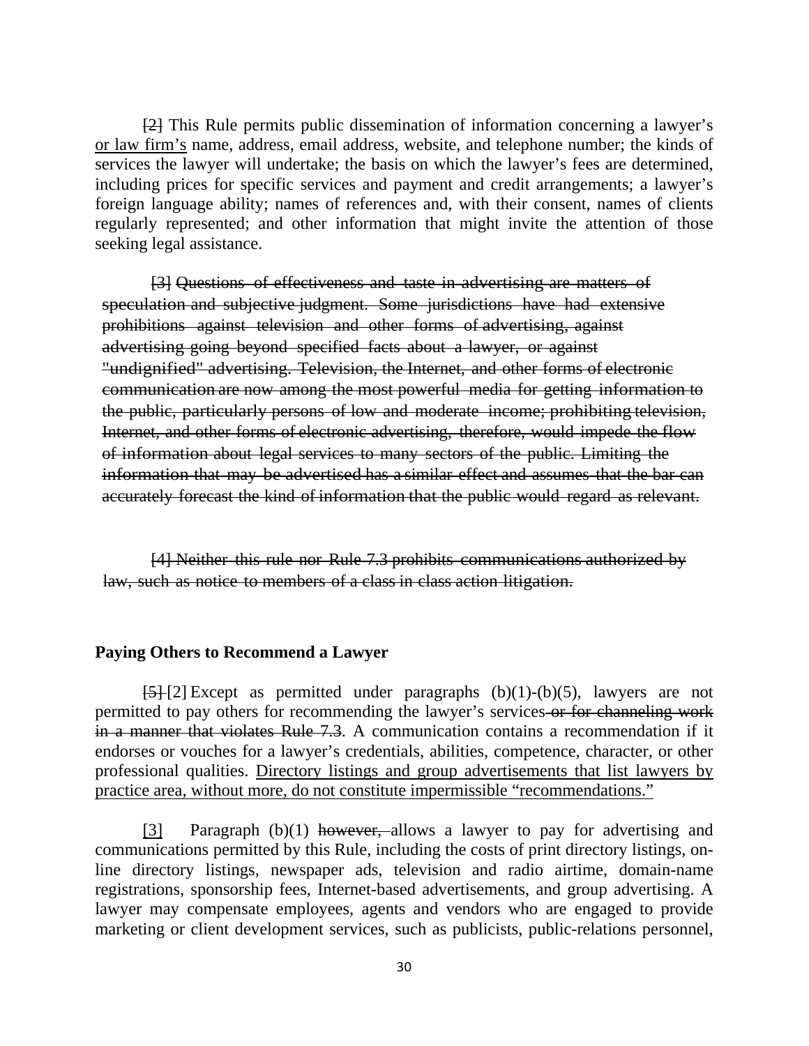~~[2]~~ This Rule permits public dissemination of information concerning a lawyer's <u>or law firm's</u> name, address, email address, website, and telephone number; the kinds of services the lawyer will undertake; the basis on which the lawyer's fees are determined, including prices for specific services and payment and credit arrangements; a lawyer's foreign language ability; names of references and, with their consent, names of clients regularly represented; and other information that might invite the attention of those seeking legal assistance.

~~[3] Questions of effectiveness and taste in advertising are matters of speculation and subjective judgment. Some jurisdictions have had extensive prohibitions against television and other forms of advertising, against advertising going beyond specified facts about a lawyer, or against "undignified" advertising. Television, the Internet, and other forms of electronic communication are now among the most powerful media for getting information to the public, particularly persons of low and moderate income; prohibiting television, Internet, and other forms of electronic advertising, therefore, would impede the flow of information about legal services to many sectors of the public. Limiting the information that may be advertised has a similar effect and assumes that the bar can accurately forecast the kind of information that the public would regard as relevant.~~

~~[4] Neither this rule nor Rule 7.3 prohibits communications authorized by law, such as notice to members of a class in class action litigation.~~

**Paying Others to Recommend a Lawyer**

~~[5]~~ [2] Except as permitted under paragraphs (b)(1)-(b)(5), lawyers are not permitted to pay others for recommending the lawyer's services ~~or for channeling work in a manner that violates Rule 7.3~~. A communication contains a recommendation if it endorses or vouches for a lawyer's credentials, abilities, competence, character, or other professional qualities. <u>Directory listings and group advertisements that list lawyers by practice area, without more, do not constitute impermissible "recommendations."</u>

<u>[3]</u> Paragraph (b)(1) ~~however,~~ allows a lawyer to pay for advertising and communications permitted by this Rule, including the costs of print directory listings, on-line directory listings, newspaper ads, television and radio airtime, domain-name registrations, sponsorship fees, Internet-based advertisements, and group advertising. A lawyer may compensate employees, agents and vendors who are engaged to provide marketing or client development services, such as publicists, public-relations personnel,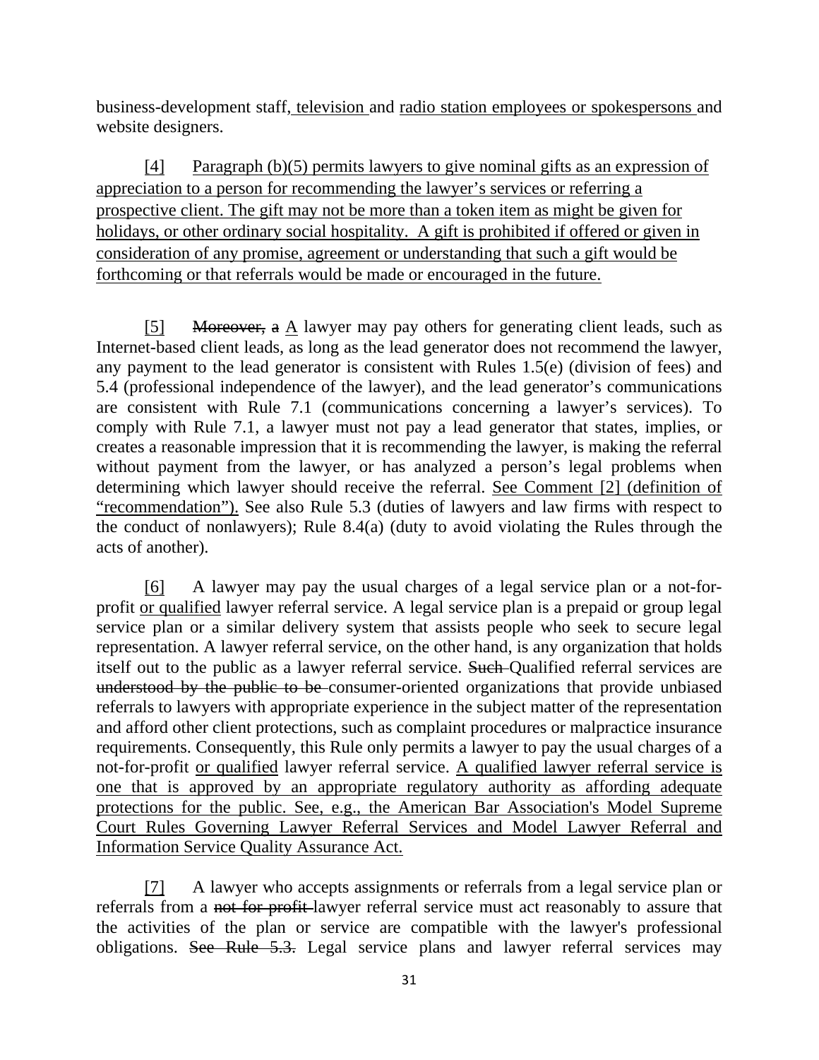business-development staff<u>, television</u> and <u>radio station employees or spokespersons</u> and website designers.

<u>[4]</u> <u>Paragraph (b)(5) permits lawyers to give nominal gifts as an expression of appreciation to a person for recommending the lawyer's services or referring a prospective client. The gift may not be more than a token item as might be given for holidays, or other ordinary social hospitality. A gift is prohibited if offered or given in consideration of any promise, agreement or understanding that such a gift would be forthcoming or that referrals would be made or encouraged in the future.</u>

<u>[5]</u> ~~Moreover, a~~ <u>A</u> lawyer may pay others for generating client leads, such as Internet-based client leads, as long as the lead generator does not recommend the lawyer, any payment to the lead generator is consistent with Rules 1.5(e) (division of fees) and 5.4 (professional independence of the lawyer), and the lead generator's communications are consistent with Rule 7.1 (communications concerning a lawyer's services). To comply with Rule 7.1, a lawyer must not pay a lead generator that states, implies, or creates a reasonable impression that it is recommending the lawyer, is making the referral without payment from the lawyer, or has analyzed a person's legal problems when determining which lawyer should receive the referral. <u>See Comment [2] (definition of "recommendation").</u> See also Rule 5.3 (duties of lawyers and law firms with respect to the conduct of nonlawyers); Rule 8.4(a) (duty to avoid violating the Rules through the acts of another).

<u>[6]</u> A lawyer may pay the usual charges of a legal service plan or a not-for-profit <u>or qualified</u> lawyer referral service. A legal service plan is a prepaid or group legal service plan or a similar delivery system that assists people who seek to secure legal representation. A lawyer referral service, on the other hand, is any organization that holds itself out to the public as a lawyer referral service. ~~Such~~ Qualified referral services are ~~understood by the public to be~~ consumer-oriented organizations that provide unbiased referrals to lawyers with appropriate experience in the subject matter of the representation and afford other client protections, such as complaint procedures or malpractice insurance requirements. Consequently, this Rule only permits a lawyer to pay the usual charges of a not-for-profit <u>or qualified</u> lawyer referral service. <u>A qualified lawyer referral service is one that is approved by an appropriate regulatory authority as affording adequate protections for the public. See, e.g., the American Bar Association's Model Supreme Court Rules Governing Lawyer Referral Services and Model Lawyer Referral and Information Service Quality Assurance Act.</u>

<u>[7]</u> A lawyer who accepts assignments or referrals from a legal service plan or referrals from a ~~not-for-profit~~ lawyer referral service must act reasonably to assure that the activities of the plan or service are compatible with the lawyer's professional obligations. ~~See Rule 5.3.~~ Legal service plans and lawyer referral services may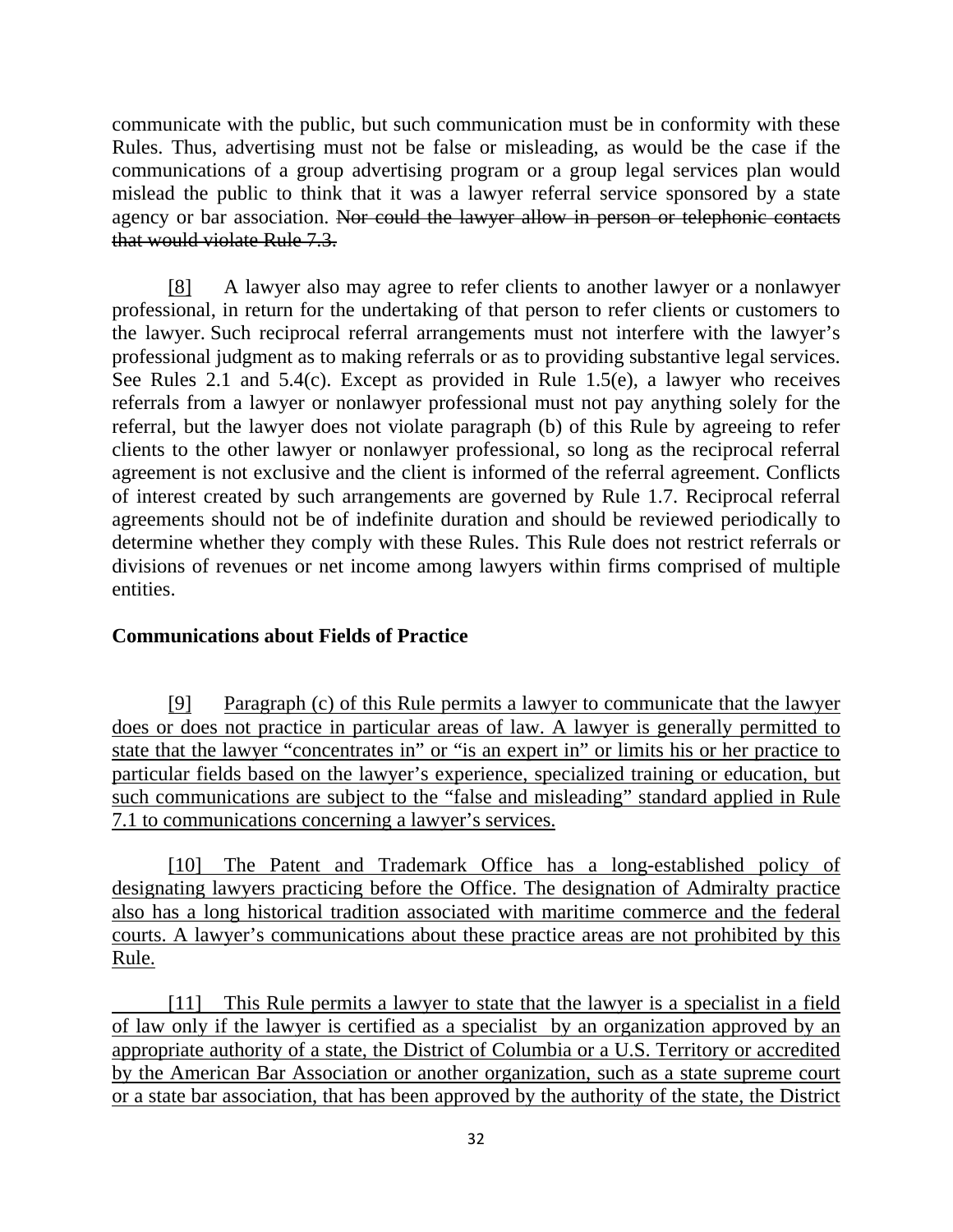communicate with the public, but such communication must be in conformity with these Rules. Thus, advertising must not be false or misleading, as would be the case if the communications of a group advertising program or a group legal services plan would mislead the public to think that it was a lawyer referral service sponsored by a state agency or bar association. ~~Nor could the lawyer allow in person or telephonic contacts that would violate Rule 7.3.~~

<u>[8]</u> A lawyer also may agree to refer clients to another lawyer or a nonlawyer professional, in return for the undertaking of that person to refer clients or customers to the lawyer. Such reciprocal referral arrangements must not interfere with the lawyer's professional judgment as to making referrals or as to providing substantive legal services. See Rules 2.1 and 5.4(c). Except as provided in Rule 1.5(e), a lawyer who receives referrals from a lawyer or nonlawyer professional must not pay anything solely for the referral, but the lawyer does not violate paragraph (b) of this Rule by agreeing to refer clients to the other lawyer or nonlawyer professional, so long as the reciprocal referral agreement is not exclusive and the client is informed of the referral agreement. Conflicts of interest created by such arrangements are governed by Rule 1.7. Reciprocal referral agreements should not be of indefinite duration and should be reviewed periodically to determine whether they comply with these Rules. This Rule does not restrict referrals or divisions of revenues or net income among lawyers within firms comprised of multiple entities.

**Communications about Fields of Practice**

<u>[9] Paragraph (c) of this Rule permits a lawyer to communicate that the lawyer does or does not practice in particular areas of law. A lawyer is generally permitted to state that the lawyer "concentrates in" or "is an expert in" or limits his or her practice to particular fields based on the lawyer's experience, specialized training or education, but such communications are subject to the "false and misleading" standard applied in Rule 7.1 to communications concerning a lawyer's services.</u>

<u>[10] The Patent and Trademark Office has a long-established policy of designating lawyers practicing before the Office. The designation of Admiralty practice also has a long historical tradition associated with maritime commerce and the federal courts. A lawyer's communications about these practice areas are not prohibited by this Rule.</u>

<u>[11] This Rule permits a lawyer to state that the lawyer is a specialist in a field of law only if the lawyer is certified as a specialist by an organization approved by an appropriate authority of a state, the District of Columbia or a U.S. Territory or accredited by the American Bar Association or another organization, such as a state supreme court or a state bar association, that has been approved by the authority of the state, the District</u>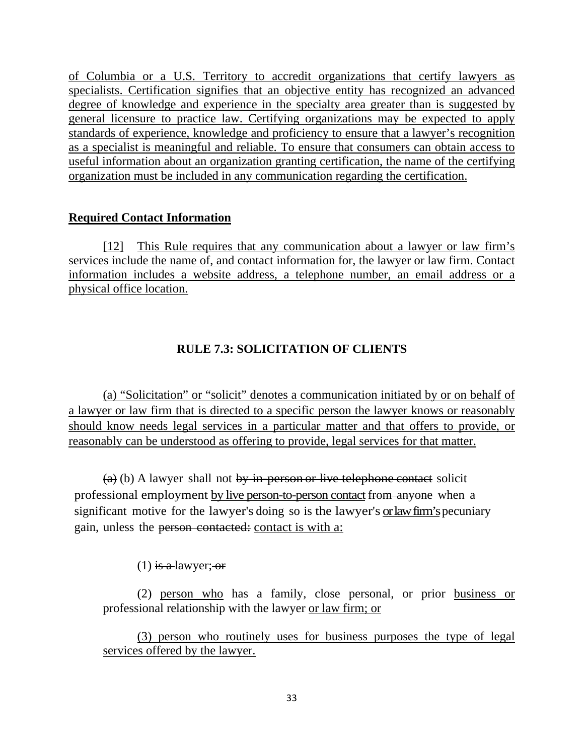of Columbia or a U.S. Territory to accredit organizations that certify lawyers as specialists. Certification signifies that an objective entity has recognized an advanced degree of knowledge and experience in the specialty area greater than is suggested by general licensure to practice law. Certifying organizations may be expected to apply standards of experience, knowledge and proficiency to ensure that a lawyer's recognition as a specialist is meaningful and reliable. To ensure that consumers can obtain access to useful information about an organization granting certification, the name of the certifying organization must be included in any communication regarding the certification.

**Required Contact Information**

[12] This Rule requires that any communication about a lawyer or law firm's services include the name of, and contact information for, the lawyer or law firm. Contact information includes a website address, a telephone number, an email address or a physical office location.

## RULE 7.3: SOLICITATION OF CLIENTS

(a) "Solicitation" or "solicit" denotes a communication initiated by or on behalf of a lawyer or law firm that is directed to a specific person the lawyer knows or reasonably should know needs legal services in a particular matter and that offers to provide, or reasonably can be understood as offering to provide, legal services for that matter.

~~(a)~~ (b) A lawyer shall not ~~by in-person or live telephone contact~~ solicit professional employment by live person-to-person contact ~~from anyone~~ when a significant motive for the lawyer's doing so is the lawyer's or law firm's pecuniary gain, unless the ~~person contacted:~~ contact is with a:

(1) ~~is a~~ lawyer; ~~or~~

(2) person who has a family, close personal, or prior business or professional relationship with the lawyer or law firm; or

(3) person who routinely uses for business purposes the type of legal services offered by the lawyer.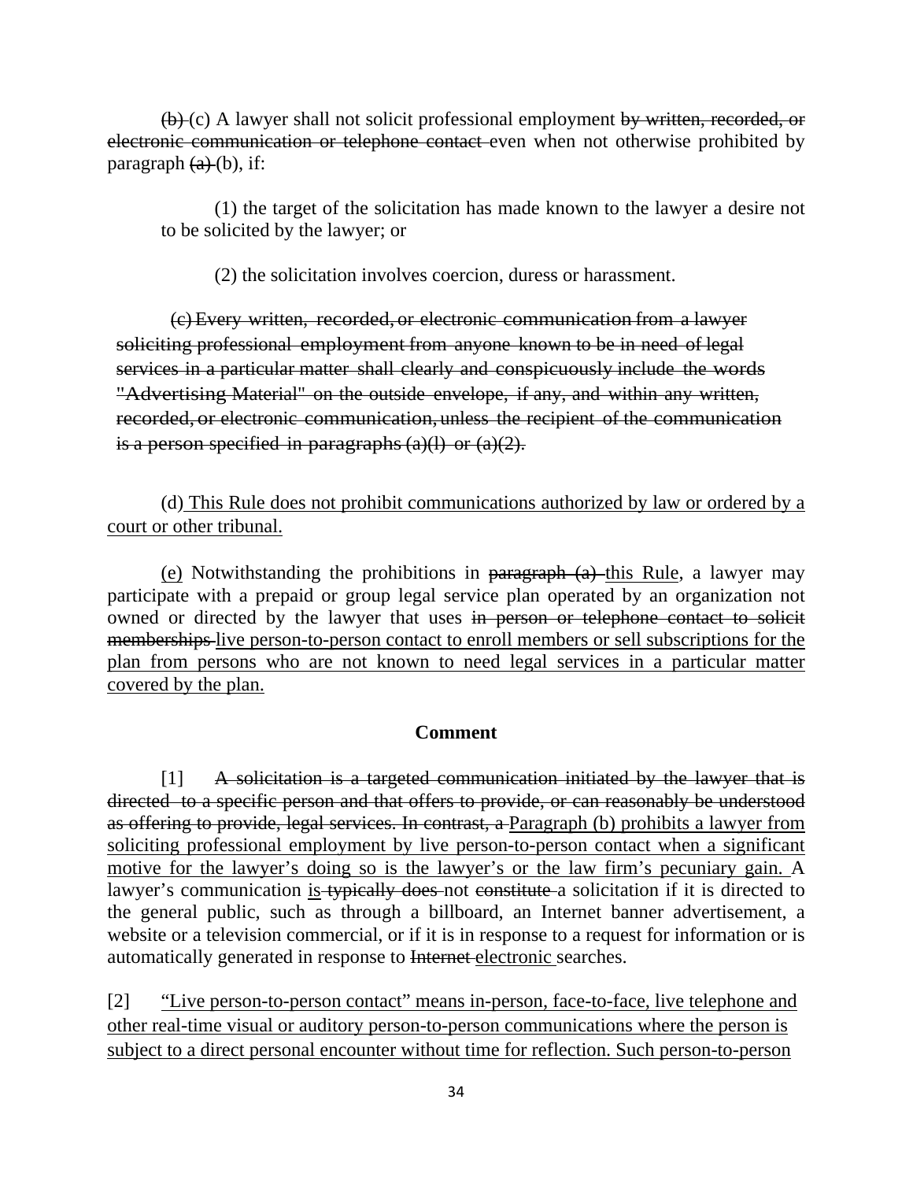~~(b)~~ (c) A lawyer shall not solicit professional employment ~~by written, recorded, or electronic communication or telephone contact~~ even when not otherwise prohibited by paragraph ~~(a)~~ (b), if:

(1) the target of the solicitation has made known to the lawyer a desire not to be solicited by the lawyer; or

(2) the solicitation involves coercion, duress or harassment.

~~(c) Every written, recorded, or electronic communication from a lawyer soliciting professional employment from anyone known to be in need of legal services in a particular matter shall clearly and conspicuously include the words "Advertising Material" on the outside envelope, if any, and within any written, recorded, or electronic communication, unless the recipient of the communication is a person specified in paragraphs (a)(l) or (a)(2).~~

<u>(d) This Rule does not prohibit communications authorized by law or ordered by a court or other tribunal.</u>

<u>(e)</u> Notwithstanding the prohibitions in ~~paragraph (a)~~ <u>this Rule</u>, a lawyer may participate with a prepaid or group legal service plan operated by an organization not owned or directed by the lawyer that uses ~~in person or telephone contact to solicit memberships~~ <u>live person-to-person contact to enroll members or sell subscriptions for the plan from persons who are not known to need legal services in a particular matter covered by the plan.</u>

## Comment

[1] ~~A solicitation is a targeted communication initiated by the lawyer that is directed to a specific person and that offers to provide, or can reasonably be understood as offering to provide, legal services. In contrast, a~~ <u>Paragraph (b) prohibits a lawyer from soliciting professional employment by live person-to-person contact when a significant motive for the lawyer's doing so is the lawyer's or the law firm's pecuniary gain.</u> A lawyer's communication <u>is</u> ~~typically does~~ not ~~constitute~~ a solicitation if it is directed to the general public, such as through a billboard, an Internet banner advertisement, a website or a television commercial, or if it is in response to a request for information or is automatically generated in response to ~~Internet~~ <u>electronic</u> searches.

<u>[2] "Live person-to-person contact" means in-person, face-to-face, live telephone and other real-time visual or auditory person-to-person communications where the person is subject to a direct personal encounter without time for reflection. Such person-to-person</u>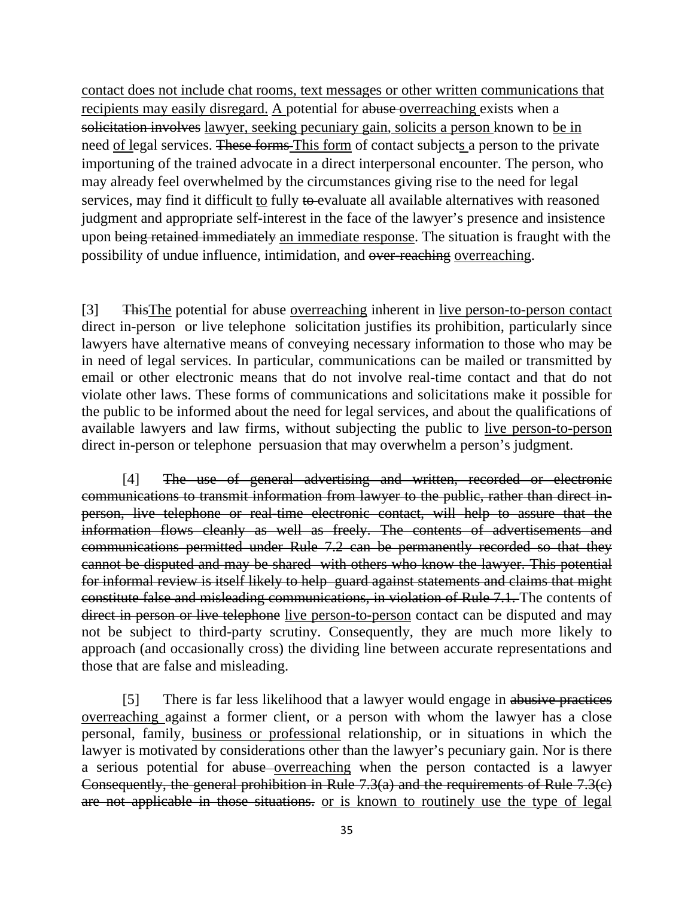<u>contact does not include chat rooms, text messages or other written communications that recipients may easily disregard.</u> <u>A</u> potential for ~~abuse~~ <u>overreaching</u> exists when a ~~solicitation involves~~ <u>lawyer, seeking pecuniary gain,</u> <u>solicits a person</u> known to <u>be in</u> need <u>of</u> legal services. ~~These forms~~ <u>This form</u> of contact subject<u>s</u> a person to the private importuning of the trained advocate in a direct interpersonal encounter. The person, who may already feel overwhelmed by the circumstances giving rise to the need for legal services, may find it difficult <u>to</u> fully ~~to~~ evaluate all available alternatives with reasoned judgment and appropriate self-interest in the face of the lawyer's presence and insistence upon ~~being retained immediately~~ <u>an immediate response</u>. The situation is fraught with the possibility of undue influence, intimidation, and ~~over-reaching~~ <u>overreaching</u>.

[3] ~~This~~<u>The</u> potential for abuse <u>overreaching</u> inherent in <u>live person-to-person contact</u> direct in-person or live telephone solicitation justifies its prohibition, particularly since lawyers have alternative means of conveying necessary information to those who may be in need of legal services. In particular, communications can be mailed or transmitted by email or other electronic means that do not involve real-time contact and that do not violate other laws. These forms of communications and solicitations make it possible for the public to be informed about the need for legal services, and about the qualifications of available lawyers and law firms, without subjecting the public to <u>live person-to-person</u> direct in-person or telephone persuasion that may overwhelm a person's judgment.

[4] ~~The use of general advertising and written, recorded or electronic communications to transmit information from lawyer to the public, rather than direct in-person, live telephone or real-time electronic contact, will help to assure that the information flows cleanly as well as freely. The contents of advertisements and communications permitted under Rule 7.2 can be permanently recorded so that they cannot be disputed and may be shared with others who know the lawyer. This potential for informal review is itself likely to help guard against statements and claims that might constitute false and misleading communications, in violation of Rule 7.1.~~ The contents of ~~direct in person or live telephone~~ <u>live person-to-person</u> contact can be disputed and may not be subject to third-party scrutiny. Consequently, they are much more likely to approach (and occasionally cross) the dividing line between accurate representations and those that are false and misleading.

[5] There is far less likelihood that a lawyer would engage in ~~abusive practices~~ <u>overreaching</u> against a former client, or a person with whom the lawyer has a close personal, family, <u>business or professional</u> relationship, or in situations in which the lawyer is motivated by considerations other than the lawyer's pecuniary gain. Nor is there a serious potential for ~~abuse~~ <u>overreaching</u> when the person contacted is a lawyer ~~Consequently, the general prohibition in Rule 7.3(a) and the requirements of Rule 7.3(c) are not applicable in those situations.~~ <u>or is known to routinely use the type of legal</u>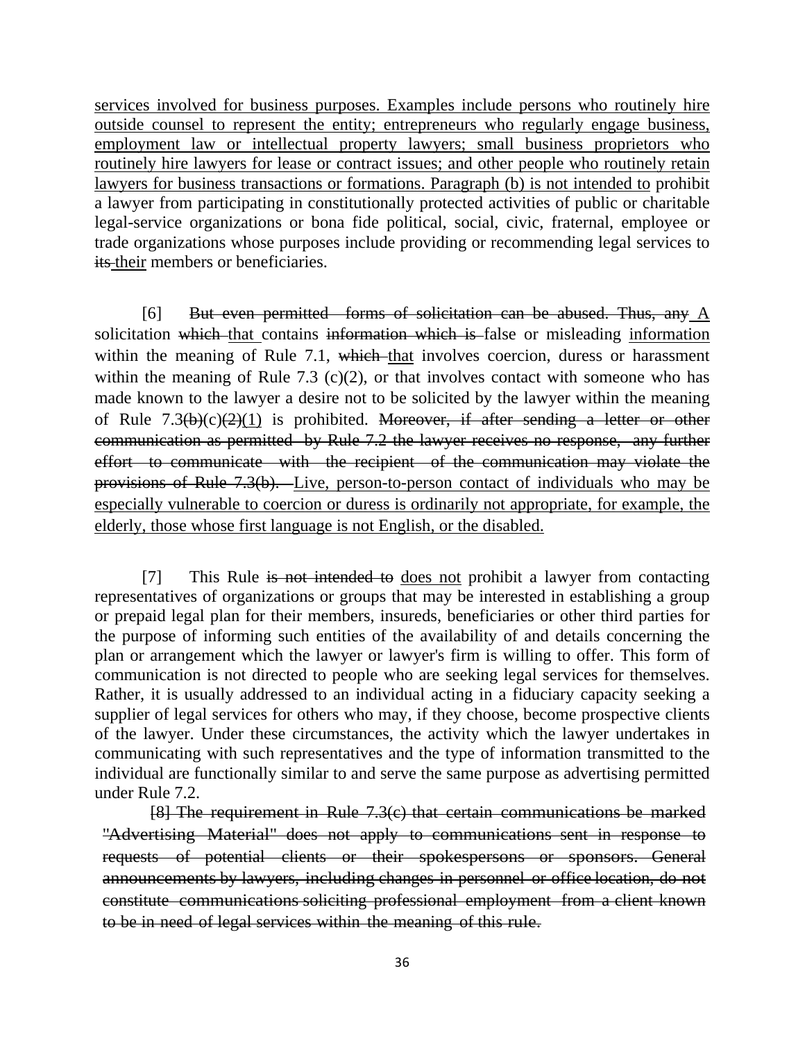<u>services involved for business purposes. Examples include persons who routinely hire outside counsel to represent the entity; entrepreneurs who regularly engage business, employment law or intellectual property lawyers; small business proprietors who routinely hire lawyers for lease or contract issues; and other people who routinely retain lawyers for business transactions or formations. Paragraph (b) is not intended to</u> prohibit a lawyer from participating in constitutionally protected activities of public or charitable legal-service organizations or bona fide political, social, civic, fraternal, employee or trade organizations whose purposes include providing or recommending legal services to ~~its~~ <u>their</u> members or beneficiaries.

[6] ~~But even permitted forms of solicitation can be abused. Thus, any~~ <u>A</u> solicitation ~~which~~ <u>that</u> contains ~~information which is~~ false or misleading <u>information</u> within the meaning of Rule 7.1, ~~which~~ <u>that</u> involves coercion, duress or harassment within the meaning of Rule 7.3 (c)(2), or that involves contact with someone who has made known to the lawyer a desire not to be solicited by the lawyer within the meaning of Rule 7.3~~(b)~~(c)~~(2)~~<u>(1)</u> is prohibited. ~~Moreover, if after sending a letter or other communication as permitted by Rule 7.2 the lawyer receives no response, any further effort to communicate with the recipient of the communication may violate the provisions of Rule 7.3(b).~~ <u>Live, person-to-person contact of individuals who may be especially vulnerable to coercion or duress is ordinarily not appropriate, for example, the elderly, those whose first language is not English, or the disabled.</u>

[7] This Rule ~~is not intended to~~ <u>does not</u> prohibit a lawyer from contacting representatives of organizations or groups that may be interested in establishing a group or prepaid legal plan for their members, insureds, beneficiaries or other third parties for the purpose of informing such entities of the availability of and details concerning the plan or arrangement which the lawyer or lawyer's firm is willing to offer. This form of communication is not directed to people who are seeking legal services for themselves. Rather, it is usually addressed to an individual acting in a fiduciary capacity seeking a supplier of legal services for others who may, if they choose, become prospective clients of the lawyer. Under these circumstances, the activity which the lawyer undertakes in communicating with such representatives and the type of information transmitted to the individual are functionally similar to and serve the same purpose as advertising permitted under Rule 7.2.

~~[8] The requirement in Rule 7.3(c) that certain communications be marked "Advertising Material" does not apply to communications sent in response to requests of potential clients or their spokespersons or sponsors. General announcements by lawyers, including changes in personnel or office location, do not constitute communications soliciting professional employment from a client known to be in need of legal services within the meaning of this rule.~~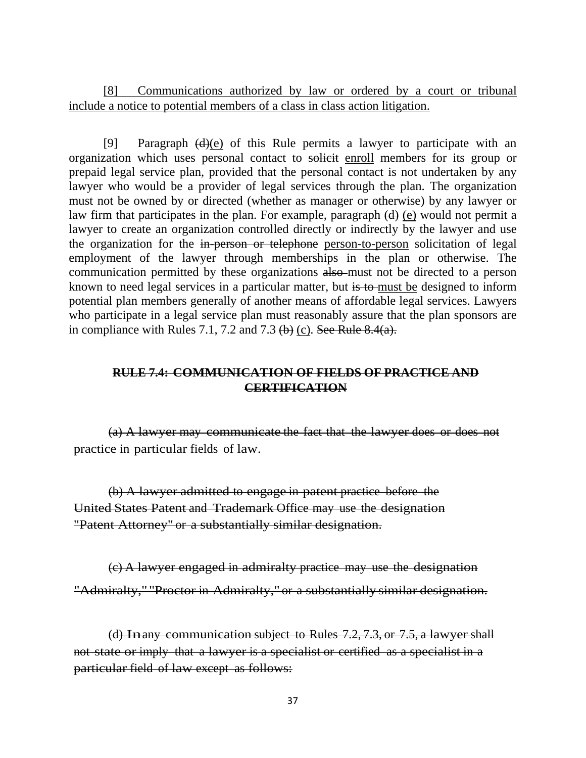<u>[8] Communications authorized by law or ordered by a court or tribunal include a notice to potential members of a class in class action litigation.</u>

[9] Paragraph ~~(d)~~<u>(e)</u> of this Rule permits a lawyer to participate with an organization which uses personal contact to ~~solicit~~ <u>enroll</u> members for its group or prepaid legal service plan, provided that the personal contact is not undertaken by any lawyer who would be a provider of legal services through the plan. The organization must not be owned by or directed (whether as manager or otherwise) by any lawyer or law firm that participates in the plan. For example, paragraph ~~(d)~~ <u>(e)</u> would not permit a lawyer to create an organization controlled directly or indirectly by the lawyer and use the organization for the ~~in-person or telephone~~ <u>person-to-person</u> solicitation of legal employment of the lawyer through memberships in the plan or otherwise. The communication permitted by these organizations ~~also~~ must not be directed to a person known to need legal services in a particular matter, but ~~is to~~ <u>must be</u> designed to inform potential plan members generally of another means of affordable legal services. Lawyers who participate in a legal service plan must reasonably assure that the plan sponsors are in compliance with Rules 7.1, 7.2 and 7.3 ~~(b)~~ <u>(c)</u>. ~~See Rule 8.4(a).~~

## ~~RULE 7.4: COMMUNICATION OF FIELDS OF PRACTICE AND CERTIFICATION~~

~~(a) A lawyer may communicate the fact that the lawyer does or does not practice in particular fields of law.~~

~~(b) A lawyer admitted to engage in patent practice before the United States Patent and Trademark Office may use the designation "Patent Attorney" or a substantially similar designation.~~

~~(c) A lawyer engaged in admiralty practice may use the designation "Admiralty," "Proctor in Admiralty," or a substantially similar designation.~~

~~(d) In any communication subject to Rules 7.2, 7.3, or 7.5, a lawyer shall not state or imply that a lawyer is a specialist or certified as a specialist in a particular field of law except as follows:~~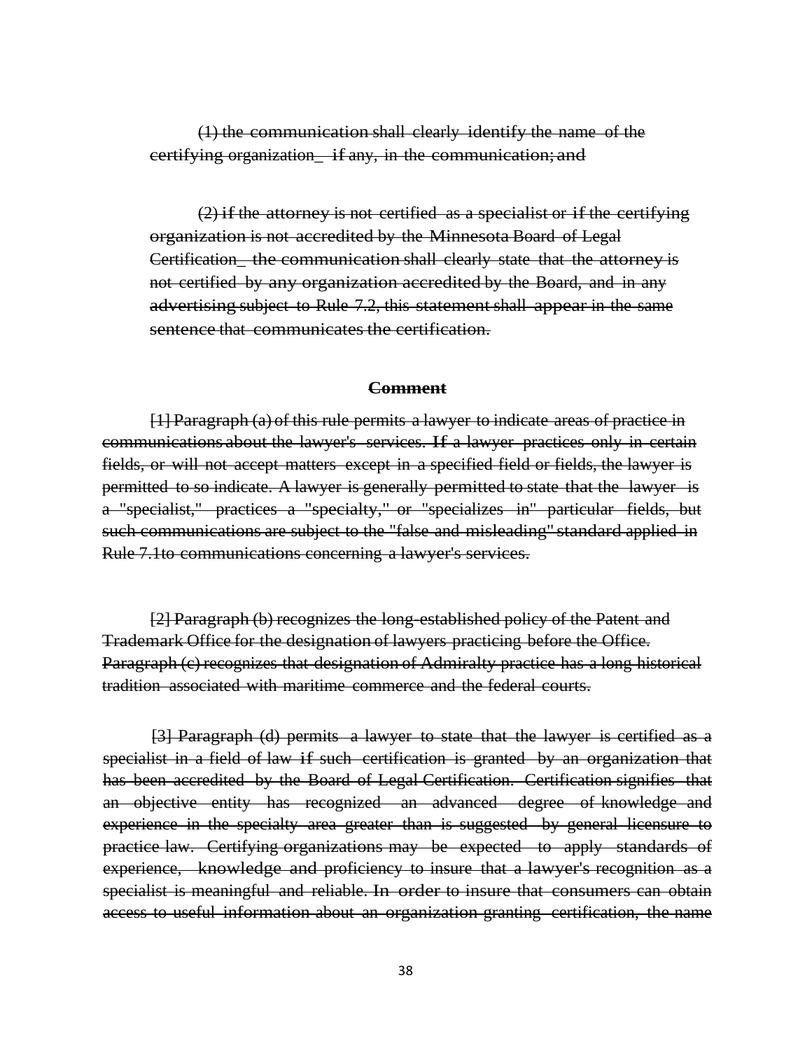~~(1) the communication shall clearly identify the name of the certifying organization_ if any, in the communication; and~~

~~(2) if the attorney is not certified as a specialist or if the certifying organization is not accredited by the Minnesota Board of Legal Certification_ the communication shall clearly state that the attorney is not certified by any organization accredited by the Board, and in any advertising subject to Rule 7.2, this statement shall appear in the same sentence that communicates the certification.~~

**~~Comment~~**

~~[1] Paragraph (a) of this rule permits a lawyer to indicate areas of practice in communications about the lawyer's services. If a lawyer practices only in certain fields, or will not accept matters except in a specified field or fields, the lawyer is permitted to so indicate. A lawyer is generally permitted to state that the lawyer is a "specialist," practices a "specialty," or "specializes in" particular fields, but such communications are subject to the "false and misleading" standard applied in Rule 7.1to communications concerning a lawyer's services.~~

~~[2] Paragraph (b) recognizes the long-established policy of the Patent and Trademark Office for the designation of lawyers practicing before the Office. Paragraph (c) recognizes that designation of Admiralty practice has a long historical tradition associated with maritime commerce and the federal courts.~~

~~[3] Paragraph (d) permits a lawyer to state that the lawyer is certified as a specialist in a field of law if such certification is granted by an organization that has been accredited by the Board of Legal Certification. Certification signifies that an objective entity has recognized an advanced degree of knowledge and experience in the specialty area greater than is suggested by general licensure to practice law. Certifying organizations may be expected to apply standards of experience, knowledge and proficiency to insure that a lawyer's recognition as a specialist is meaningful and reliable. In order to insure that consumers can obtain access to useful information about an organization granting certification, the name~~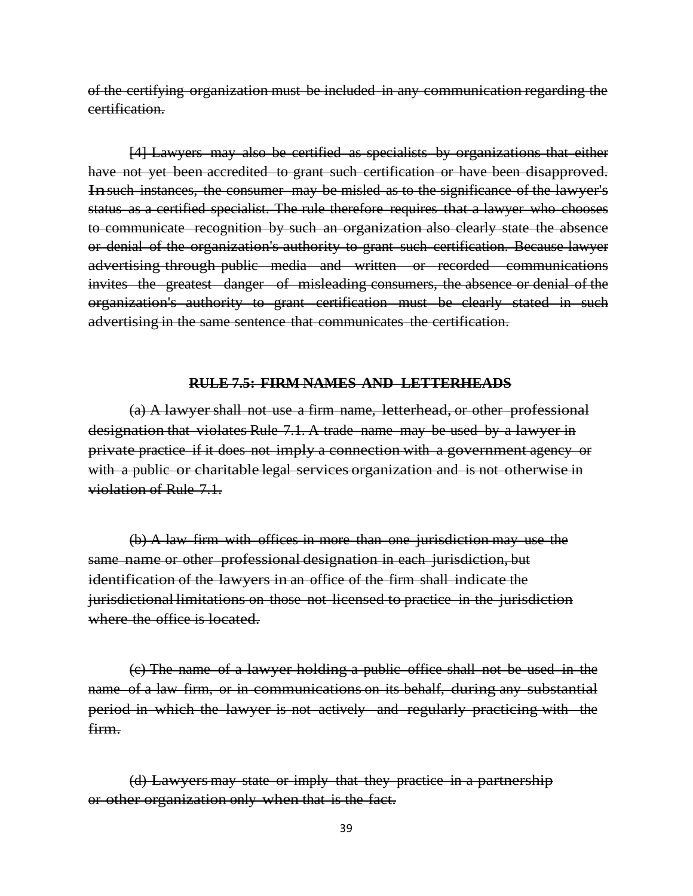~~of the certifying organization must be included in any communication regarding the certification.~~

~~[4] Lawyers may also be certified as specialists by organizations that either have not yet been accredited to grant such certification or have been disapproved. In such instances, the consumer may be misled as to the significance of the lawyer's status as a certified specialist. The rule therefore requires that a lawyer who chooses to communicate recognition by such an organization also clearly state the absence or denial of the organization's authority to grant such certification. Because lawyer advertising through public media and written or recorded communications invites the greatest danger of misleading consumers, the absence or denial of the organization's authority to grant certification must be clearly stated in such advertising in the same sentence that communicates the certification.~~

### ~~RULE 7.5: FIRM NAMES AND LETTERHEADS~~

~~(a) A lawyer shall not use a firm name, letterhead, or other professional designation that violates Rule 7.1. A trade name may be used by a lawyer in private practice if it does not imply a connection with a government agency or with a public or charitable legal services organization and is not otherwise in violation of Rule 7.1.~~

~~(b) A law firm with offices in more than one jurisdiction may use the same name or other professional designation in each jurisdiction, but identification of the lawyers in an office of the firm shall indicate the jurisdictional limitations on those not licensed to practice in the jurisdiction where the office is located.~~

~~(c) The name of a lawyer holding a public office shall not be used in the name of a law firm, or in communications on its behalf, during any substantial period in which the lawyer is not actively and regularly practicing with the firm.~~

~~(d) Lawyers may state or imply that they practice in a partnership or other organization only when that is the fact.~~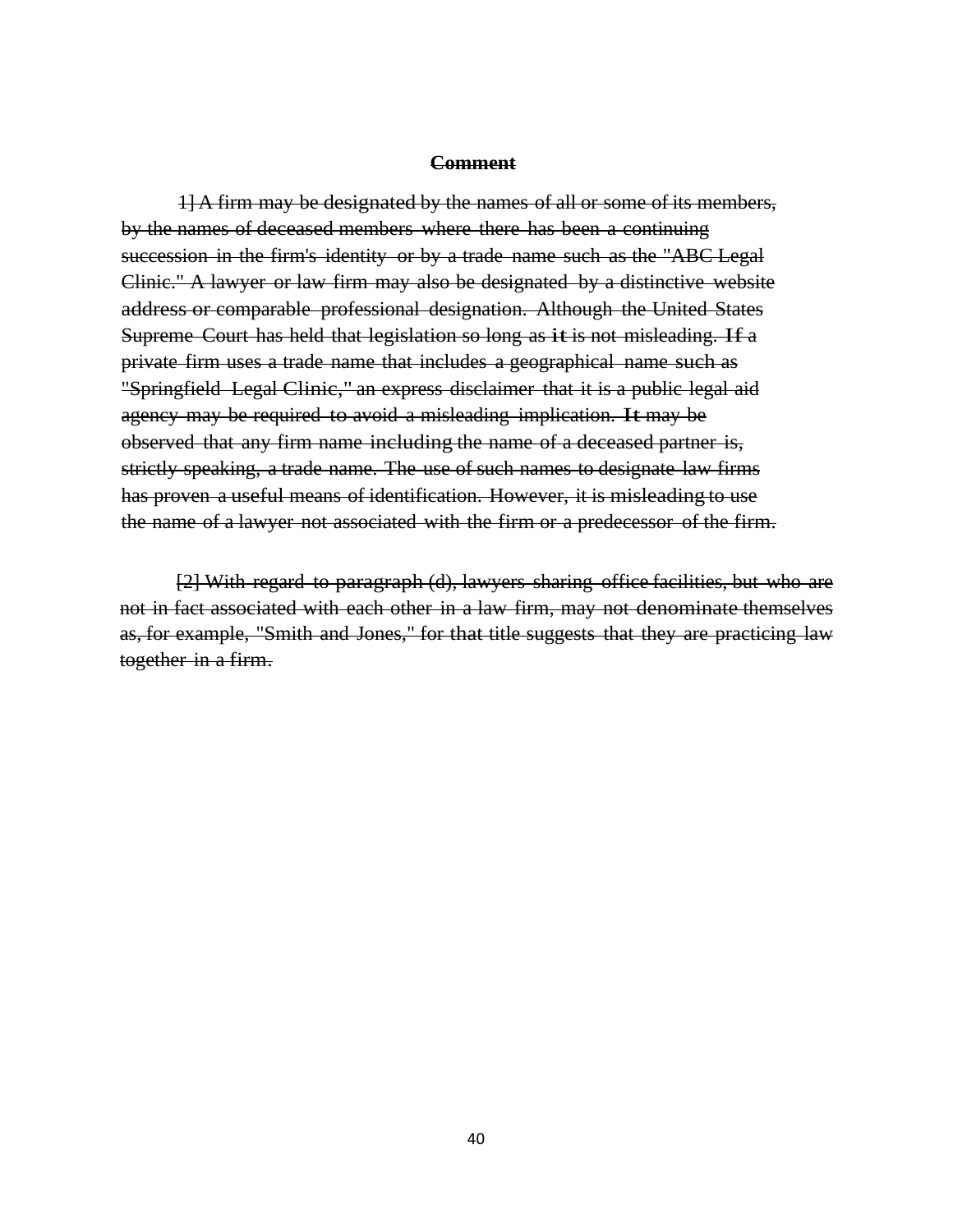**~~Comment~~**

~~1] A firm may be designated by the names of all or some of its members, by the names of deceased members where there has been a continuing succession in the firm's identity or by a trade name such as the "ABC Legal Clinic." A lawyer or law firm may also be designated by a distinctive website address or comparable professional designation. Although the United States Supreme Court has held that legislation so long as **it** is not misleading. **If** a private firm uses a trade name that includes a geographical name such as "Springfield Legal Clinic," an express disclaimer that it is a public legal aid agency may be required to avoid a misleading implication. **It** may be observed that any firm name including the name of a deceased partner is, strictly speaking, a trade name. The use of such names to designate law firms has proven a useful means of identification. However, it is misleading to use the name of a lawyer not associated with the firm or a predecessor of the firm.~~

~~[2] With regard to paragraph (d), lawyers sharing office facilities, but who are not in fact associated with each other in a law firm, may not denominate themselves as, for example, "Smith and Jones," for that title suggests that they are practicing law together in a firm.~~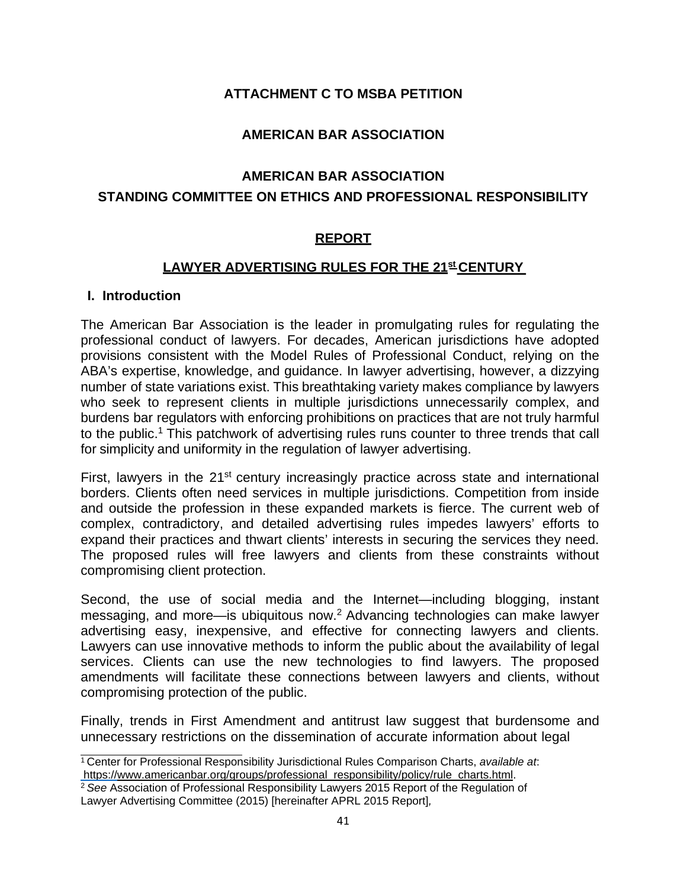**ATTACHMENT C TO MSBA PETITION**

**AMERICAN BAR ASSOCIATION**

**AMERICAN BAR ASSOCIATION**
**STANDING COMMITTEE ON ETHICS AND PROFESSIONAL RESPONSIBILITY**

**REPORT**

**LAWYER ADVERTISING RULES FOR THE 21st CENTURY**

## I. Introduction

The American Bar Association is the leader in promulgating rules for regulating the professional conduct of lawyers. For decades, American jurisdictions have adopted provisions consistent with the Model Rules of Professional Conduct, relying on the ABA's expertise, knowledge, and guidance. In lawyer advertising, however, a dizzying number of state variations exist. This breathtaking variety makes compliance by lawyers who seek to represent clients in multiple jurisdictions unnecessarily complex, and burdens bar regulators with enforcing prohibitions on practices that are not truly harmful to the public.[1] This patchwork of advertising rules runs counter to three trends that call for simplicity and uniformity in the regulation of lawyer advertising.

First, lawyers in the 21st century increasingly practice across state and international borders. Clients often need services in multiple jurisdictions. Competition from inside and outside the profession in these expanded markets is fierce. The current web of complex, contradictory, and detailed advertising rules impedes lawyers' efforts to expand their practices and thwart clients' interests in securing the services they need. The proposed rules will free lawyers and clients from these constraints without compromising client protection.

Second, the use of social media and the Internet—including blogging, instant messaging, and more—is ubiquitous now.[2] Advancing technologies can make lawyer advertising easy, inexpensive, and effective for connecting lawyers and clients. Lawyers can use innovative methods to inform the public about the availability of legal services. Clients can use the new technologies to find lawyers. The proposed amendments will facilitate these connections between lawyers and clients, without compromising protection of the public.

Finally, trends in First Amendment and antitrust law suggest that burdensome and unnecessary restrictions on the dissemination of accurate information about legal

---

[1] Center for Professional Responsibility Jurisdictional Rules Comparison Charts, *available at*: https://www.americanbar.org/groups/professional_responsibility/policy/rule_charts.html.

[2] *See* Association of Professional Responsibility Lawyers 2015 Report of the Regulation of Lawyer Advertising Committee (2015) [hereinafter APRL 2015 Report],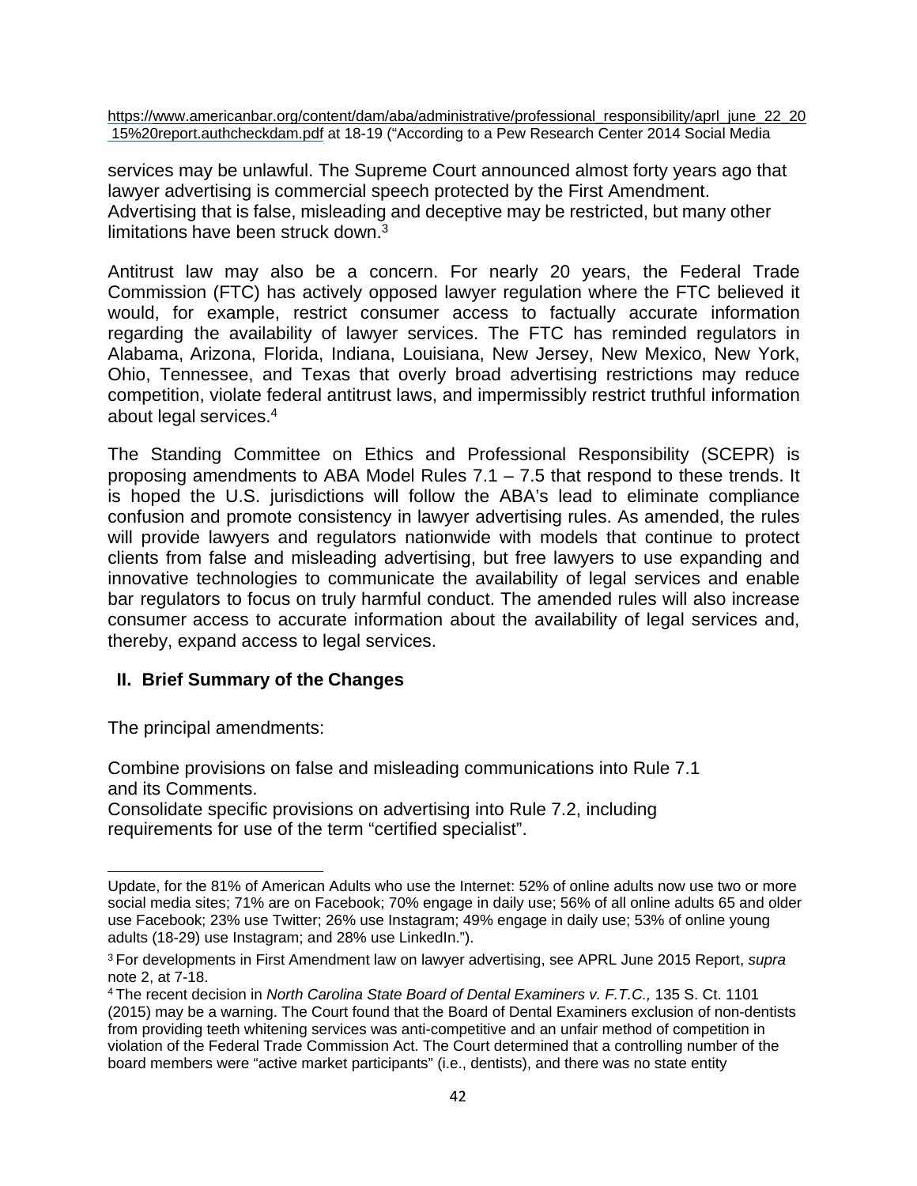https://www.americanbar.org/content/dam/aba/administrative/professional_responsibility/aprl_june_22_2015%20report.authcheckdam.pdf at 18-19 ("According to a Pew Research Center 2014 Social Media

services may be unlawful. The Supreme Court announced almost forty years ago that lawyer advertising is commercial speech protected by the First Amendment. Advertising that is false, misleading and deceptive may be restricted, but many other limitations have been struck down.[3]

Antitrust law may also be a concern. For nearly 20 years, the Federal Trade Commission (FTC) has actively opposed lawyer regulation where the FTC believed it would, for example, restrict consumer access to factually accurate information regarding the availability of lawyer services. The FTC has reminded regulators in Alabama, Arizona, Florida, Indiana, Louisiana, New Jersey, New Mexico, New York, Ohio, Tennessee, and Texas that overly broad advertising restrictions may reduce competition, violate federal antitrust laws, and impermissibly restrict truthful information about legal services.[4]

The Standing Committee on Ethics and Professional Responsibility (SCEPR) is proposing amendments to ABA Model Rules 7.1 – 7.5 that respond to these trends. It is hoped the U.S. jurisdictions will follow the ABA's lead to eliminate compliance confusion and promote consistency in lawyer advertising rules. As amended, the rules will provide lawyers and regulators nationwide with models that continue to protect clients from false and misleading advertising, but free lawyers to use expanding and innovative technologies to communicate the availability of legal services and enable bar regulators to focus on truly harmful conduct. The amended rules will also increase consumer access to accurate information about the availability of legal services and, thereby, expand access to legal services.

## II. Brief Summary of the Changes

The principal amendments:

Combine provisions on false and misleading communications into Rule 7.1 and its Comments.

Consolidate specific provisions on advertising into Rule 7.2, including requirements for use of the term "certified specialist".

---

Update, for the 81% of American Adults who use the Internet: 52% of online adults now use two or more social media sites; 71% are on Facebook; 70% engage in daily use; 56% of all online adults 65 and older use Facebook; 23% use Twitter; 26% use Instagram; 49% engage in daily use; 53% of online young adults (18-29) use Instagram; and 28% use LinkedIn.").

[3] For developments in First Amendment law on lawyer advertising, see APRL June 2015 Report, *supra* note 2, at 7-18.

[4] The recent decision in *North Carolina State Board of Dental Examiners v. F.T.C.,* 135 S. Ct. 1101 (2015) may be a warning. The Court found that the Board of Dental Examiners exclusion of non-dentists from providing teeth whitening services was anti-competitive and an unfair method of competition in violation of the Federal Trade Commission Act. The Court determined that a controlling number of the board members were "active market participants" (i.e., dentists), and there was no state entity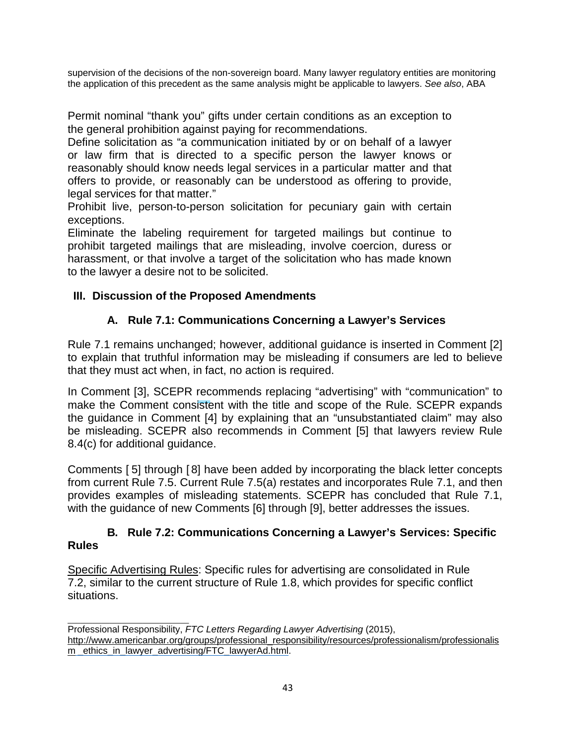supervision of the decisions of the non-sovereign board. Many lawyer regulatory entities are monitoring the application of this precedent as the same analysis might be applicable to lawyers. *See also*, ABA

Permit nominal "thank you" gifts under certain conditions as an exception to the general prohibition against paying for recommendations.

Define solicitation as "a communication initiated by or on behalf of a lawyer or law firm that is directed to a specific person the lawyer knows or reasonably should know needs legal services in a particular matter and that offers to provide, or reasonably can be understood as offering to provide, legal services for that matter."

Prohibit live, person-to-person solicitation for pecuniary gain with certain exceptions.

Eliminate the labeling requirement for targeted mailings but continue to prohibit targeted mailings that are misleading, involve coercion, duress or harassment, or that involve a target of the solicitation who has made known to the lawyer a desire not to be solicited.

## III. Discussion of the Proposed Amendments

### A. Rule 7.1: Communications Concerning a Lawyer's Services

Rule 7.1 remains unchanged; however, additional guidance is inserted in Comment [2] to explain that truthful information may be misleading if consumers are led to believe that they must act when, in fact, no action is required.

In Comment [3], SCEPR recommends replacing "advertising" with "communication" to make the Comment consistent with the title and scope of the Rule. SCEPR expands the guidance in Comment [4] by explaining that an "unsubstantiated claim" may also be misleading. SCEPR also recommends in Comment [5] that lawyers review Rule 8.4(c) for additional guidance.

Comments [ 5] through [ 8] have been added by incorporating the black letter concepts from current Rule 7.5. Current Rule 7.5(a) restates and incorporates Rule 7.1, and then provides examples of misleading statements. SCEPR has concluded that Rule 7.1, with the guidance of new Comments [6] through [9], better addresses the issues.

### B. Rule 7.2: Communications Concerning a Lawyer's Services: Specific Rules

Specific Advertising Rules: Specific rules for advertising are consolidated in Rule 7.2, similar to the current structure of Rule 1.8, which provides for specific conflict situations.

---

Professional Responsibility, *FTC Letters Regarding Lawyer Advertising* (2015), http://www.americanbar.org/groups/professional_responsibility/resources/professionalism/professionalism _ethics_in_lawyer_advertising/FTC_lawyerAd.html.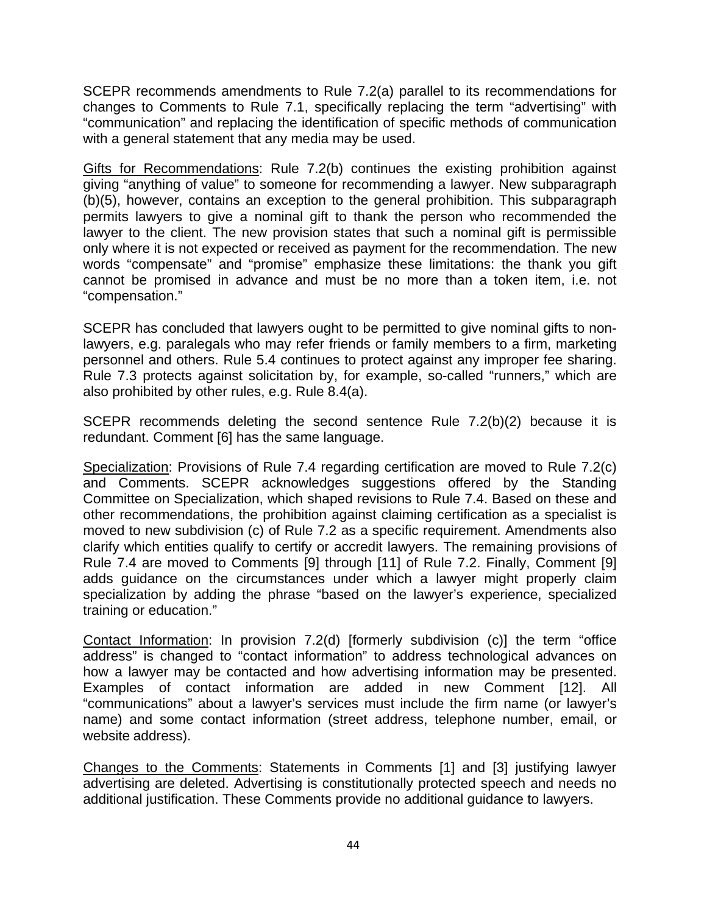SCEPR recommends amendments to Rule 7.2(a) parallel to its recommendations for changes to Comments to Rule 7.1, specifically replacing the term "advertising" with "communication" and replacing the identification of specific methods of communication with a general statement that any media may be used.

<u>Gifts for Recommendations</u>: Rule 7.2(b) continues the existing prohibition against giving "anything of value" to someone for recommending a lawyer. New subparagraph (b)(5), however, contains an exception to the general prohibition. This subparagraph permits lawyers to give a nominal gift to thank the person who recommended the lawyer to the client. The new provision states that such a nominal gift is permissible only where it is not expected or received as payment for the recommendation. The new words "compensate" and "promise" emphasize these limitations: the thank you gift cannot be promised in advance and must be no more than a token item, i.e. not "compensation."

SCEPR has concluded that lawyers ought to be permitted to give nominal gifts to non-lawyers, e.g. paralegals who may refer friends or family members to a firm, marketing personnel and others. Rule 5.4 continues to protect against any improper fee sharing. Rule 7.3 protects against solicitation by, for example, so-called "runners," which are also prohibited by other rules, e.g. Rule 8.4(a).

SCEPR recommends deleting the second sentence Rule 7.2(b)(2) because it is redundant. Comment [6] has the same language.

<u>Specialization</u>: Provisions of Rule 7.4 regarding certification are moved to Rule 7.2(c) and Comments. SCEPR acknowledges suggestions offered by the Standing Committee on Specialization, which shaped revisions to Rule 7.4. Based on these and other recommendations, the prohibition against claiming certification as a specialist is moved to new subdivision (c) of Rule 7.2 as a specific requirement. Amendments also clarify which entities qualify to certify or accredit lawyers. The remaining provisions of Rule 7.4 are moved to Comments [9] through [11] of Rule 7.2. Finally, Comment [9] adds guidance on the circumstances under which a lawyer might properly claim specialization by adding the phrase "based on the lawyer's experience, specialized training or education."

<u>Contact Information</u>: In provision 7.2(d) [formerly subdivision (c)] the term "office address" is changed to "contact information" to address technological advances on how a lawyer may be contacted and how advertising information may be presented. Examples of contact information are added in new Comment [12]. All "communications" about a lawyer's services must include the firm name (or lawyer's name) and some contact information (street address, telephone number, email, or website address).

<u>Changes to the Comments</u>: Statements in Comments [1] and [3] justifying lawyer advertising are deleted. Advertising is constitutionally protected speech and needs no additional justification. These Comments provide no additional guidance to lawyers.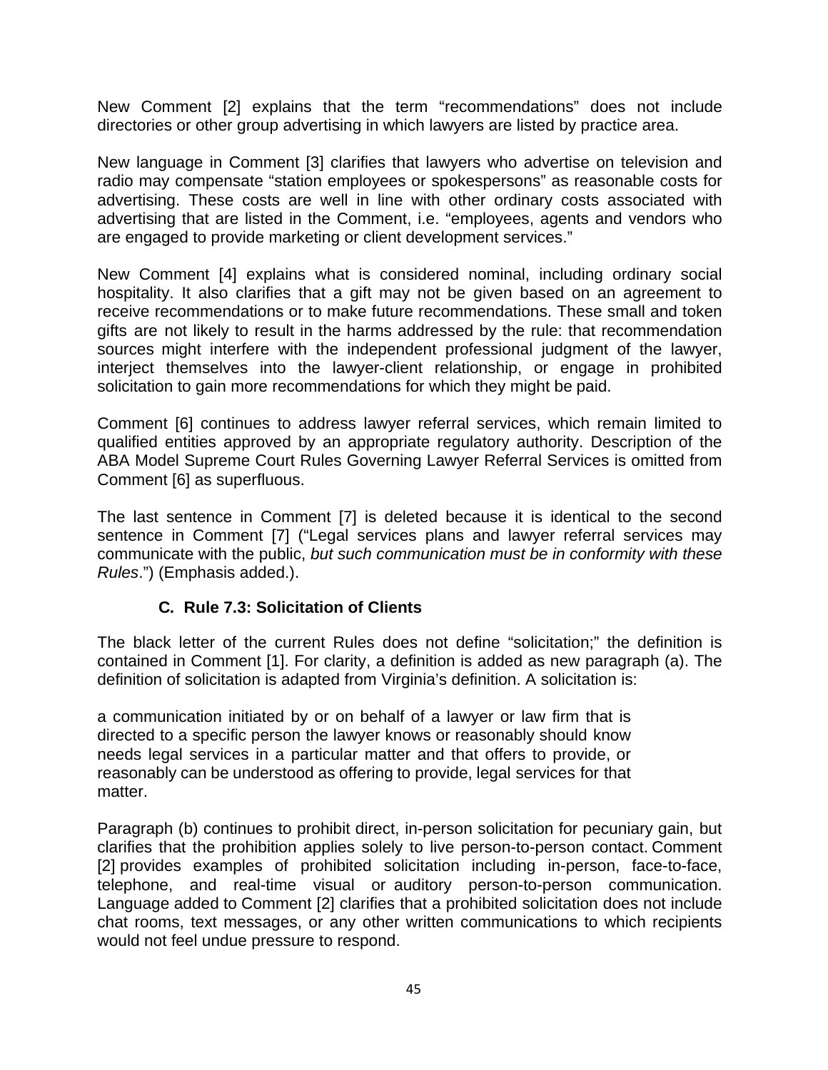New Comment [2] explains that the term "recommendations" does not include directories or other group advertising in which lawyers are listed by practice area.

New language in Comment [3] clarifies that lawyers who advertise on television and radio may compensate "station employees or spokespersons" as reasonable costs for advertising. These costs are well in line with other ordinary costs associated with advertising that are listed in the Comment, i.e. "employees, agents and vendors who are engaged to provide marketing or client development services."

New Comment [4] explains what is considered nominal, including ordinary social hospitality. It also clarifies that a gift may not be given based on an agreement to receive recommendations or to make future recommendations. These small and token gifts are not likely to result in the harms addressed by the rule: that recommendation sources might interfere with the independent professional judgment of the lawyer, interject themselves into the lawyer-client relationship, or engage in prohibited solicitation to gain more recommendations for which they might be paid.

Comment [6] continues to address lawyer referral services, which remain limited to qualified entities approved by an appropriate regulatory authority. Description of the ABA Model Supreme Court Rules Governing Lawyer Referral Services is omitted from Comment [6] as superfluous.

The last sentence in Comment [7] is deleted because it is identical to the second sentence in Comment [7] ("Legal services plans and lawyer referral services may communicate with the public, *but such communication must be in conformity with these Rules*.") (Emphasis added.).

### C. Rule 7.3: Solicitation of Clients

The black letter of the current Rules does not define "solicitation;" the definition is contained in Comment [1]. For clarity, a definition is added as new paragraph (a). The definition of solicitation is adapted from Virginia's definition. A solicitation is:

> a communication initiated by or on behalf of a lawyer or law firm that is directed to a specific person the lawyer knows or reasonably should know needs legal services in a particular matter and that offers to provide, or reasonably can be understood as offering to provide, legal services for that matter.

Paragraph (b) continues to prohibit direct, in-person solicitation for pecuniary gain, but clarifies that the prohibition applies solely to live person-to-person contact. Comment [2] provides examples of prohibited solicitation including in-person, face-to-face, telephone, and real-time visual or auditory person-to-person communication. Language added to Comment [2] clarifies that a prohibited solicitation does not include chat rooms, text messages, or any other written communications to which recipients would not feel undue pressure to respond.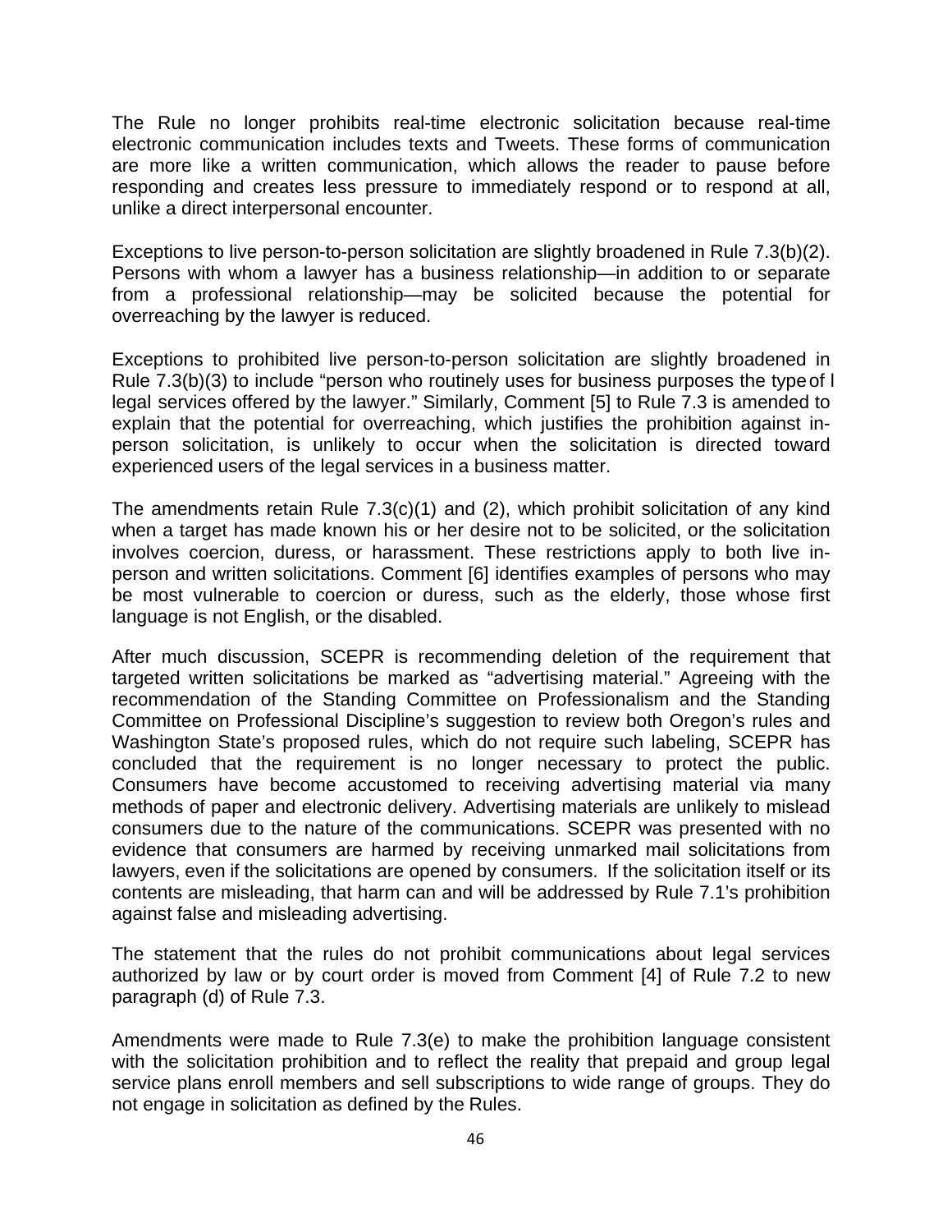The Rule no longer prohibits real-time electronic solicitation because real-time electronic communication includes texts and Tweets. These forms of communication are more like a written communication, which allows the reader to pause before responding and creates less pressure to immediately respond or to respond at all, unlike a direct interpersonal encounter.

Exceptions to live person-to-person solicitation are slightly broadened in Rule 7.3(b)(2). Persons with whom a lawyer has a business relationship—in addition to or separate from a professional relationship—may be solicited because the potential for overreaching by the lawyer is reduced.

Exceptions to prohibited live person-to-person solicitation are slightly broadened in Rule 7.3(b)(3) to include "person who routinely uses for business purposes the type of l legal services offered by the lawyer." Similarly, Comment [5] to Rule 7.3 is amended to explain that the potential for overreaching, which justifies the prohibition against in-person solicitation, is unlikely to occur when the solicitation is directed toward experienced users of the legal services in a business matter.

The amendments retain Rule 7.3(c)(1) and (2), which prohibit solicitation of any kind when a target has made known his or her desire not to be solicited, or the solicitation involves coercion, duress, or harassment. These restrictions apply to both live in-person and written solicitations. Comment [6] identifies examples of persons who may be most vulnerable to coercion or duress, such as the elderly, those whose first language is not English, or the disabled.

After much discussion, SCEPR is recommending deletion of the requirement that targeted written solicitations be marked as "advertising material." Agreeing with the recommendation of the Standing Committee on Professionalism and the Standing Committee on Professional Discipline's suggestion to review both Oregon's rules and Washington State's proposed rules, which do not require such labeling, SCEPR has concluded that the requirement is no longer necessary to protect the public. Consumers have become accustomed to receiving advertising material via many methods of paper and electronic delivery. Advertising materials are unlikely to mislead consumers due to the nature of the communications. SCEPR was presented with no evidence that consumers are harmed by receiving unmarked mail solicitations from lawyers, even if the solicitations are opened by consumers. If the solicitation itself or its contents are misleading, that harm can and will be addressed by Rule 7.1's prohibition against false and misleading advertising.

The statement that the rules do not prohibit communications about legal services authorized by law or by court order is moved from Comment [4] of Rule 7.2 to new paragraph (d) of Rule 7.3.

Amendments were made to Rule 7.3(e) to make the prohibition language consistent with the solicitation prohibition and to reflect the reality that prepaid and group legal service plans enroll members and sell subscriptions to wide range of groups. They do not engage in solicitation as defined by the Rules.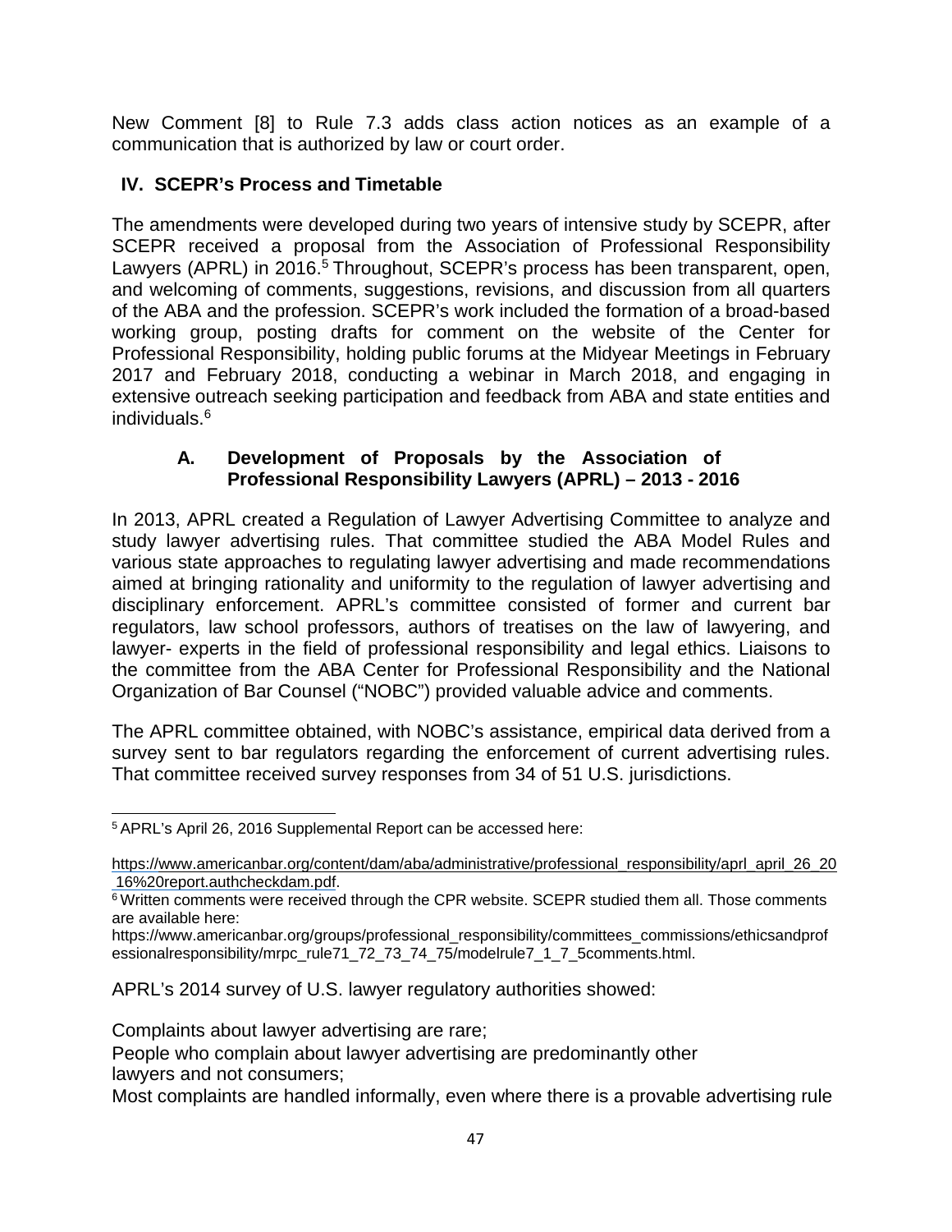New Comment [8] to Rule 7.3 adds class action notices as an example of a communication that is authorized by law or court order.

## IV. SCEPR's Process and Timetable

The amendments were developed during two years of intensive study by SCEPR, after SCEPR received a proposal from the Association of Professional Responsibility Lawyers (APRL) in 2016.[5] Throughout, SCEPR's process has been transparent, open, and welcoming of comments, suggestions, revisions, and discussion from all quarters of the ABA and the profession. SCEPR's work included the formation of a broad-based working group, posting drafts for comment on the website of the Center for Professional Responsibility, holding public forums at the Midyear Meetings in February 2017 and February 2018, conducting a webinar in March 2018, and engaging in extensive outreach seeking participation and feedback from ABA and state entities and individuals.[6]

### A. Development of Proposals by the Association of Professional Responsibility Lawyers (APRL) – 2013 - 2016

In 2013, APRL created a Regulation of Lawyer Advertising Committee to analyze and study lawyer advertising rules. That committee studied the ABA Model Rules and various state approaches to regulating lawyer advertising and made recommendations aimed at bringing rationality and uniformity to the regulation of lawyer advertising and disciplinary enforcement. APRL's committee consisted of former and current bar regulators, law school professors, authors of treatises on the law of lawyering, and lawyer- experts in the field of professional responsibility and legal ethics. Liaisons to the committee from the ABA Center for Professional Responsibility and the National Organization of Bar Counsel ("NOBC") provided valuable advice and comments.

The APRL committee obtained, with NOBC's assistance, empirical data derived from a survey sent to bar regulators regarding the enforcement of current advertising rules. That committee received survey responses from 34 of 51 U.S. jurisdictions.

[5] APRL's April 26, 2016 Supplemental Report can be accessed here:

https://www.americanbar.org/content/dam/aba/administrative/professional_responsibility/aprl_april_26_2016%20report.authcheckdam.pdf.

[6] Written comments were received through the CPR website. SCEPR studied them all. Those comments are available here:
https://www.americanbar.org/groups/professional_responsibility/committees_commissions/ethicsandprofessionalresponsibility/mrpc_rule71_72_73_74_75/modelrule7_1_7_5comments.html.

APRL's 2014 survey of U.S. lawyer regulatory authorities showed:

Complaints about lawyer advertising are rare;
People who complain about lawyer advertising are predominantly other lawyers and not consumers;
Most complaints are handled informally, even where there is a provable advertising rule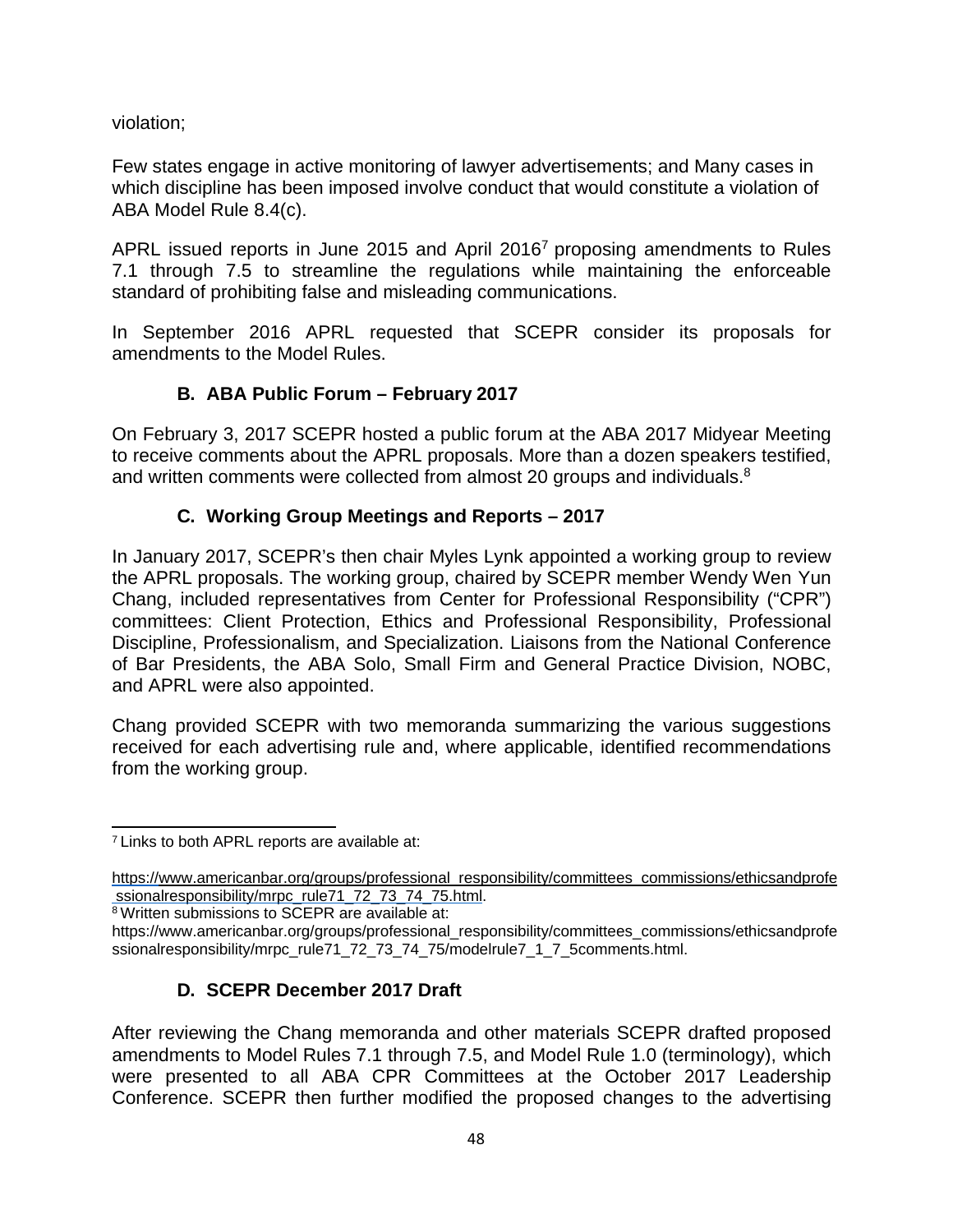violation;

Few states engage in active monitoring of lawyer advertisements; and Many cases in which discipline has been imposed involve conduct that would constitute a violation of ABA Model Rule 8.4(c).

APRL issued reports in June 2015 and April 2016[7] proposing amendments to Rules 7.1 through 7.5 to streamline the regulations while maintaining the enforceable standard of prohibiting false and misleading communications.

In September 2016 APRL requested that SCEPR consider its proposals for amendments to the Model Rules.

### B. ABA Public Forum – February 2017

On February 3, 2017 SCEPR hosted a public forum at the ABA 2017 Midyear Meeting to receive comments about the APRL proposals. More than a dozen speakers testified, and written comments were collected from almost 20 groups and individuals.[8]

### C. Working Group Meetings and Reports – 2017

In January 2017, SCEPR's then chair Myles Lynk appointed a working group to review the APRL proposals. The working group, chaired by SCEPR member Wendy Wen Yun Chang, included representatives from Center for Professional Responsibility ("CPR") committees: Client Protection, Ethics and Professional Responsibility, Professional Discipline, Professionalism, and Specialization. Liaisons from the National Conference of Bar Presidents, the ABA Solo, Small Firm and General Practice Division, NOBC, and APRL were also appointed.

Chang provided SCEPR with two memoranda summarizing the various suggestions received for each advertising rule and, where applicable, identified recommendations from the working group.

[7] Links to both APRL reports are available at:

https://www.americanbar.org/groups/professional_responsibility/committees_commissions/ethicsandprofessionalresponsibility/mrpc_rule71_72_73_74_75.html.

[8] Written submissions to SCEPR are available at:
https://www.americanbar.org/groups/professional_responsibility/committees_commissions/ethicsandprofessionalresponsibility/mrpc_rule71_72_73_74_75/modelrule7_1_7_5comments.html.

### D. SCEPR December 2017 Draft

After reviewing the Chang memoranda and other materials SCEPR drafted proposed amendments to Model Rules 7.1 through 7.5, and Model Rule 1.0 (terminology), which were presented to all ABA CPR Committees at the October 2017 Leadership Conference. SCEPR then further modified the proposed changes to the advertising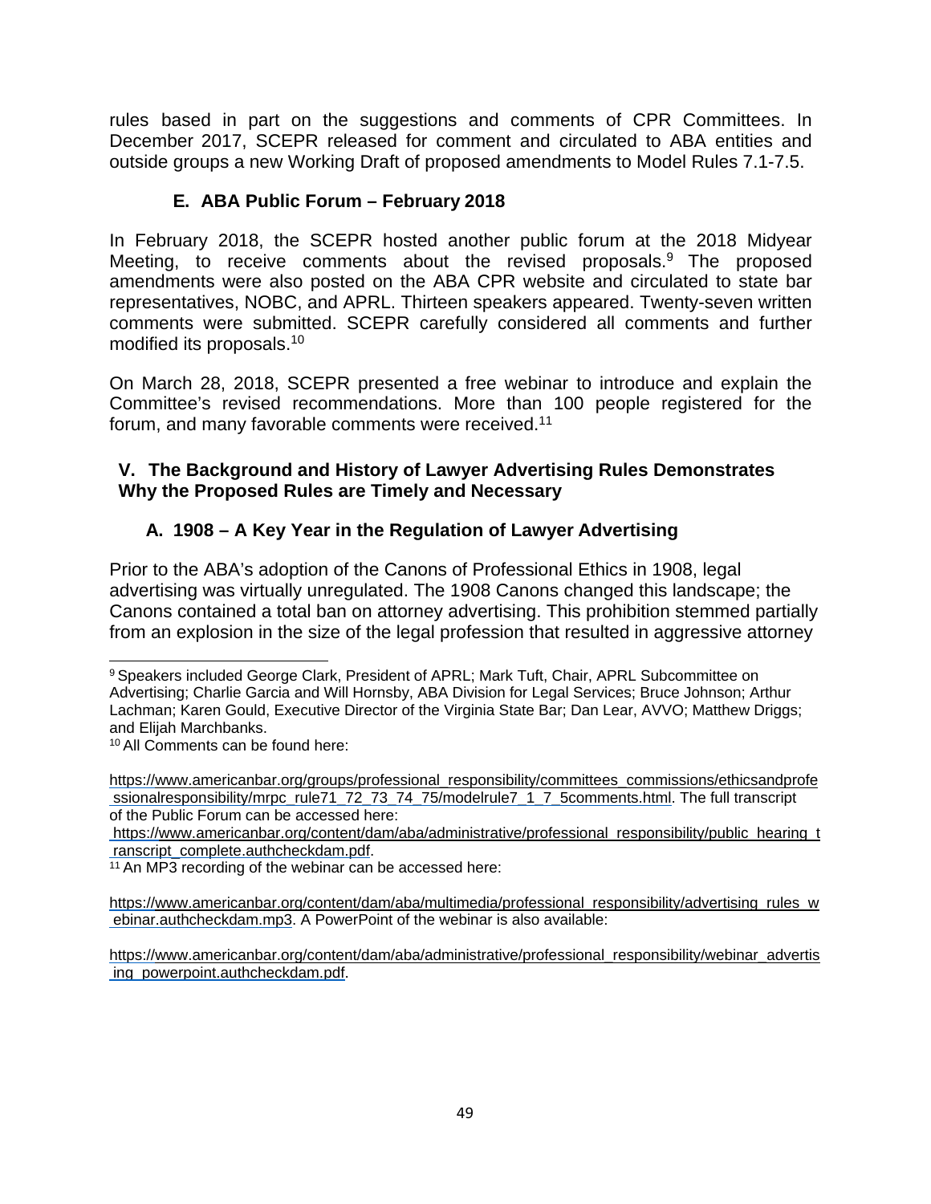rules based in part on the suggestions and comments of CPR Committees. In December 2017, SCEPR released for comment and circulated to ABA entities and outside groups a new Working Draft of proposed amendments to Model Rules 7.1-7.5.

### E. ABA Public Forum – February 2018

In February 2018, the SCEPR hosted another public forum at the 2018 Midyear Meeting, to receive comments about the revised proposals.[9] The proposed amendments were also posted on the ABA CPR website and circulated to state bar representatives, NOBC, and APRL. Thirteen speakers appeared. Twenty-seven written comments were submitted. SCEPR carefully considered all comments and further modified its proposals.[10]

On March 28, 2018, SCEPR presented a free webinar to introduce and explain the Committee's revised recommendations. More than 100 people registered for the forum, and many favorable comments were received.[11]

## V. The Background and History of Lawyer Advertising Rules Demonstrates Why the Proposed Rules are Timely and Necessary

### A. 1908 – A Key Year in the Regulation of Lawyer Advertising

Prior to the ABA's adoption of the Canons of Professional Ethics in 1908, legal advertising was virtually unregulated. The 1908 Canons changed this landscape; the Canons contained a total ban on attorney advertising. This prohibition stemmed partially from an explosion in the size of the legal profession that resulted in aggressive attorney

---

[9] Speakers included George Clark, President of APRL; Mark Tuft, Chair, APRL Subcommittee on Advertising; Charlie Garcia and Will Hornsby, ABA Division for Legal Services; Bruce Johnson; Arthur Lachman; Karen Gould, Executive Director of the Virginia State Bar; Dan Lear, AVVO; Matthew Driggs; and Elijah Marchbanks.

[10] All Comments can be found here:

https://www.americanbar.org/groups/professional_responsibility/committees_commissions/ethicsandprofessionalresponsibility/mrpc_rule71_72_73_74_75/modelrule7_1_7_5comments.html. The full transcript of the Public Forum can be accessed here: https://www.americanbar.org/content/dam/aba/administrative/professional_responsibility/public_hearing_transcript_complete.authcheckdam.pdf.

[11] An MP3 recording of the webinar can be accessed here:

https://www.americanbar.org/content/dam/aba/multimedia/professional_responsibility/advertising_rules_webinar.authcheckdam.mp3. A PowerPoint of the webinar is also available:

https://www.americanbar.org/content/dam/aba/administrative/professional_responsibility/webinar_advertising_powerpoint.authcheckdam.pdf.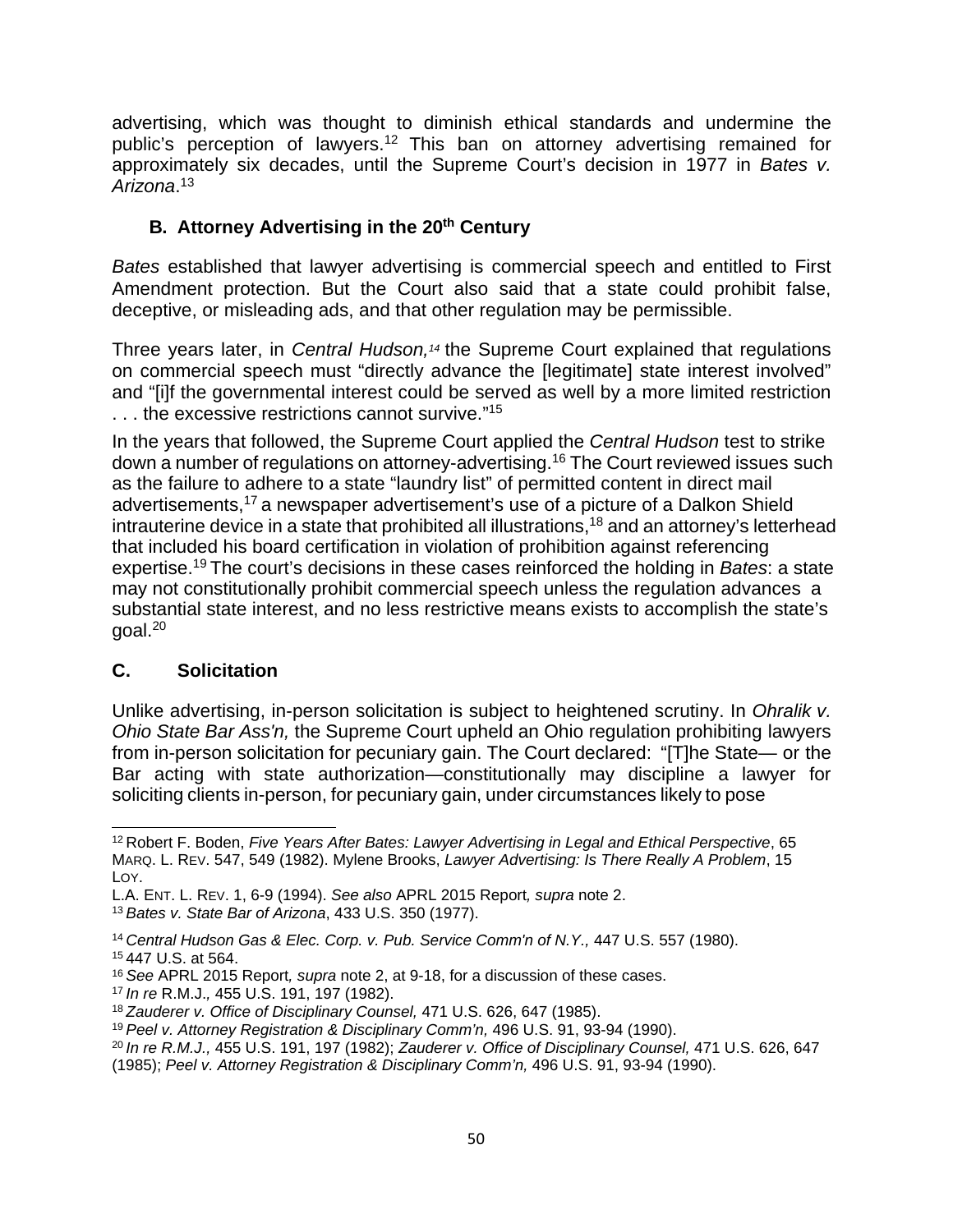advertising, which was thought to diminish ethical standards and undermine the public's perception of lawyers.[12] This ban on attorney advertising remained for approximately six decades, until the Supreme Court's decision in 1977 in *Bates v. Arizona*.[13]

### B. Attorney Advertising in the 20th Century

*Bates* established that lawyer advertising is commercial speech and entitled to First Amendment protection. But the Court also said that a state could prohibit false, deceptive, or misleading ads, and that other regulation may be permissible.

Three years later, in *Central Hudson,*[14] the Supreme Court explained that regulations on commercial speech must "directly advance the [legitimate] state interest involved" and "[i]f the governmental interest could be served as well by a more limited restriction . . . the excessive restrictions cannot survive."[15]

In the years that followed, the Supreme Court applied the *Central Hudson* test to strike down a number of regulations on attorney-advertising.[16] The Court reviewed issues such as the failure to adhere to a state "laundry list" of permitted content in direct mail advertisements,[17] a newspaper advertisement's use of a picture of a Dalkon Shield intrauterine device in a state that prohibited all illustrations,[18] and an attorney's letterhead that included his board certification in violation of prohibition against referencing expertise.[19] The court's decisions in these cases reinforced the holding in *Bates*: a state may not constitutionally prohibit commercial speech unless the regulation advances a substantial state interest, and no less restrictive means exists to accomplish the state's goal.[20]

### C. Solicitation

Unlike advertising, in-person solicitation is subject to heightened scrutiny. In *Ohralik v. Ohio State Bar Ass'n,* the Supreme Court upheld an Ohio regulation prohibiting lawyers from in-person solicitation for pecuniary gain. The Court declared: "[T]he State— or the Bar acting with state authorization—constitutionally may discipline a lawyer for soliciting clients in-person, for pecuniary gain, under circumstances likely to pose

---

[12] Robert F. Boden, *Five Years After Bates: Lawyer Advertising in Legal and Ethical Perspective*, 65 MARQ. L. REV. 547, 549 (1982). Mylene Brooks, *Lawyer Advertising: Is There Really A Problem*, 15 LOY. L.A. ENT. L. REV. 1, 6-9 (1994). *See also* APRL 2015 Report*, supra* note 2.

[13] *Bates v. State Bar of Arizona*, 433 U.S. 350 (1977).

[14] *Central Hudson Gas & Elec. Corp. v. Pub. Service Comm'n of N.Y.,* 447 U.S. 557 (1980).

[15] 447 U.S. at 564.

[16] *See* APRL 2015 Report*, supra* note 2, at 9-18, for a discussion of these cases.

[17] *In re* R.M.J.*,* 455 U.S. 191, 197 (1982).

[18] *Zauderer v. Office of Disciplinary Counsel,* 471 U.S. 626, 647 (1985).

[19] *Peel v. Attorney Registration & Disciplinary Comm'n,* 496 U.S. 91, 93-94 (1990).

[20] *In re R.M.J.,* 455 U.S. 191, 197 (1982); *Zauderer v. Office of Disciplinary Counsel,* 471 U.S. 626, 647 (1985); *Peel v. Attorney Registration & Disciplinary Comm'n,* 496 U.S. 91, 93-94 (1990).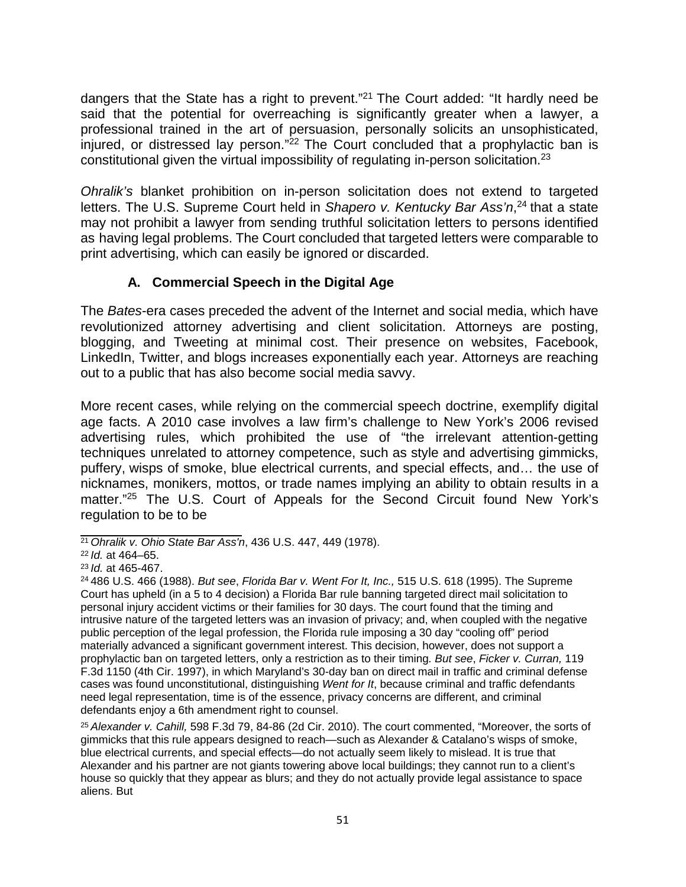dangers that the State has a right to prevent."[21] The Court added: "It hardly need be said that the potential for overreaching is significantly greater when a lawyer, a professional trained in the art of persuasion, personally solicits an unsophisticated, injured, or distressed lay person."[22] The Court concluded that a prophylactic ban is constitutional given the virtual impossibility of regulating in-person solicitation.[23]

*Ohralik's* blanket prohibition on in-person solicitation does not extend to targeted letters. The U.S. Supreme Court held in *Shapero v. Kentucky Bar Ass'n*,[24] that a state may not prohibit a lawyer from sending truthful solicitation letters to persons identified as having legal problems. The Court concluded that targeted letters were comparable to print advertising, which can easily be ignored or discarded.

### A. Commercial Speech in the Digital Age

The *Bates*-era cases preceded the advent of the Internet and social media, which have revolutionized attorney advertising and client solicitation. Attorneys are posting, blogging, and Tweeting at minimal cost. Their presence on websites, Facebook, LinkedIn, Twitter, and blogs increases exponentially each year. Attorneys are reaching out to a public that has also become social media savvy.

More recent cases, while relying on the commercial speech doctrine, exemplify digital age facts. A 2010 case involves a law firm's challenge to New York's 2006 revised advertising rules, which prohibited the use of "the irrelevant attention-getting techniques unrelated to attorney competence, such as style and advertising gimmicks, puffery, wisps of smoke, blue electrical currents, and special effects, and… the use of nicknames, monikers, mottos, or trade names implying an ability to obtain results in a matter."[25] The U.S. Court of Appeals for the Second Circuit found New York's regulation to be to be

---

[21] *Ohralik v. Ohio State Bar Ass'n*, 436 U.S. 447, 449 (1978).

[22] *Id.* at 464–65.

[23] *Id.* at 465-467.

[24] 486 U.S. 466 (1988). *But see*, *Florida Bar v. Went For It, Inc.,* 515 U.S. 618 (1995). The Supreme Court has upheld (in a 5 to 4 decision) a Florida Bar rule banning targeted direct mail solicitation to personal injury accident victims or their families for 30 days. The court found that the timing and intrusive nature of the targeted letters was an invasion of privacy; and, when coupled with the negative public perception of the legal profession, the Florida rule imposing a 30 day "cooling off" period materially advanced a significant government interest. This decision, however, does not support a prophylactic ban on targeted letters, only a restriction as to their timing. *But see*, *Ficker v. Curran,* 119 F.3d 1150 (4th Cir. 1997), in which Maryland's 30-day ban on direct mail in traffic and criminal defense cases was found unconstitutional, distinguishing *Went for It*, because criminal and traffic defendants need legal representation, time is of the essence, privacy concerns are different, and criminal defendants enjoy a 6th amendment right to counsel.

[25] *Alexander v. Cahill,* 598 F.3d 79, 84-86 (2d Cir. 2010). The court commented, "Moreover, the sorts of gimmicks that this rule appears designed to reach—such as Alexander & Catalano's wisps of smoke, blue electrical currents, and special effects—do not actually seem likely to mislead. It is true that Alexander and his partner are not giants towering above local buildings; they cannot run to a client's house so quickly that they appear as blurs; and they do not actually provide legal assistance to space aliens. But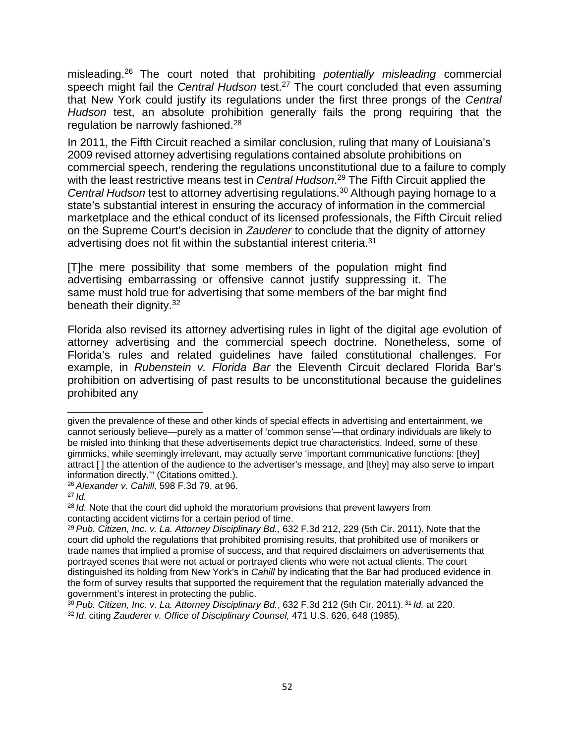misleading.[26] The court noted that prohibiting *potentially misleading* commercial speech might fail the *Central Hudson* test.[27] The court concluded that even assuming that New York could justify its regulations under the first three prongs of the *Central Hudson* test, an absolute prohibition generally fails the prong requiring that the regulation be narrowly fashioned.[28]

In 2011, the Fifth Circuit reached a similar conclusion, ruling that many of Louisiana's 2009 revised attorney advertising regulations contained absolute prohibitions on commercial speech, rendering the regulations unconstitutional due to a failure to comply with the least restrictive means test in *Central Hudson*.[29] The Fifth Circuit applied the *Central Hudson* test to attorney advertising regulations.[30] Although paying homage to a state's substantial interest in ensuring the accuracy of information in the commercial marketplace and the ethical conduct of its licensed professionals, the Fifth Circuit relied on the Supreme Court's decision in *Zauderer* to conclude that the dignity of attorney advertising does not fit within the substantial interest criteria.[31]

> [T]he mere possibility that some members of the population might find advertising embarrassing or offensive cannot justify suppressing it. The same must hold true for advertising that some members of the bar might find beneath their dignity.[32]

Florida also revised its attorney advertising rules in light of the digital age evolution of attorney advertising and the commercial speech doctrine. Nonetheless, some of Florida's rules and related guidelines have failed constitutional challenges. For example, in *Rubenstein v. Florida Bar* the Eleventh Circuit declared Florida Bar's prohibition on advertising of past results to be unconstitutional because the guidelines prohibited any

---

given the prevalence of these and other kinds of special effects in advertising and entertainment, we cannot seriously believe—purely as a matter of 'common sense'—that ordinary individuals are likely to be misled into thinking that these advertisements depict true characteristics. Indeed, some of these gimmicks, while seemingly irrelevant, may actually serve 'important communicative functions: [they] attract [ ] the attention of the audience to the advertiser's message, and [they] may also serve to impart information directly.'" (Citations omitted.).

[26] *Alexander v. Cahill,* 598 F.3d 79, at 96.

[27] *Id.*

[28] *Id.* Note that the court did uphold the moratorium provisions that prevent lawyers from contacting accident victims for a certain period of time.

[29] *Pub. Citizen, Inc. v. La. Attorney Disciplinary Bd.,* 632 F.3d 212, 229 (5th Cir. 2011). Note that the court did uphold the regulations that prohibited promising results, that prohibited use of monikers or trade names that implied a promise of success, and that required disclaimers on advertisements that portrayed scenes that were not actual or portrayed clients who were not actual clients. The court distinguished its holding from New York's in *Cahill* by indicating that the Bar had produced evidence in the form of survey results that supported the requirement that the regulation materially advanced the government's interest in protecting the public.

[30] *Pub. Citizen, Inc. v. La. Attorney Disciplinary Bd.*, 632 F.3d 212 (5th Cir. 2011).

[31] *Id.* at 220.

[32] *Id*. citing *Zauderer v. Office of Disciplinary Counsel,* 471 U.S. 626, 648 (1985).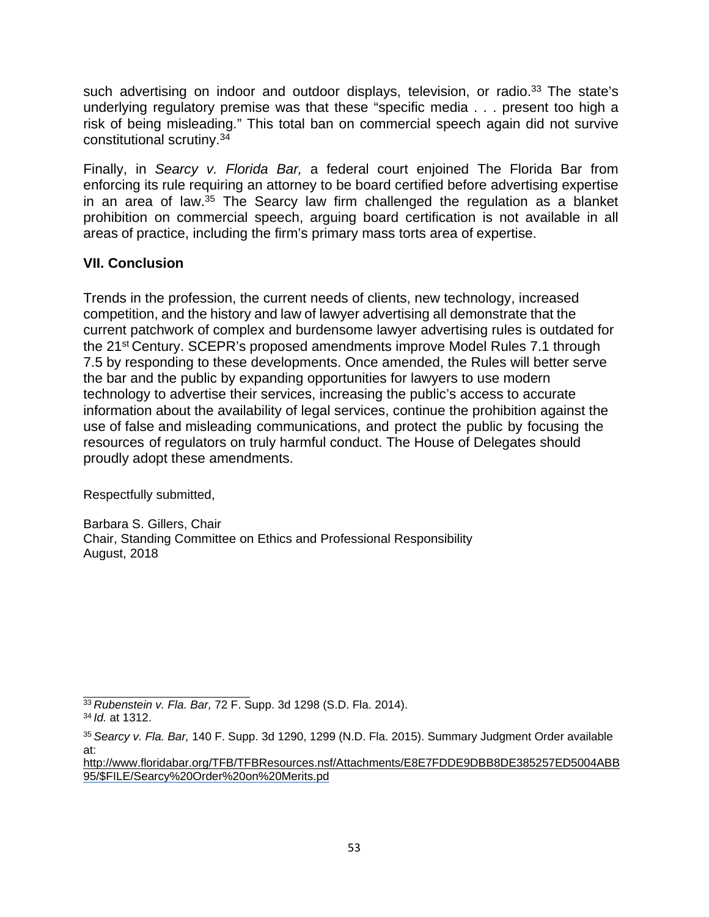such advertising on indoor and outdoor displays, television, or radio.[33] The state's underlying regulatory premise was that these "specific media . . . present too high a risk of being misleading." This total ban on commercial speech again did not survive constitutional scrutiny.[34]

Finally, in *Searcy v. Florida Bar,* a federal court enjoined The Florida Bar from enforcing its rule requiring an attorney to be board certified before advertising expertise in an area of law.[35] The Searcy law firm challenged the regulation as a blanket prohibition on commercial speech, arguing board certification is not available in all areas of practice, including the firm's primary mass torts area of expertise.

## VII. Conclusion

Trends in the profession, the current needs of clients, new technology, increased competition, and the history and law of lawyer advertising all demonstrate that the current patchwork of complex and burdensome lawyer advertising rules is outdated for the 21st Century. SCEPR's proposed amendments improve Model Rules 7.1 through 7.5 by responding to these developments. Once amended, the Rules will better serve the bar and the public by expanding opportunities for lawyers to use modern technology to advertise their services, increasing the public's access to accurate information about the availability of legal services, continue the prohibition against the use of false and misleading communications, and protect the public by focusing the resources of regulators on truly harmful conduct. The House of Delegates should proudly adopt these amendments.

Respectfully submitted,

Barbara S. Gillers, Chair
Chair, Standing Committee on Ethics and Professional Responsibility
August, 2018

---

[33] *Rubenstein v. Fla. Bar,* 72 F. Supp. 3d 1298 (S.D. Fla. 2014).

[34] *Id.* at 1312.

[35] *Searcy v. Fla. Bar,* 140 F. Supp. 3d 1290, 1299 (N.D. Fla. 2015). Summary Judgment Order available at: http://www.floridabar.org/TFB/TFBResources.nsf/Attachments/E8E7FDDE9DBB8DE385257ED5004ABB95/$FILE/Searcy%20Order%20on%20Merits.pd